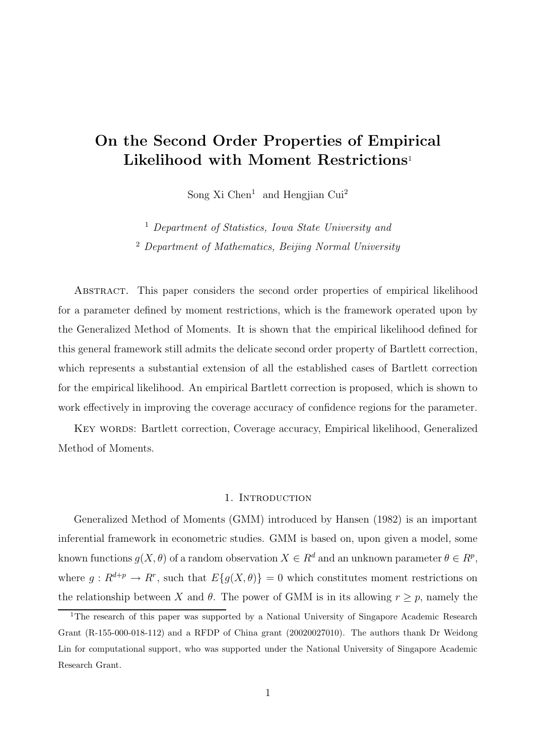# On the Second Order Properties of Empirical Likelihood with Moment Restrictions[1]

Song Xi Chen[1] and Hengjian Cui[2]

[1] *Department of Statistics, Iowa State University and*

[2] *Department of Mathematics, Beijing Normal University*

Abstract. This paper considers the second order properties of empirical likelihood for a parameter defined by moment restrictions, which is the framework operated upon by the Generalized Method of Moments. It is shown that the empirical likelihood defined for this general framework still admits the delicate second order property of Bartlett correction, which represents a substantial extension of all the established cases of Bartlett correction for the empirical likelihood. An empirical Bartlett correction is proposed, which is shown to work effectively in improving the coverage accuracy of confidence regions for the parameter.

Key words: Bartlett correction, Coverage accuracy, Empirical likelihood, Generalized Method of Moments.

## 1. Introduction

Generalized Method of Moments (GMM) introduced by Hansen (1982) is an important inferential framework in econometric studies. GMM is based on, upon given a model, some known functions $g(X, \theta)$ of a random observation $X \in R^d$ and an unknown parameter $\theta \in R^p$, where $g : R^{d+p} \to R^r$, such that $E\{g(X, \theta)\} = 0$ which constitutes moment restrictions on the relationship between $X$ and $\theta$. The power of GMM is in its allowing $r \geq p$, namely the

---

[1] The research of this paper was supported by a National University of Singapore Academic Research Grant (R-155-000-018-112) and a RFDP of China grant (20020027010). The authors thank Dr Weidong Lin for computational support, who was supported under the National University of Singapore Academic Research Grant.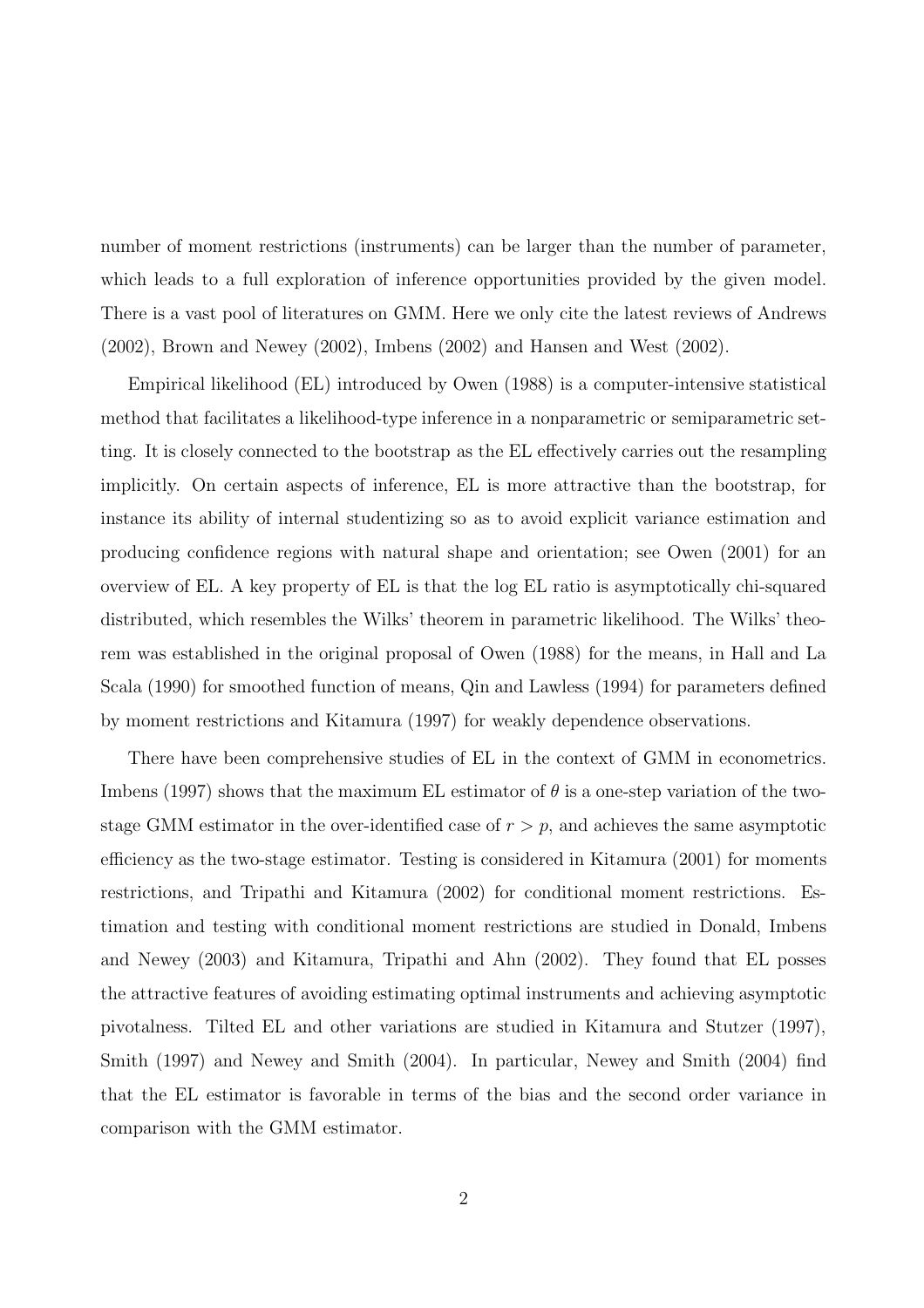number of moment restrictions (instruments) can be larger than the number of parameter, which leads to a full exploration of inference opportunities provided by the given model. There is a vast pool of literatures on GMM. Here we only cite the latest reviews of Andrews (2002), Brown and Newey (2002), Imbens (2002) and Hansen and West (2002).

Empirical likelihood (EL) introduced by Owen (1988) is a computer-intensive statistical method that facilitates a likelihood-type inference in a nonparametric or semiparametric setting. It is closely connected to the bootstrap as the EL effectively carries out the resampling implicitly. On certain aspects of inference, EL is more attractive than the bootstrap, for instance its ability of internal studentizing so as to avoid explicit variance estimation and producing confidence regions with natural shape and orientation; see Owen (2001) for an overview of EL. A key property of EL is that the log EL ratio is asymptotically chi-squared distributed, which resembles the Wilks' theorem in parametric likelihood. The Wilks' theorem was established in the original proposal of Owen (1988) for the means, in Hall and La Scala (1990) for smoothed function of means, Qin and Lawless (1994) for parameters defined by moment restrictions and Kitamura (1997) for weakly dependence observations.

There have been comprehensive studies of EL in the context of GMM in econometrics. Imbens (1997) shows that the maximum EL estimator of $\theta$ is a one-step variation of the two-stage GMM estimator in the over-identified case of $r > p$, and achieves the same asymptotic efficiency as the two-stage estimator. Testing is considered in Kitamura (2001) for moments restrictions, and Tripathi and Kitamura (2002) for conditional moment restrictions. Estimation and testing with conditional moment restrictions are studied in Donald, Imbens and Newey (2003) and Kitamura, Tripathi and Ahn (2002). They found that EL posses the attractive features of avoiding estimating optimal instruments and achieving asymptotic pivotalness. Tilted EL and other variations are studied in Kitamura and Stutzer (1997), Smith (1997) and Newey and Smith (2004). In particular, Newey and Smith (2004) find that the EL estimator is favorable in terms of the bias and the second order variance in comparison with the GMM estimator.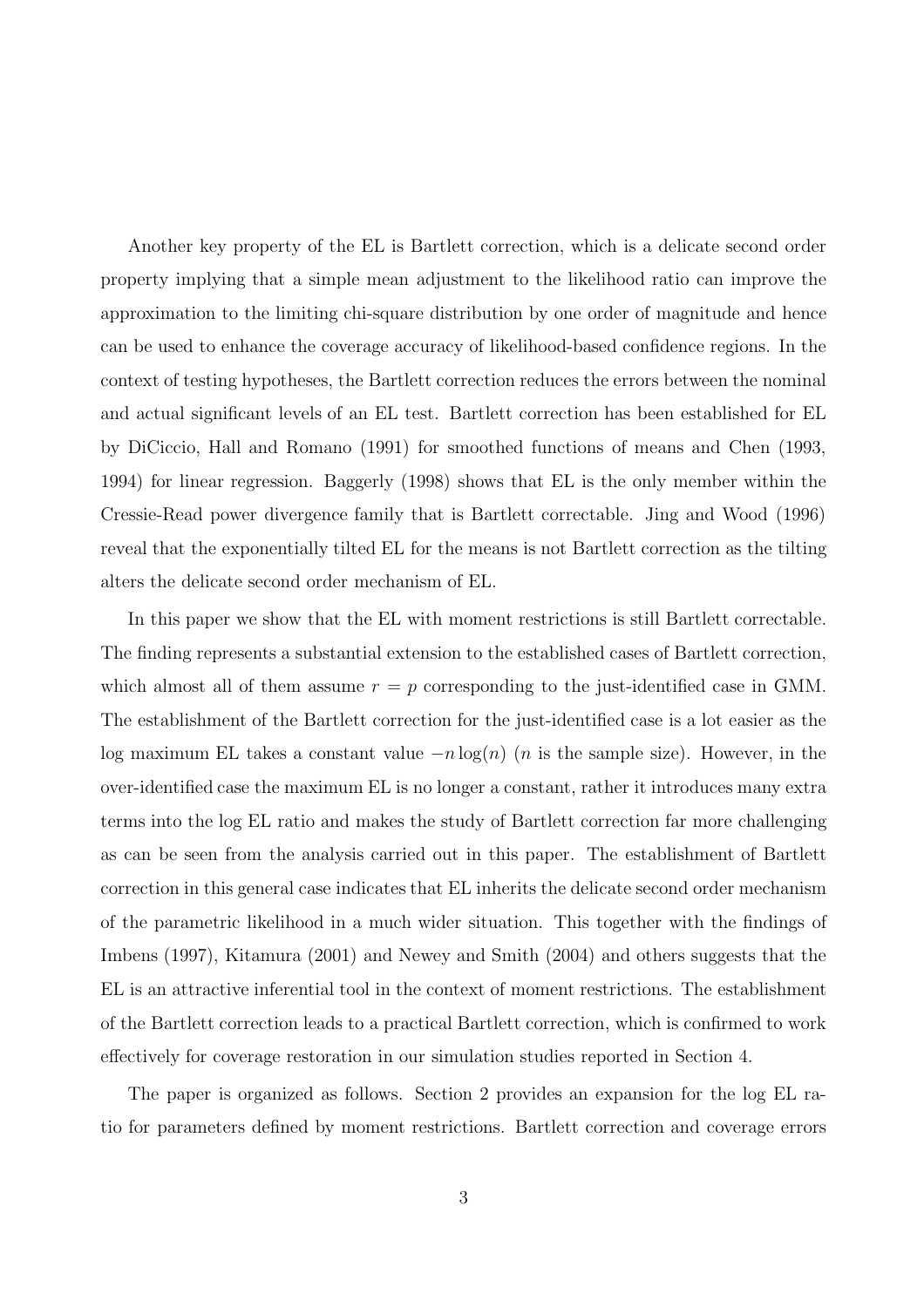Another key property of the EL is Bartlett correction, which is a delicate second order property implying that a simple mean adjustment to the likelihood ratio can improve the approximation to the limiting chi-square distribution by one order of magnitude and hence can be used to enhance the coverage accuracy of likelihood-based confidence regions. In the context of testing hypotheses, the Bartlett correction reduces the errors between the nominal and actual significant levels of an EL test. Bartlett correction has been established for EL by DiCiccio, Hall and Romano (1991) for smoothed functions of means and Chen (1993, 1994) for linear regression. Baggerly (1998) shows that EL is the only member within the Cressie-Read power divergence family that is Bartlett correctable. Jing and Wood (1996) reveal that the exponentially tilted EL for the means is not Bartlett correction as the tilting alters the delicate second order mechanism of EL.

In this paper we show that the EL with moment restrictions is still Bartlett correctable. The finding represents a substantial extension to the established cases of Bartlett correction, which almost all of them assume $r = p$ corresponding to the just-identified case in GMM. The establishment of the Bartlett correction for the just-identified case is a lot easier as the log maximum EL takes a constant value $-n \log(n)$ ($n$ is the sample size). However, in the over-identified case the maximum EL is no longer a constant, rather it introduces many extra terms into the log EL ratio and makes the study of Bartlett correction far more challenging as can be seen from the analysis carried out in this paper. The establishment of Bartlett correction in this general case indicates that EL inherits the delicate second order mechanism of the parametric likelihood in a much wider situation. This together with the findings of Imbens (1997), Kitamura (2001) and Newey and Smith (2004) and others suggests that the EL is an attractive inferential tool in the context of moment restrictions. The establishment of the Bartlett correction leads to a practical Bartlett correction, which is confirmed to work effectively for coverage restoration in our simulation studies reported in Section 4.

The paper is organized as follows. Section 2 provides an expansion for the log EL ratio for parameters defined by moment restrictions. Bartlett correction and coverage errors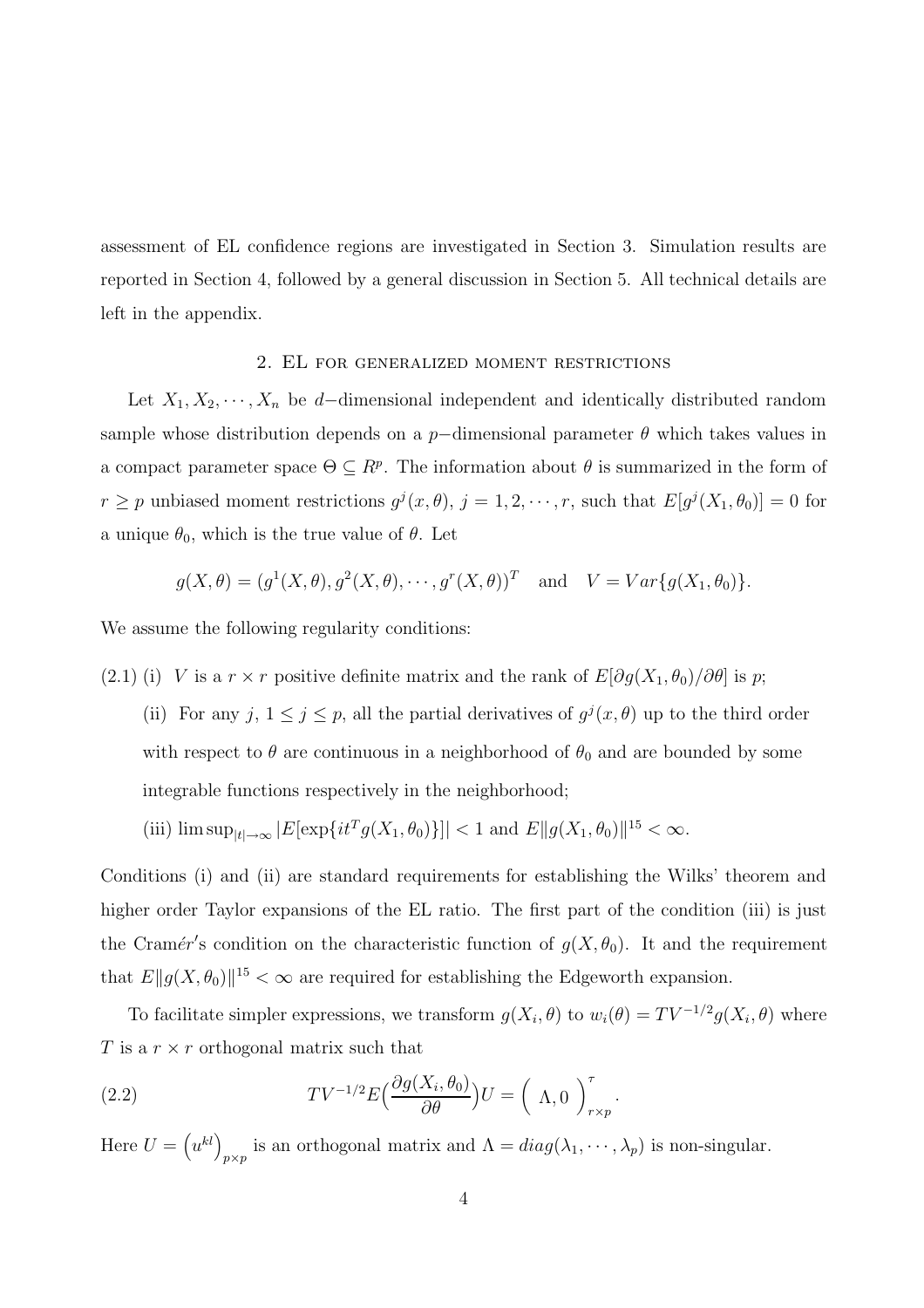assessment of EL confidence regions are investigated in Section 3. Simulation results are reported in Section 4, followed by a general discussion in Section 5. All technical details are left in the appendix.

## 2. EL for generalized moment restrictions

Let $X_1, X_2, \cdots, X_n$ be $d-$dimensional independent and identically distributed random sample whose distribution depends on a $p-$dimensional parameter $\theta$ which takes values in a compact parameter space $\Theta \subseteq R^p$. The information about $\theta$ is summarized in the form of $r \geq p$ unbiased moment restrictions $g^j(x, \theta)$, $j = 1, 2, \cdots, r$, such that $E[g^j(X_1, \theta_0)] = 0$ for a unique $\theta_0$, which is the true value of $\theta$. Let

$$g(X, \theta) = (g^1(X, \theta), g^2(X, \theta), \cdots, g^r(X, \theta))^T \quad \text{and} \quad V = Var\{g(X_1, \theta_0)\}.$$

We assume the following regularity conditions:

(2.1) (i) $V$ is a $r \times r$ positive definite matrix and the rank of $E[\partial g(X_1, \theta_0)/\partial\theta]$ is $p$;

(ii) For any $j$, $1 \leq j \leq p$, all the partial derivatives of $g^j(x, \theta)$ up to the third order with respect to $\theta$ are continuous in a neighborhood of $\theta_0$ and are bounded by some integrable functions respectively in the neighborhood;

(iii) $\limsup_{|t|\to\infty} |E[\exp\{it^T g(X_1, \theta_0)\}]| < 1$ and $E\|g(X_1, \theta_0)\|^{15} < \infty$.

Conditions (i) and (ii) are standard requirements for establishing the Wilks' theorem and higher order Taylor expansions of the EL ratio. The first part of the condition (iii) is just the Cramér's condition on the characteristic function of $g(X, \theta_0)$. It and the requirement that $E\|g(X, \theta_0)\|^{15} < \infty$ are required for establishing the Edgeworth expansion.

To facilitate simpler expressions, we transform $g(X_i, \theta)$ to $w_i(\theta) = TV^{-1/2}g(X_i, \theta)$ where $T$ is a $r \times r$ orthogonal matrix such that

$$TV^{-1/2}E\Big(\frac{\partial g(X_i, \theta_0)}{\partial\theta}\Big)U = \Big(\ \Lambda, 0\ \Big)^{\tau}_{r\times p}. \tag{2.2}$$

Here $U = \left(u^{kl}\right)_{p\times p}$ is an orthogonal matrix and $\Lambda = diag(\lambda_1, \cdots, \lambda_p)$ is non-singular.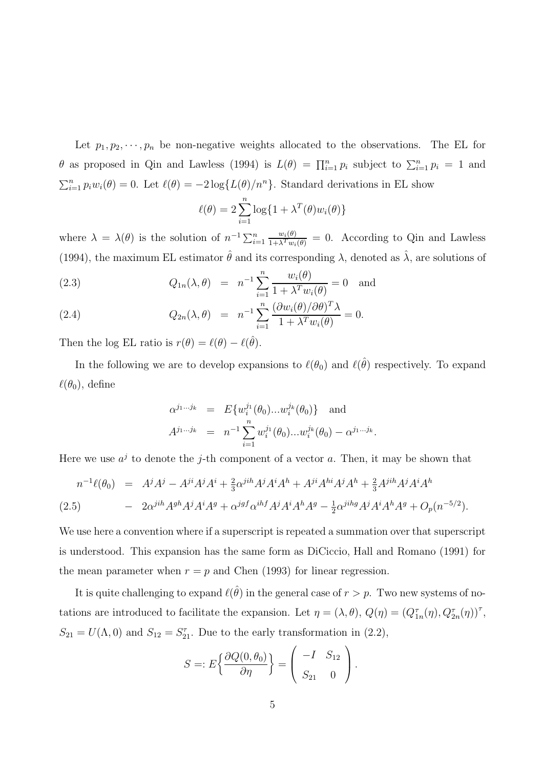Let $p_1, p_2, \cdots, p_n$ be non-negative weights allocated to the observations. The EL for $\theta$ as proposed in Qin and Lawless (1994) is $L(\theta) = \prod_{i=1}^n p_i$ subject to $\sum_{i=1}^n p_i = 1$ and $\sum_{i=1}^n p_i w_i(\theta) = 0$. Let $\ell(\theta) = -2\log\{L(\theta)/n^n\}$. Standard derivations in EL show

$$\ell(\theta) = 2\sum_{i=1}^n \log\{1 + \lambda^T(\theta)w_i(\theta)\}$$

where $\lambda = \lambda(\theta)$ is the solution of $n^{-1}\sum_{i=1}^n \frac{w_i(\theta)}{1+\lambda^T w_i(\theta)} = 0$. According to Qin and Lawless (1994), the maximum EL estimator $\hat\theta$ and its corresponding $\lambda$, denoted as $\hat\lambda$, are solutions of

$$Q_{1n}(\lambda,\theta) = n^{-1}\sum_{i=1}^n \frac{w_i(\theta)}{1+\lambda^T w_i(\theta)} = 0 \quad \text{and} \tag{2.3}$$

$$Q_{2n}(\lambda,\theta) = n^{-1}\sum_{i=1}^n \frac{(\partial w_i(\theta)/\partial\theta)^T\lambda}{1+\lambda^T w_i(\theta)} = 0. \tag{2.4}$$

Then the log EL ratio is $r(\theta) = \ell(\theta) - \ell(\hat\theta)$.

In the following we are to develop expansions to $\ell(\theta_0)$ and $\ell(\hat\theta)$ respectively. To expand $\ell(\theta_0)$, define

$$\begin{aligned} \alpha^{j_1\ldots j_k} &= E\{w_i^{j_1}(\theta_0)\ldots w_i^{j_k}(\theta_0)\} \quad \text{and} \\ A^{j_1\ldots j_k} &= n^{-1}\sum_{i=1}^n w_i^{j_1}(\theta_0)\ldots w_i^{j_k}(\theta_0) - \alpha^{j_1\ldots j_k}. \end{aligned}$$

Here we use $a^j$ to denote the $j$-th component of a vector $a$. Then, it may be shown that

$$\begin{aligned} n^{-1}\ell(\theta_0) &= A^jA^j - A^{ji}A^jA^i + \tfrac{2}{3}\alpha^{jih}A^jA^iA^h + A^{ji}A^{hi}A^jA^h + \tfrac{2}{3}A^{jih}A^jA^iA^h \\ &- 2\alpha^{jih}A^{gh}A^jA^iA^g + \alpha^{jgf}\alpha^{ihf}A^jA^iA^hA^g - \tfrac{1}{2}\alpha^{jihg}A^jA^iA^hA^g + O_p(n^{-5/2}). \end{aligned} \tag{2.5}$$

We use here a convention where if a superscript is repeated a summation over that superscript is understood. This expansion has the same form as DiCiccio, Hall and Romano (1991) for the mean parameter when $r = p$ and Chen (1993) for linear regression.

It is quite challenging to expand $\ell(\hat\theta)$ in the general case of $r > p$. Two new systems of notations are introduced to facilitate the expansion. Let $\eta = (\lambda, \theta)$, $Q(\eta) = (Q_{1n}^\tau(\eta), Q_{2n}^\tau(\eta))^\tau$, $S_{21} = U(\Lambda, 0)$ and $S_{12} = S_{21}^\tau$. Due to the early transformation in (2.2),

$$S =: E\Big\{\frac{\partial Q(0,\theta_0)}{\partial\eta}\Big\} = \begin{pmatrix} -I & S_{12} \\ S_{21} & 0 \end{pmatrix}.$$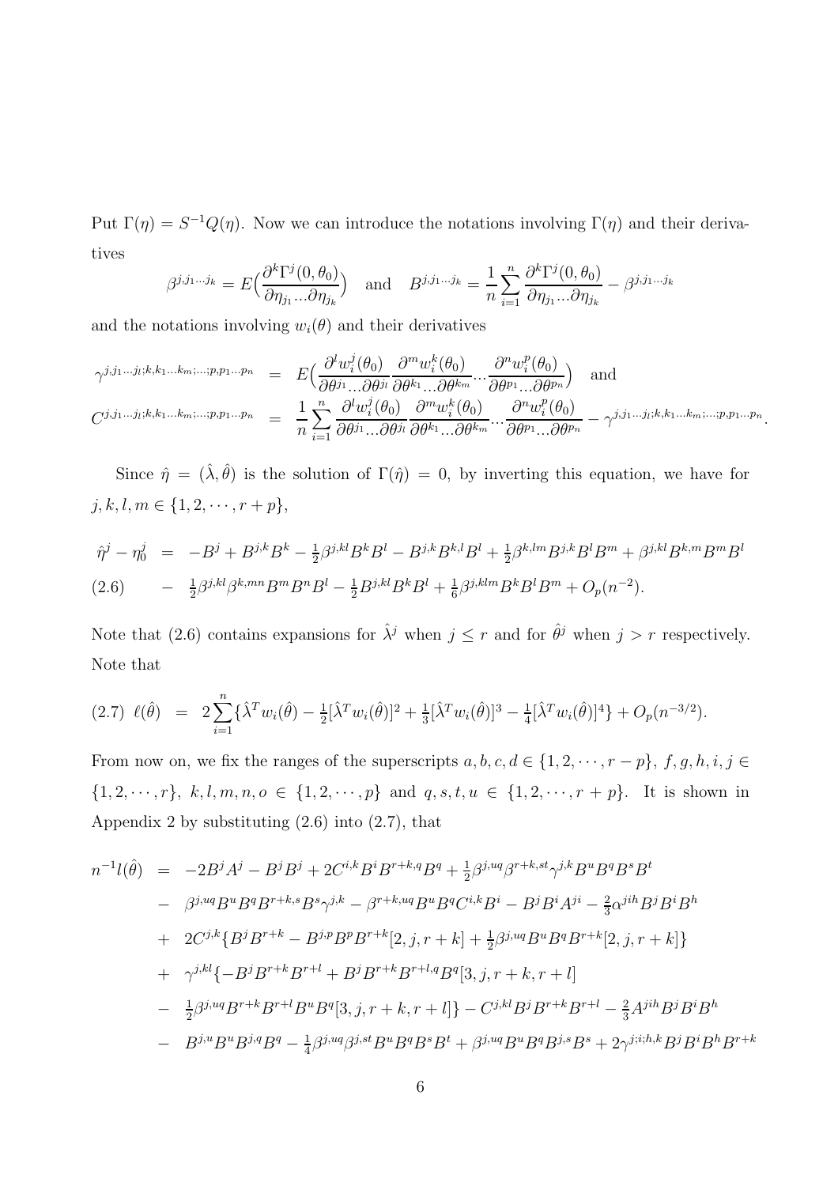Put $\Gamma(\eta) = S^{-1}Q(\eta)$. Now we can introduce the notations involving $\Gamma(\eta)$ and their derivatives

$$\beta^{j,j_1...j_k} = E\Big(\frac{\partial^k \Gamma^j(0,\theta_0)}{\partial \eta_{j_1}...\partial \eta_{j_k}}\Big) \quad \text{and} \quad B^{j,j_1...j_k} = \frac{1}{n}\sum_{i=1}^n \frac{\partial^k \Gamma^j(0,\theta_0)}{\partial \eta_{j_1}...\partial \eta_{j_k}} - \beta^{j,j_1...j_k}$$

and the notations involving $w_i(\theta)$ and their derivatives

$$\begin{aligned}
\gamma^{j,j_1...j_l;k,k_1...k_m;...;p,p_1...p_n} &= E\Big(\frac{\partial^l w_i^j(\theta_0)}{\partial \theta^{j_1}...\partial \theta^{j_l}}\frac{\partial^m w_i^k(\theta_0)}{\partial \theta^{k_1}...\partial \theta^{k_m}}...\frac{\partial^n w_i^p(\theta_0)}{\partial \theta^{p_1}...\partial \theta^{p_n}}\Big) \quad \text{and} \\
C^{j,j_1...j_l;k,k_1...k_m;...;p,p_1...p_n} &= \frac{1}{n}\sum_{i=1}^n \frac{\partial^l w_i^j(\theta_0)}{\partial \theta^{j_1}...\partial \theta^{j_l}}\frac{\partial^m w_i^k(\theta_0)}{\partial \theta^{k_1}...\partial \theta^{k_m}}...\frac{\partial^n w_i^p(\theta_0)}{\partial \theta^{p_1}...\partial \theta^{p_n}} - \gamma^{j,j_1...j_l;k,k_1...k_m;...;p,p_1...p_n}.
\end{aligned}$$

Since $\hat\eta = (\hat\lambda, \hat\theta)$ is the solution of $\Gamma(\hat\eta) = 0$, by inverting this equation, we have for $j,k,l,m \in \{1,2,\cdots,r+p\}$,

$$\begin{aligned}
\hat\eta^j - \eta_0^j &= -B^j + B^{j,k}B^k - \tfrac{1}{2}\beta^{j,kl}B^kB^l - B^{j,k}B^{k,l}B^l + \tfrac{1}{2}\beta^{k,lm}B^{j,k}B^lB^m + \beta^{j,kl}B^{k,m}B^mB^l \\
(2.6) \qquad &- \tfrac{1}{2}\beta^{j,kl}\beta^{k,mn}B^mB^nB^l - \tfrac{1}{2}B^{j,kl}B^kB^l + \tfrac{1}{6}\beta^{j,klm}B^kB^lB^m + O_p(n^{-2}).
\end{aligned}$$

Note that (2.6) contains expansions for $\hat\lambda^j$ when $j \le r$ and for $\hat\theta^j$ when $j > r$ respectively. Note that

$$(2.7)\ \ \ell(\hat\theta) = 2\sum_{i=1}^n\{\hat\lambda^T w_i(\hat\theta) - \tfrac{1}{2}[\hat\lambda^T w_i(\hat\theta)]^2 + \tfrac{1}{3}[\hat\lambda^T w_i(\hat\theta)]^3 - \tfrac{1}{4}[\hat\lambda^T w_i(\hat\theta)]^4\} + O_p(n^{-3/2}).$$

From now on, we fix the ranges of the superscripts $a,b,c,d \in \{1,2,\cdots,r-p\}$, $f,g,h,i,j \in \{1,2,\cdots,r\}$, $k,l,m,n,o \in \{1,2,\cdots,p\}$ and $q,s,t,u \in \{1,2,\cdots,r+p\}$. It is shown in Appendix 2 by substituting (2.6) into (2.7), that

$$\begin{aligned}
n^{-1}l(\hat\theta) &= -2B^jA^j - B^jB^j + 2C^{i,k}B^iB^{r+k,q}B^q + \tfrac{1}{2}\beta^{j,uq}\beta^{r+k,st}\gamma^{j,k}B^uB^qB^sB^t \\
&- \beta^{j,uq}B^uB^qB^{r+k,s}B^s\gamma^{j,k} - \beta^{r+k,uq}B^uB^qC^{i,k}B^i - B^jB^iA^{ji} - \tfrac{2}{3}\alpha^{jih}B^jB^iB^h \\
&+ 2C^{j,k}\{B^jB^{r+k} - B^{j,p}B^pB^{r+k}[2,j,r+k] + \tfrac{1}{2}\beta^{j,uq}B^uB^qB^{r+k}[2,j,r+k]\} \\
&+ \gamma^{j,kl}\{-B^jB^{r+k}B^{r+l} + B^jB^{r+k}B^{r+l,q}B^q[3,j,r+k,r+l] \\
&- \tfrac{1}{2}\beta^{j,uq}B^{r+k}B^{r+l}B^uB^q[3,j,r+k,r+l]\} - C^{j,kl}B^jB^{r+k}B^{r+l} - \tfrac{2}{3}A^{jih}B^jB^iB^h \\
&- B^{j,u}B^uB^{j,q}B^q - \tfrac{1}{4}\beta^{j,uq}\beta^{j,st}B^uB^qB^sB^t + \beta^{j,uq}B^uB^qB^{j,s}B^s + 2\gamma^{j;i;h,k}B^jB^iB^hB^{r+k}
\end{aligned}$$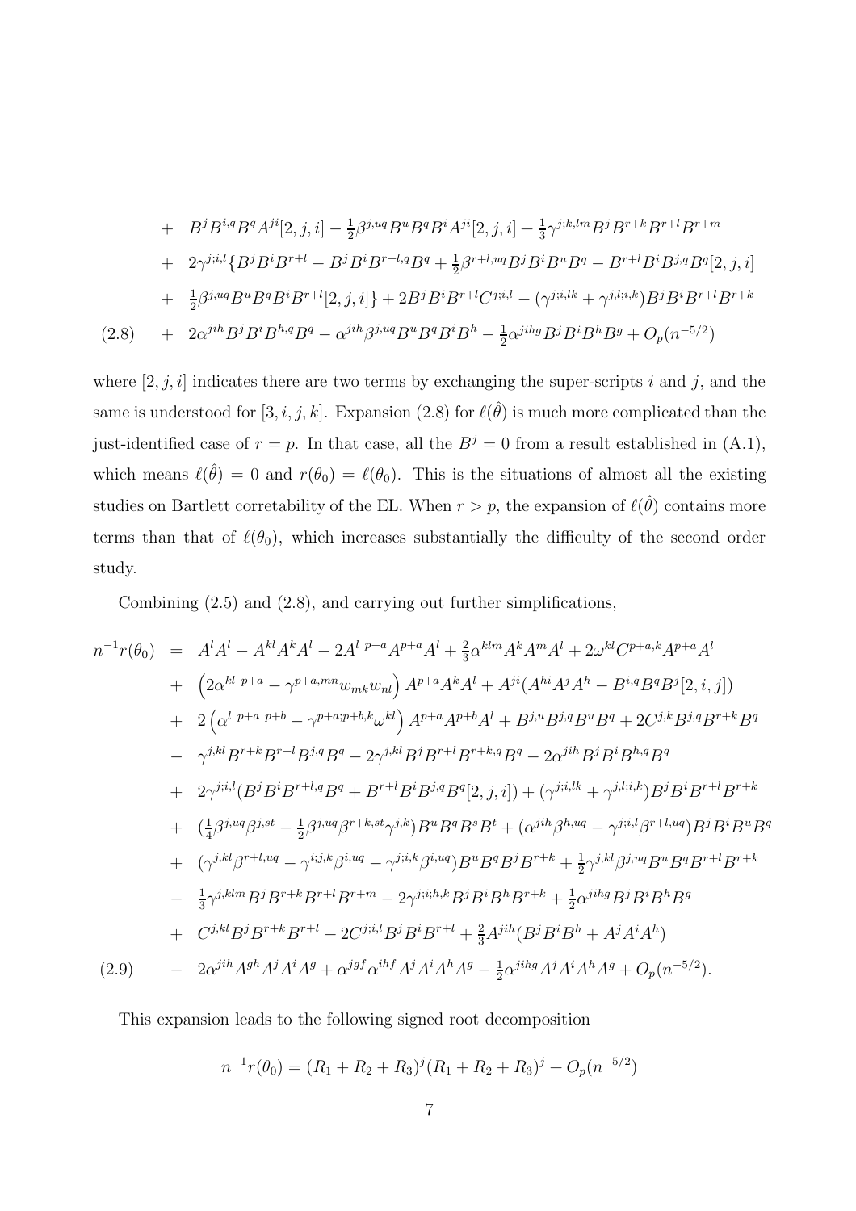$$
\begin{aligned}
&+ \quad B^jB^{i,q}B^qA^{ji}[2,j,i] - \tfrac{1}{2}\beta^{j,uq}B^uB^qB^iA^{ji}[2,j,i] + \tfrac{1}{3}\gamma^{j;k,lm}B^jB^{r+k}B^{r+l}B^{r+m} \\
&+ \quad 2\gamma^{j;i,l}\{B^jB^iB^{r+l} - B^jB^iB^{r+l,q}B^q + \tfrac{1}{2}\beta^{r+l,uq}B^jB^iB^uB^q - B^{r+l}B^iB^{j,q}B^q[2,j,i] \\
&+ \quad \tfrac{1}{2}\beta^{j,uq}B^uB^qB^iB^{r+l}[2,j,i]\} + 2B^jB^iB^{r+l}C^{j;i,l} - (\gamma^{j;i,lk} + \gamma^{j,l;i,k})B^jB^iB^{r+l}B^{r+k} \\
(2.8) \quad &+ \quad 2\alpha^{jih}B^jB^iB^{h,q}B^q - \alpha^{jih}\beta^{j,uq}B^uB^qB^iB^h - \tfrac{1}{2}\alpha^{jihg}B^jB^iB^hB^g + O_p(n^{-5/2})
\end{aligned}
$$

where $[2,j,i]$ indicates there are two terms by exchanging the super-scripts $i$ and $j$, and the same is understood for $[3,i,j,k]$. Expansion (2.8) for $\ell(\hat{\theta})$ is much more complicated than the just-identified case of $r = p$. In that case, all the $B^j = 0$ from a result established in (A.1), which means $\ell(\hat{\theta}) = 0$ and $r(\theta_0) = \ell(\theta_0)$. This is the situations of almost all the existing studies on Bartlett corretability of the EL. When $r > p$, the expansion of $\ell(\hat{\theta})$ contains more terms than that of $\ell(\theta_0)$, which increases substantially the difficulty of the second order study.

Combining (2.5) and (2.8), and carrying out further simplifications,

$$
\begin{aligned}
n^{-1}r(\theta_0) \;=\;& A^lA^l - A^{kl}A^kA^l - 2A^{l\;p+a}A^{p+a}A^l + \tfrac{2}{3}\alpha^{klm}A^kA^mA^l + 2\omega^{kl}C^{p+a,k}A^{p+a}A^l \\
&+ \left(2\alpha^{kl\;p+a} - \gamma^{p+a,mn}w_{mk}w_{nl}\right)A^{p+a}A^kA^l + A^{ji}(A^{hi}A^jA^h - B^{i,q}B^qB^j[2,i,j]) \\
&+ 2\left(\alpha^{l\;p+a\;p+b} - \gamma^{p+a;p+b,k}\omega^{kl}\right)A^{p+a}A^{p+b}A^l + B^{j,u}B^{j,q}B^uB^q + 2C^{j,k}B^{j,q}B^{r+k}B^q \\
&- \gamma^{j,kl}B^{r+k}B^{r+l}B^{j,q}B^q - 2\gamma^{j,kl}B^jB^{r+l}B^{r+k,q}B^q - 2\alpha^{jih}B^jB^iB^{h,q}B^q \\
&+ 2\gamma^{j;i,l}(B^jB^iB^{r+l,q}B^q + B^{r+l}B^iB^{j,q}B^q[2,j,i]) + (\gamma^{j;i,lk} + \gamma^{j,l;i,k})B^jB^iB^{r+l}B^{r+k} \\
&+ (\tfrac{1}{4}\beta^{j,uq}\beta^{j,st} - \tfrac{1}{2}\beta^{j,uq}\beta^{r+k,st}\gamma^{j,k})B^uB^qB^sB^t + (\alpha^{jih}\beta^{h,uq} - \gamma^{j;i,l}\beta^{r+l,uq})B^jB^iB^uB^q \\
&+ (\gamma^{j,kl}\beta^{r+l,uq} - \gamma^{i;j,k}\beta^{i,uq} - \gamma^{j;i,k}\beta^{i,uq})B^uB^qB^jB^{r+k} + \tfrac{1}{2}\gamma^{j,kl}\beta^{j,uq}B^uB^qB^{r+l}B^{r+k} \\
&- \tfrac{1}{3}\gamma^{j,klm}B^jB^{r+k}B^{r+l}B^{r+m} - 2\gamma^{j;i;h,k}B^jB^iB^hB^{r+k} + \tfrac{1}{2}\alpha^{jihg}B^jB^iB^hB^g \\
&+ C^{j,kl}B^jB^{r+k}B^{r+l} - 2C^{j;i,l}B^jB^iB^{r+l} + \tfrac{2}{3}A^{jih}(B^jB^iB^h + A^jA^iA^h) \\
(2.9) \quad &- 2\alpha^{jih}A^{gh}A^jA^iA^g + \alpha^{jgf}\alpha^{ihf}A^jA^iA^hA^g - \tfrac{1}{2}\alpha^{jihg}A^jA^iA^hA^g + O_p(n^{-5/2}).
\end{aligned}
$$

This expansion leads to the following signed root decomposition

$$
n^{-1}r(\theta_0) = (R_1 + R_2 + R_3)^j(R_1 + R_2 + R_3)^j + O_p(n^{-5/2})
$$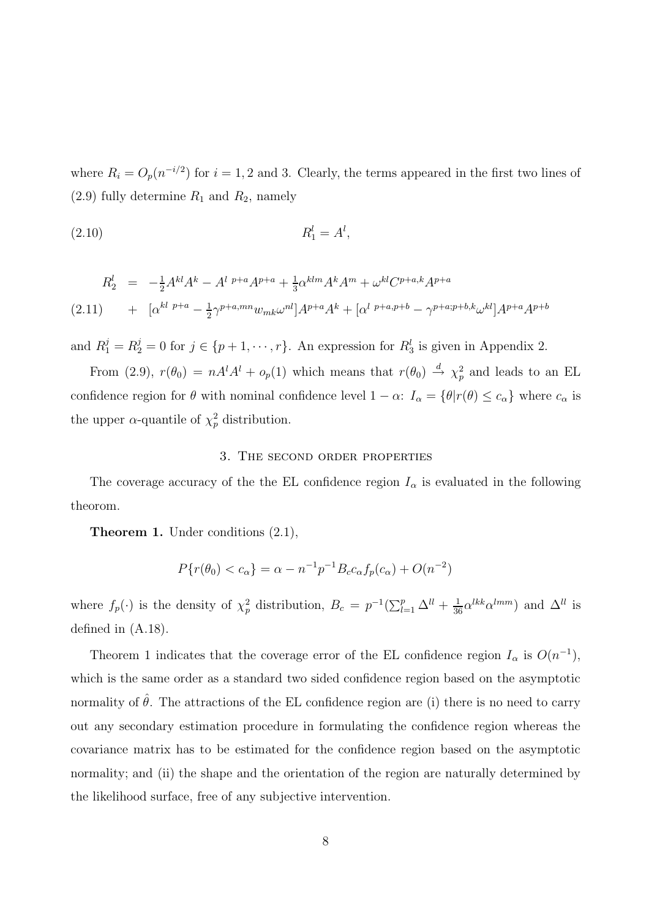where $R_i = O_p(n^{-i/2})$ for $i = 1, 2$ and 3. Clearly, the terms appeared in the first two lines of (2.9) fully determine $R_1$ and $R_2$, namely

$$R_1^l = A^l, \tag{2.10}$$

$$\begin{aligned} R_2^l &= -\tfrac{1}{2}A^{kl}A^k - A^{l\ p+a}A^{p+a} + \tfrac{1}{3}\alpha^{klm}A^kA^m + \omega^{kl}C^{p+a,k}A^{p+a} \\ &+ [\alpha^{kl\ p+a} - \tfrac{1}{2}\gamma^{p+a,mn}w_{mk}\omega^{nl}]A^{p+a}A^k + [\alpha^{l\ p+a,p+b} - \gamma^{p+a;p+b,k}\omega^{kl}]A^{p+a}A^{p+b} \end{aligned} \tag{2.11}$$

and $R_1^j = R_2^j = 0$ for $j \in \{p+1, \cdots, r\}$. An expression for $R_3^l$ is given in Appendix 2.

From (2.9), $r(\theta_0) = nA^lA^l + o_p(1)$ which means that $r(\theta_0) \xrightarrow{d} \chi_p^2$ and leads to an EL confidence region for $\theta$ with nominal confidence level $1-\alpha$: $I_\alpha = \{\theta | r(\theta) \leq c_\alpha\}$ where $c_\alpha$ is the upper $\alpha$-quantile of $\chi_p^2$ distribution.

## 3. The second order properties

The coverage accuracy of the the EL confidence region $I_\alpha$ is evaluated in the following theorom.

**Theorem 1.** Under conditions (2.1),

$$P\{r(\theta_0) < c_\alpha\} = \alpha - n^{-1}p^{-1}B_c c_\alpha f_p(c_\alpha) + O(n^{-2})$$

where $f_p(\cdot)$ is the density of $\chi_p^2$ distribution, $B_c = p^{-1}(\sum_{l=1}^p \Delta^{ll} + \frac{1}{36}\alpha^{lkk}\alpha^{lmm})$ and $\Delta^{ll}$ is defined in (A.18).

Theorem 1 indicates that the coverage error of the EL confidence region $I_\alpha$ is $O(n^{-1})$, which is the same order as a standard two sided confidence region based on the asymptotic normality of $\hat{\theta}$. The attractions of the EL confidence region are (i) there is no need to carry out any secondary estimation procedure in formulating the confidence region whereas the covariance matrix has to be estimated for the confidence region based on the asymptotic normality; and (ii) the shape and the orientation of the region are naturally determined by the likelihood surface, free of any subjective intervention.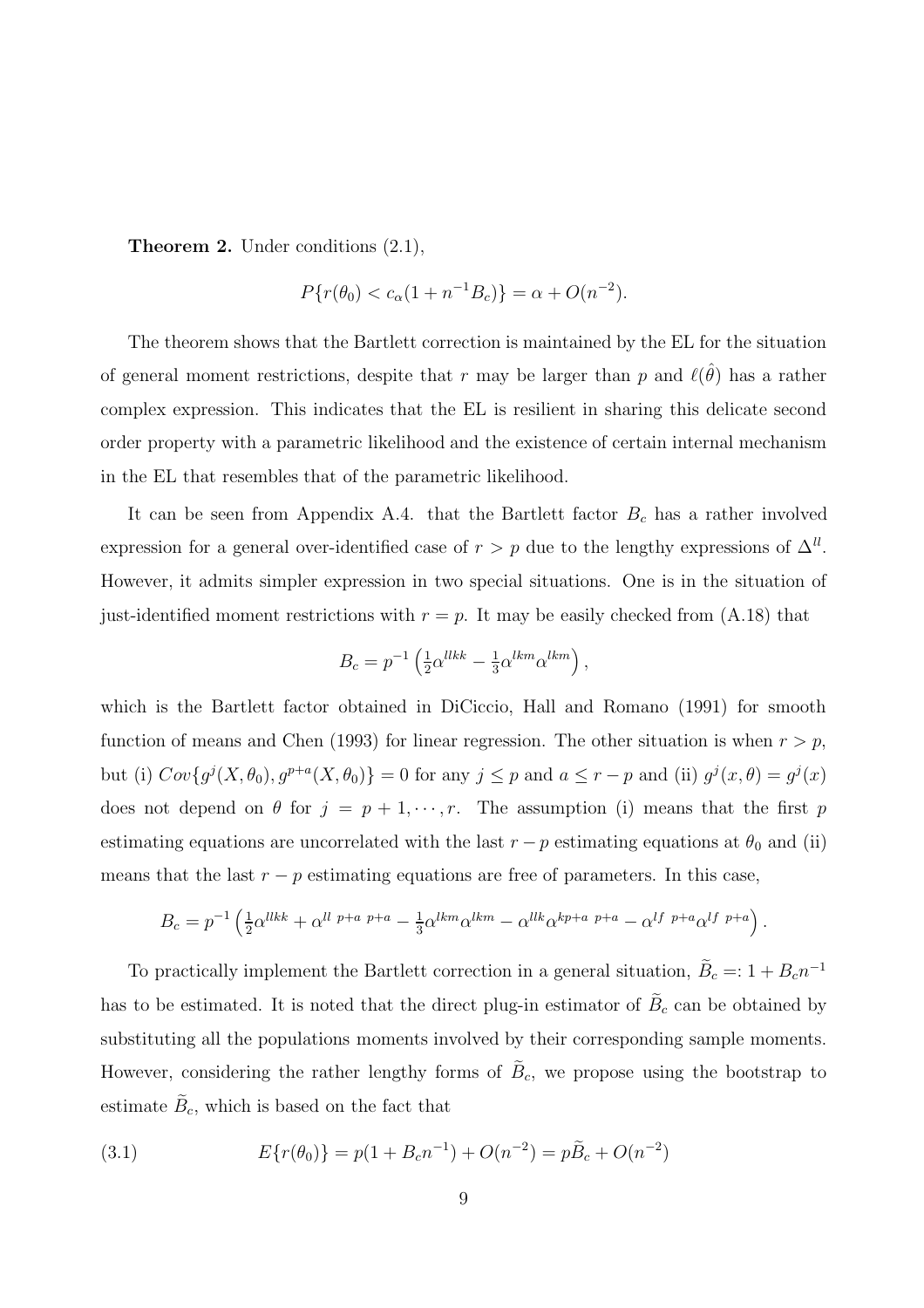**Theorem 2.** Under conditions (2.1),

$$P\{r(\theta_0) < c_\alpha(1 + n^{-1}B_c)\} = \alpha + O(n^{-2}).$$

The theorem shows that the Bartlett correction is maintained by the EL for the situation of general moment restrictions, despite that $r$ may be larger than $p$ and $\ell(\hat{\theta})$ has a rather complex expression. This indicates that the EL is resilient in sharing this delicate second order property with a parametric likelihood and the existence of certain internal mechanism in the EL that resembles that of the parametric likelihood.

It can be seen from Appendix A.4. that the Bartlett factor $B_c$ has a rather involved expression for a general over-identified case of $r > p$ due to the lengthy expressions of $\Delta^{ll}$. However, it admits simpler expression in two special situations. One is in the situation of just-identified moment restrictions with $r = p$. It may be easily checked from (A.18) that

$$B_c = p^{-1}\left(\tfrac{1}{2}\alpha^{llkk} - \tfrac{1}{3}\alpha^{lkm}\alpha^{lkm}\right),$$

which is the Bartlett factor obtained in DiCiccio, Hall and Romano (1991) for smooth function of means and Chen (1993) for linear regression. The other situation is when $r > p$, but (i) $Cov\{g^j(X, \theta_0), g^{p+a}(X, \theta_0)\} = 0$ for any $j \leq p$ and $a \leq r - p$ and (ii) $g^j(x, \theta) = g^j(x)$ does not depend on $\theta$ for $j = p+1, \cdots, r$. The assumption (i) means that the first $p$ estimating equations are uncorrelated with the last $r - p$ estimating equations at $\theta_0$ and (ii) means that the last $r - p$ estimating equations are free of parameters. In this case,

$$B_c = p^{-1}\left(\tfrac{1}{2}\alpha^{llkk} + \alpha^{ll\ p+a\ p+a} - \tfrac{1}{3}\alpha^{lkm}\alpha^{lkm} - \alpha^{llk}\alpha^{kp+a\ p+a} - \alpha^{lf\ p+a}\alpha^{lf\ p+a}\right).$$

To practically implement the Bartlett correction in a general situation, $\widetilde{B}_c =: 1 + B_c n^{-1}$ has to be estimated. It is noted that the direct plug-in estimator of $\widetilde{B}_c$ can be obtained by substituting all the populations moments involved by their corresponding sample moments. However, considering the rather lengthy forms of $\widetilde{B}_c$, we propose using the bootstrap to estimate $\widetilde{B}_c$, which is based on the fact that

$$E\{r(\theta_0)\} = p(1 + B_c n^{-1}) + O(n^{-2}) = p\widetilde{B}_c + O(n^{-2}) \tag{3.1}$$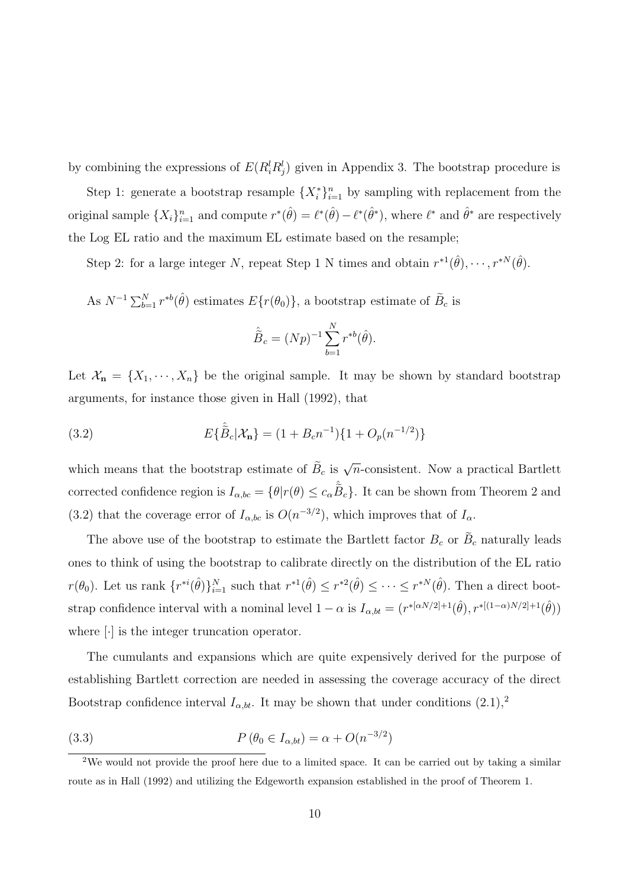by combining the expressions of $E(R_i^l R_j^l)$ given in Appendix 3. The bootstrap procedure is

Step 1: generate a bootstrap resample $\{X_i^*\}_{i=1}^n$ by sampling with replacement from the original sample $\{X_i\}_{i=1}^n$ and compute $r^*(\hat{\theta}) = \ell^*(\hat{\theta}) - \ell^*(\hat{\theta}^*)$, where $\ell^*$ and $\hat{\theta}^*$ are respectively the Log EL ratio and the maximum EL estimate based on the resample;

Step 2: for a large integer $N$, repeat Step 1 N times and obtain $r^{*1}(\hat{\theta}), \cdots, r^{*N}(\hat{\theta})$.

As $N^{-1}\sum_{b=1}^N r^{*b}(\hat{\theta})$ estimates $E\{r(\theta_0)\}$, a bootstrap estimate of $\widetilde{B}_c$ is

$$\hat{\widetilde{B}}_c = (Np)^{-1} \sum_{b=1}^N r^{*b}(\hat{\theta}).$$

Let $\mathcal{X}_{\mathbf{n}} = \{X_1, \cdots, X_n\}$ be the original sample. It may be shown by standard bootstrap arguments, for instance those given in Hall (1992), that

$$E\{\hat{\widetilde{B}}_c | \mathcal{X}_{\mathbf{n}}\} = (1 + B_c n^{-1})\{1 + O_p(n^{-1/2})\} \tag{3.2}$$

which means that the bootstrap estimate of $\widetilde{B}_c$ is $\sqrt{n}$-consistent. Now a practical Bartlett corrected confidence region is $I_{\alpha,bc} = \{\theta | r(\theta) \leq c_\alpha \hat{\widetilde{B}}_c\}$. It can be shown from Theorem 2 and (3.2) that the coverage error of $I_{\alpha,bc}$ is $O(n^{-3/2})$, which improves that of $I_\alpha$.

The above use of the bootstrap to estimate the Bartlett factor $B_c$ or $\widetilde{B}_c$ naturally leads ones to think of using the bootstrap to calibrate directly on the distribution of the EL ratio $r(\theta_0)$. Let us rank $\{r^{*i}(\hat{\theta})\}_{i=1}^N$ such that $r^{*1}(\hat{\theta}) \leq r^{*2}(\hat{\theta}) \leq \cdots \leq r^{*N}(\hat{\theta})$. Then a direct bootstrap confidence interval with a nominal level $1-\alpha$ is $I_{\alpha,bt} = (r^{*[\alpha N/2]+1}(\hat{\theta}), r^{*[(1-\alpha)N/2]+1}(\hat{\theta}))$ where $[\cdot]$ is the integer truncation operator.

The cumulants and expansions which are quite expensively derived for the purpose of establishing Bartlett correction are needed in assessing the coverage accuracy of the direct Bootstrap confidence interval $I_{\alpha,bt}$. It may be shown that under conditions (2.1),[2]

$$P\left(\theta_0 \in I_{\alpha,bt}\right) = \alpha + O(n^{-3/2}) \tag{3.3}$$

[2]We would not provide the proof here due to a limited space. It can be carried out by taking a similar route as in Hall (1992) and utilizing the Edgeworth expansion established in the proof of Theorem 1.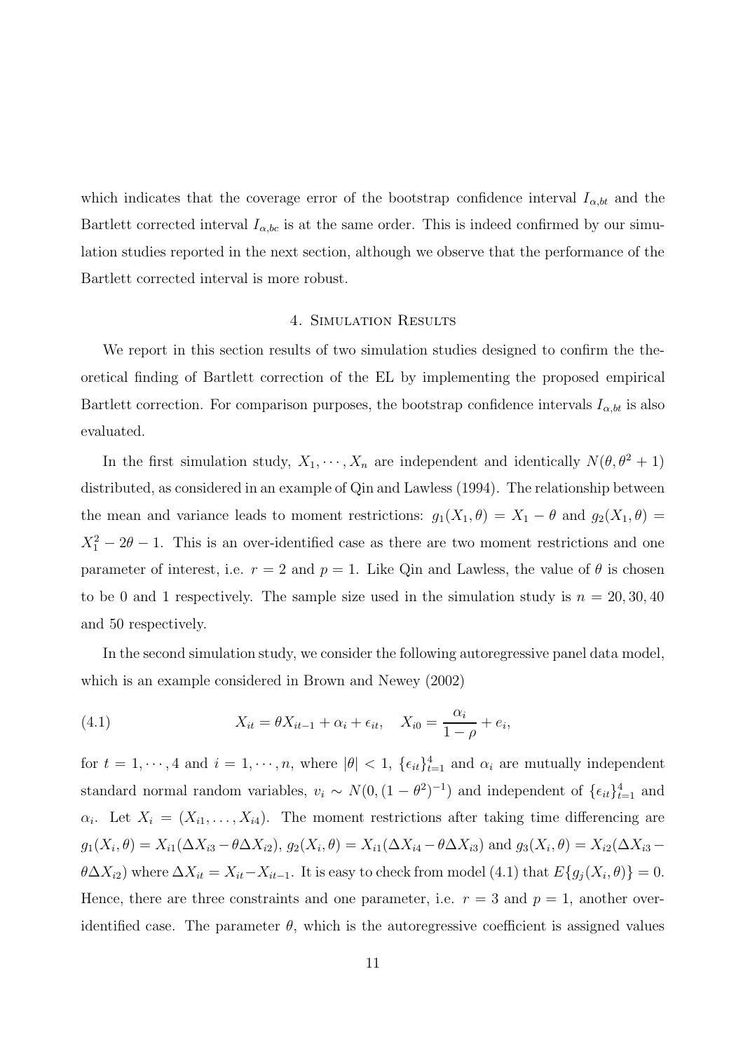which indicates that the coverage error of the bootstrap confidence interval $I_{\alpha,bt}$ and the Bartlett corrected interval $I_{\alpha,bc}$ is at the same order. This is indeed confirmed by our simulation studies reported in the next section, although we observe that the performance of the Bartlett corrected interval is more robust.

## 4. Simulation Results

We report in this section results of two simulation studies designed to confirm the theoretical finding of Bartlett correction of the EL by implementing the proposed empirical Bartlett correction. For comparison purposes, the bootstrap confidence intervals $I_{\alpha,bt}$ is also evaluated.

In the first simulation study, $X_1, \cdots, X_n$ are independent and identically $N(\theta, \theta^2 + 1)$ distributed, as considered in an example of Qin and Lawless (1994). The relationship between the mean and variance leads to moment restrictions: $g_1(X_1, \theta) = X_1 - \theta$ and $g_2(X_1, \theta) = X_1^2 - 2\theta - 1$. This is an over-identified case as there are two moment restrictions and one parameter of interest, i.e. $r = 2$ and $p = 1$. Like Qin and Lawless, the value of $\theta$ is chosen to be 0 and 1 respectively. The sample size used in the simulation study is $n = 20, 30, 40$ and 50 respectively.

In the second simulation study, we consider the following autoregressive panel data model, which is an example considered in Brown and Newey (2002)

$$X_{it} = \theta X_{it-1} + \alpha_i + \epsilon_{it}, \quad X_{i0} = \frac{\alpha_i}{1 - \rho} + e_i, \tag{4.1}$$

for $t = 1, \cdots, 4$ and $i = 1, \cdots, n$, where $|\theta| < 1$, $\{\epsilon_{it}\}_{t=1}^4$ and $\alpha_i$ are mutually independent standard normal random variables, $v_i \sim N(0, (1 - \theta^2)^{-1})$ and independent of $\{\epsilon_{it}\}_{t=1}^4$ and $\alpha_i$. Let $X_i = (X_{i1}, \ldots, X_{i4})$. The moment restrictions after taking time differencing are $g_1(X_i, \theta) = X_{i1}(\Delta X_{i3} - \theta \Delta X_{i2})$, $g_2(X_i, \theta) = X_{i1}(\Delta X_{i4} - \theta \Delta X_{i3})$ and $g_3(X_i, \theta) = X_{i2}(\Delta X_{i3} - \theta \Delta X_{i2})$ where $\Delta X_{it} = X_{it} - X_{it-1}$. It is easy to check from model (4.1) that $E\{g_j(X_i, \theta)\} = 0$. Hence, there are three constraints and one parameter, i.e. $r = 3$ and $p = 1$, another over-identified case. The parameter $\theta$, which is the autoregressive coefficient is assigned values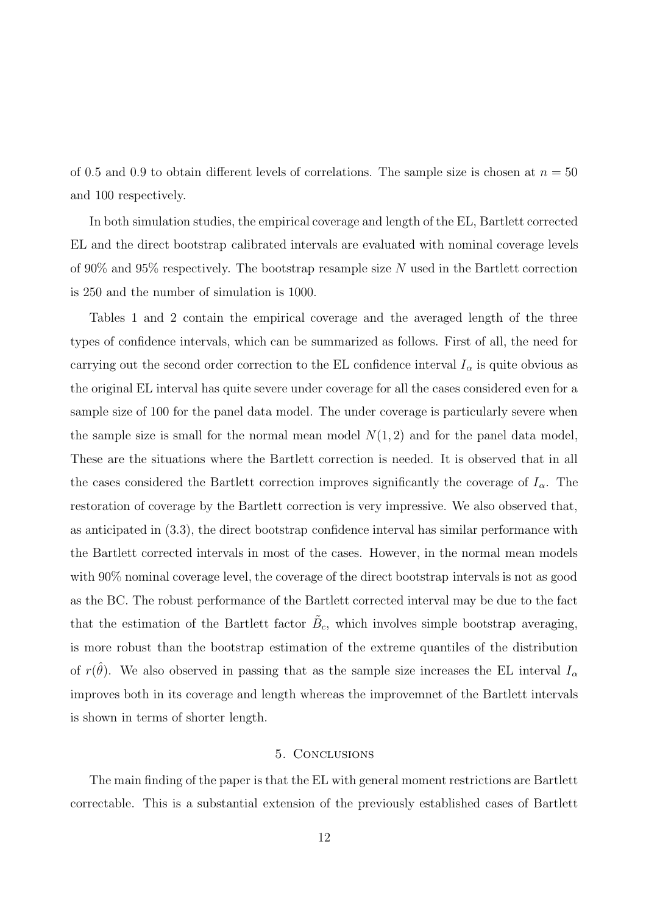of 0.5 and 0.9 to obtain different levels of correlations. The sample size is chosen at $n = 50$ and 100 respectively.

In both simulation studies, the empirical coverage and length of the EL, Bartlett corrected EL and the direct bootstrap calibrated intervals are evaluated with nominal coverage levels of 90% and 95% respectively. The bootstrap resample size $N$ used in the Bartlett correction is 250 and the number of simulation is 1000.

Tables 1 and 2 contain the empirical coverage and the averaged length of the three types of confidence intervals, which can be summarized as follows. First of all, the need for carrying out the second order correction to the EL confidence interval $I_\alpha$ is quite obvious as the original EL interval has quite severe under coverage for all the cases considered even for a sample size of 100 for the panel data model. The under coverage is particularly severe when the sample size is small for the normal mean model $N(1, 2)$ and for the panel data model, These are the situations where the Bartlett correction is needed. It is observed that in all the cases considered the Bartlett correction improves significantly the coverage of $I_\alpha$. The restoration of coverage by the Bartlett correction is very impressive. We also observed that, as anticipated in (3.3), the direct bootstrap confidence interval has similar performance with the Bartlett corrected intervals in most of the cases. However, in the normal mean models with 90% nominal coverage level, the coverage of the direct bootstrap intervals is not as good as the BC. The robust performance of the Bartlett corrected interval may be due to the fact that the estimation of the Bartlett factor $\tilde{B}_c$, which involves simple bootstrap averaging, is more robust than the bootstrap estimation of the extreme quantiles of the distribution of $r(\hat{\theta})$. We also observed in passing that as the sample size increases the EL interval $I_\alpha$ improves both in its coverage and length whereas the improvemnet of the Bartlett intervals is shown in terms of shorter length.

## 5. Conclusions

The main finding of the paper is that the EL with general moment restrictions are Bartlett correctable. This is a substantial extension of the previously established cases of Bartlett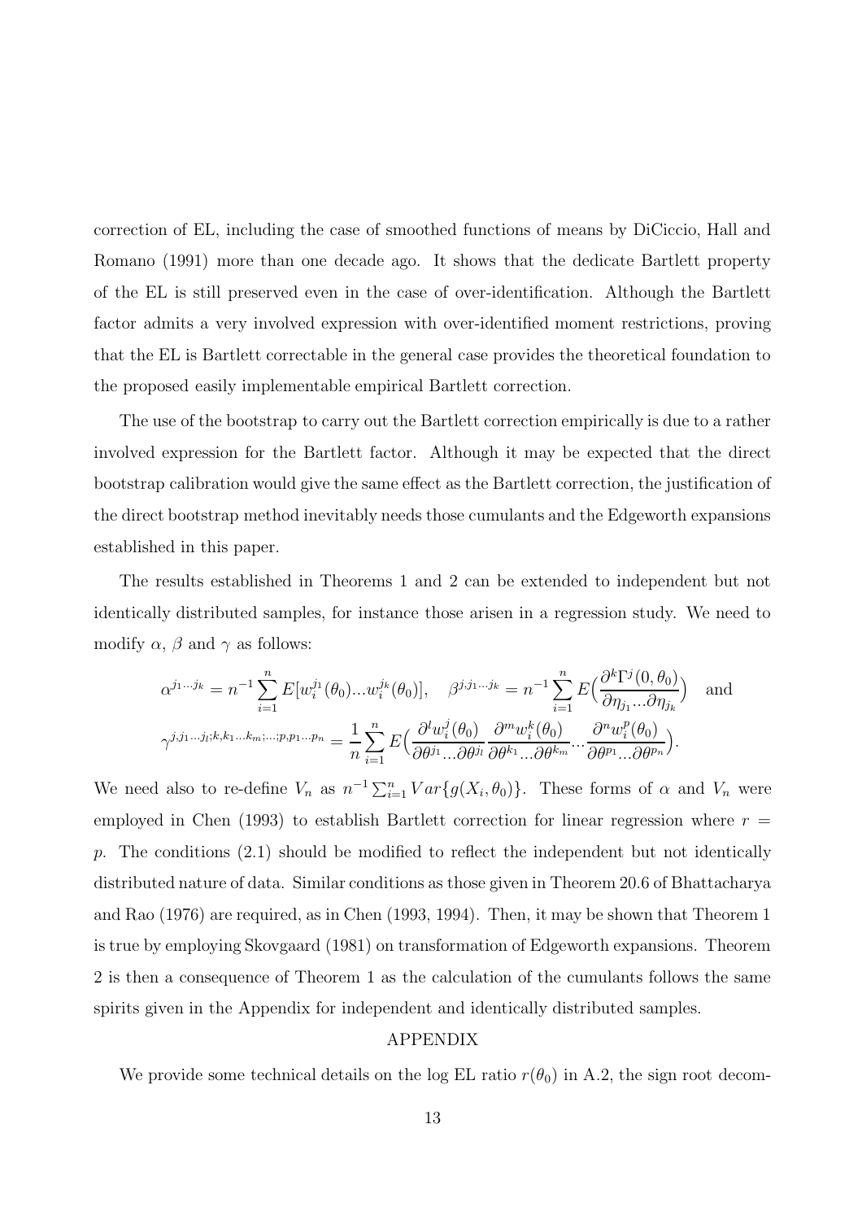correction of EL, including the case of smoothed functions of means by DiCiccio, Hall and Romano (1991) more than one decade ago. It shows that the dedicate Bartlett property of the EL is still preserved even in the case of over-identification. Although the Bartlett factor admits a very involved expression with over-identified moment restrictions, proving that the EL is Bartlett correctable in the general case provides the theoretical foundation to the proposed easily implementable empirical Bartlett correction.

The use of the bootstrap to carry out the Bartlett correction empirically is due to a rather involved expression for the Bartlett factor. Although it may be expected that the direct bootstrap calibration would give the same effect as the Bartlett correction, the justification of the direct bootstrap method inevitably needs those cumulants and the Edgeworth expansions established in this paper.

The results established in Theorems 1 and 2 can be extended to independent but not identically distributed samples, for instance those arisen in a regression study. We need to modify $\alpha$, $\beta$ and $\gamma$ as follows:

$$\alpha^{j_1\ldots j_k} = n^{-1}\sum_{i=1}^{n} E[w_i^{j_1}(\theta_0)\ldots w_i^{j_k}(\theta_0)], \quad \beta^{j,j_1\ldots j_k} = n^{-1}\sum_{i=1}^{n} E\Big(\frac{\partial^k \Gamma^j(0,\theta_0)}{\partial\eta_{j_1}\ldots\partial\eta_{j_k}}\Big) \quad \text{and}$$

$$\gamma^{j,j_1\ldots j_l;k,k_1\ldots k_m;\ldots;p,p_1\ldots p_n} = \frac{1}{n}\sum_{i=1}^{n} E\Big(\frac{\partial^l w_i^j(\theta_0)}{\partial\theta^{j_1}\ldots\partial\theta^{j_l}}\frac{\partial^m w_i^k(\theta_0)}{\partial\theta^{k_1}\ldots\partial\theta^{k_m}}\cdots\frac{\partial^n w_i^p(\theta_0)}{\partial\theta^{p_1}\ldots\partial\theta^{p_n}}\Big).$$

We need also to re-define $V_n$ as $n^{-1}\sum_{i=1}^{n} Var\{g(X_i,\theta_0)\}$. These forms of $\alpha$ and $V_n$ were employed in Chen (1993) to establish Bartlett correction for linear regression where $r = p$. The conditions (2.1) should be modified to reflect the independent but not identically distributed nature of data. Similar conditions as those given in Theorem 20.6 of Bhattacharya and Rao (1976) are required, as in Chen (1993, 1994). Then, it may be shown that Theorem 1 is true by employing Skovgaard (1981) on transformation of Edgeworth expansions. Theorem 2 is then a consequence of Theorem 1 as the calculation of the cumulants follows the same spirits given in the Appendix for independent and identically distributed samples.

## APPENDIX

We provide some technical details on the log EL ratio $r(\theta_0)$ in A.2, the sign root decom-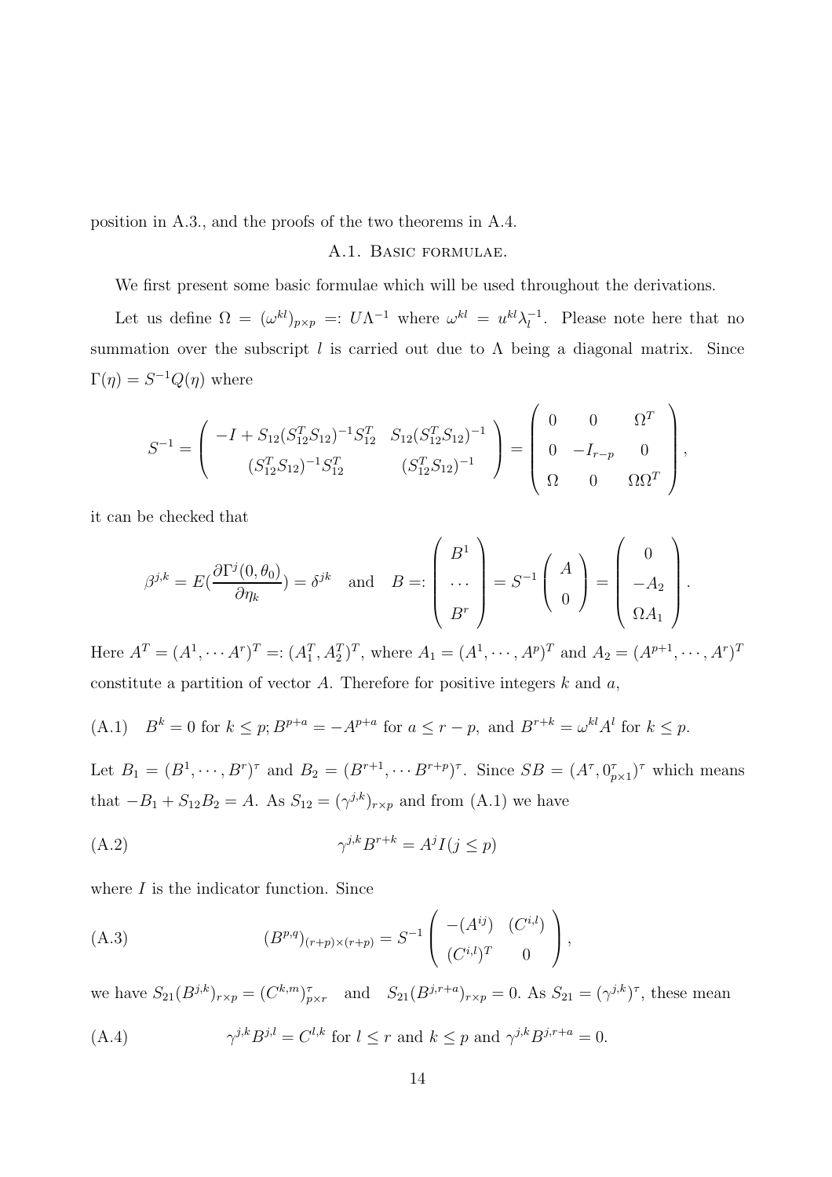position in A.3., and the proofs of the two theorems in A.4.

## A.1. Basic formulae.

We first present some basic formulae which will be used throughout the derivations.

Let us define $\Omega = (\omega^{kl})_{p\times p} =: U\Lambda^{-1}$ where $\omega^{kl} = u^{kl}\lambda_l^{-1}$. Please note here that no summation over the subscript $l$ is carried out due to $\Lambda$ being a diagonal matrix. Since $\Gamma(\eta) = S^{-1}Q(\eta)$ where

$$S^{-1} = \begin{pmatrix} -I + S_{12}(S_{12}^T S_{12})^{-1}S_{12}^T & S_{12}(S_{12}^T S_{12})^{-1} \\ (S_{12}^T S_{12})^{-1}S_{12}^T & (S_{12}^T S_{12})^{-1} \end{pmatrix} = \begin{pmatrix} 0 & 0 & \Omega^T \\ 0 & -I_{r-p} & 0 \\ \Omega & 0 & \Omega\Omega^T \end{pmatrix},$$

it can be checked that

$$\beta^{j,k} = E(\frac{\partial \Gamma^j(0,\theta_0)}{\partial \eta_k}) = \delta^{jk} \quad \text{and} \quad B =: \begin{pmatrix} B^1 \\ \cdots \\ B^r \end{pmatrix} = S^{-1}\begin{pmatrix} A \\ 0 \end{pmatrix} = \begin{pmatrix} 0 \\ -A_2 \\ \Omega A_1 \end{pmatrix}.$$

Here $A^T = (A^1, \cdots A^r)^T =: (A_1^T, A_2^T)^T$, where $A_1 = (A^1, \cdots, A^p)^T$ and $A_2 = (A^{p+1}, \cdots, A^r)^T$ constitute a partition of vector $A$. Therefore for positive integers $k$ and $a$,

$$\text{(A.1)} \quad B^k = 0 \text{ for } k \le p; B^{p+a} = -A^{p+a} \text{ for } a \le r-p, \text{ and } B^{r+k} = \omega^{kl}A^l \text{ for } k \le p.$$

Let $B_1 = (B^1, \cdots, B^r)^\tau$ and $B_2 = (B^{r+1}, \cdots B^{r+p})^\tau$. Since $SB = (A^\tau, 0_{p\times 1}^\tau)^\tau$ which means that $-B_1 + S_{12}B_2 = A$. As $S_{12} = (\gamma^{j,k})_{r\times p}$ and from (A.1) we have

$$\text{(A.2)} \qquad \gamma^{j,k}B^{r+k} = A^j I(j \le p)$$

where $I$ is the indicator function. Since

$$\text{(A.3)} \qquad (B^{p,q})_{(r+p)\times(r+p)} = S^{-1}\begin{pmatrix} -(A^{ij}) & (C^{i,l}) \\ (C^{i,l})^T & 0 \end{pmatrix},$$

we have $S_{21}(B^{j,k})_{r\times p} = (C^{k,m})_{p\times r}^\tau$ and $S_{21}(B^{j,r+a})_{r\times p} = 0$. As $S_{21} = (\gamma^{j,k})^\tau$, these mean

$$\text{(A.4)} \qquad \gamma^{j,k}B^{j,l} = C^{l,k} \text{ for } l \le r \text{ and } k \le p \text{ and } \gamma^{j,k}B^{j,r+a} = 0.$$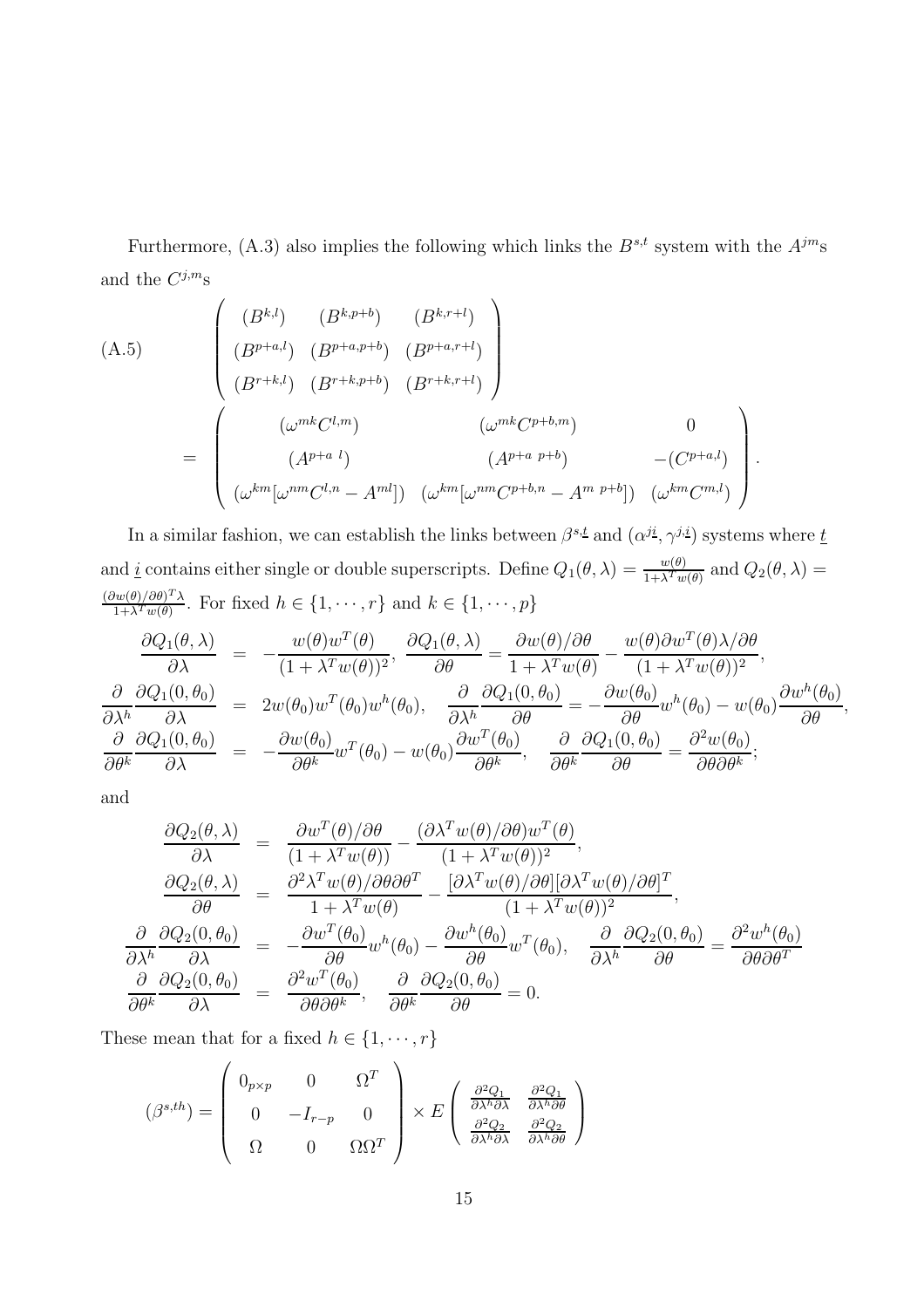Furthermore, (A.3) also implies the following which links the $B^{s,t}$ system with the $A^{jm}$s and the $C^{j,m}$s

$$
\text{(A.5)} \qquad \begin{pmatrix} (B^{k,l}) & (B^{k,p+b}) & (B^{k,r+l}) \\ (B^{p+a,l}) & (B^{p+a,p+b}) & (B^{p+a,r+l}) \\ (B^{r+k,l}) & (B^{r+k,p+b}) & (B^{r+k,r+l}) \end{pmatrix}
$$

$$
= \begin{pmatrix} (\omega^{mk} C^{l,m}) & (\omega^{mk} C^{p+b,m}) & 0 \\ (A^{p+a\ l}) & (A^{p+a\ p+b}) & -(C^{p+a,l}) \\ (\omega^{km}[\omega^{nm} C^{l,n} - A^{ml}]) & (\omega^{km}[\omega^{nm} C^{p+b,n} - A^{m\ p+b}]) & (\omega^{km} C^{m,l}) \end{pmatrix}.
$$

In a similar fashion, we can establish the links between $\beta^{s,\underline{t}}$ and $(\alpha^{j\underline{i}}, \gamma^{j,\underline{i}})$ systems where $\underline{t}$ and $\underline{i}$ contains either single or double superscripts. Define $Q_1(\theta,\lambda) = \frac{w(\theta)}{1+\lambda^T w(\theta)}$ and $Q_2(\theta,\lambda) = \frac{(\partial w(\theta)/\partial\theta)^T \lambda}{1+\lambda^T w(\theta)}$. For fixed $h \in \{1, \cdots, r\}$ and $k \in \{1, \cdots, p\}$

$$
\begin{aligned}
\frac{\partial Q_1(\theta,\lambda)}{\partial \lambda} &= -\frac{w(\theta) w^T(\theta)}{(1+\lambda^T w(\theta))^2}, \quad \frac{\partial Q_1(\theta,\lambda)}{\partial \theta} = \frac{\partial w(\theta)/\partial\theta}{1+\lambda^T w(\theta)} - \frac{w(\theta)\partial w^T(\theta)\lambda/\partial\theta}{(1+\lambda^T w(\theta))^2}, \\
\frac{\partial}{\partial \lambda^h}\frac{\partial Q_1(0,\theta_0)}{\partial \lambda} &= 2 w(\theta_0) w^T(\theta_0) w^h(\theta_0), \quad \frac{\partial}{\partial \lambda^h}\frac{\partial Q_1(0,\theta_0)}{\partial \theta} = -\frac{\partial w(\theta_0)}{\partial \theta} w^h(\theta_0) - w(\theta_0)\frac{\partial w^h(\theta_0)}{\partial \theta}, \\
\frac{\partial}{\partial \theta^k}\frac{\partial Q_1(0,\theta_0)}{\partial \lambda} &= -\frac{\partial w(\theta_0)}{\partial \theta^k} w^T(\theta_0) - w(\theta_0)\frac{\partial w^T(\theta_0)}{\partial \theta^k}, \quad \frac{\partial}{\partial \theta^k}\frac{\partial Q_1(0,\theta_0)}{\partial \theta} = \frac{\partial^2 w(\theta_0)}{\partial\theta\partial\theta^k};
\end{aligned}
$$

and

$$
\begin{aligned}
\frac{\partial Q_2(\theta,\lambda)}{\partial \lambda} &= \frac{\partial w^T(\theta)/\partial\theta}{(1+\lambda^T w(\theta))} - \frac{(\partial \lambda^T w(\theta)/\partial\theta) w^T(\theta)}{(1+\lambda^T w(\theta))^2}, \\
\frac{\partial Q_2(\theta,\lambda)}{\partial \theta} &= \frac{\partial^2 \lambda^T w(\theta)/\partial\theta\partial\theta^T}{1+\lambda^T w(\theta)} - \frac{[\partial \lambda^T w(\theta)/\partial\theta][\partial \lambda^T w(\theta)/\partial\theta]^T}{(1+\lambda^T w(\theta))^2}, \\
\frac{\partial}{\partial \lambda^h}\frac{\partial Q_2(0,\theta_0)}{\partial \lambda} &= -\frac{\partial w^T(\theta_0)}{\partial \theta} w^h(\theta_0) - \frac{\partial w^h(\theta_0)}{\partial \theta} w^T(\theta_0), \quad \frac{\partial}{\partial \lambda^h}\frac{\partial Q_2(0,\theta_0)}{\partial \theta} = \frac{\partial^2 w^h(\theta_0)}{\partial\theta\partial\theta^T} \\
\frac{\partial}{\partial \theta^k}\frac{\partial Q_2(0,\theta_0)}{\partial \lambda} &= \frac{\partial^2 w^T(\theta_0)}{\partial\theta\partial\theta^k}, \quad \frac{\partial}{\partial \theta^k}\frac{\partial Q_2(0,\theta_0)}{\partial \theta} = 0.
\end{aligned}
$$

These mean that for a fixed $h \in \{1, \cdots, r\}$

$$
(\beta^{s,th}) = \begin{pmatrix} 0_{p\times p} & 0 & \Omega^T \\ 0 & -I_{r-p} & 0 \\ \Omega & 0 & \Omega\Omega^T \end{pmatrix} \times E \begin{pmatrix} \frac{\partial^2 Q_1}{\partial\lambda^h\partial\lambda} & \frac{\partial^2 Q_1}{\partial\lambda^h\partial\theta} \\ \frac{\partial^2 Q_2}{\partial\lambda^h\partial\lambda} & \frac{\partial^2 Q_2}{\partial\lambda^h\partial\theta} \end{pmatrix}
$$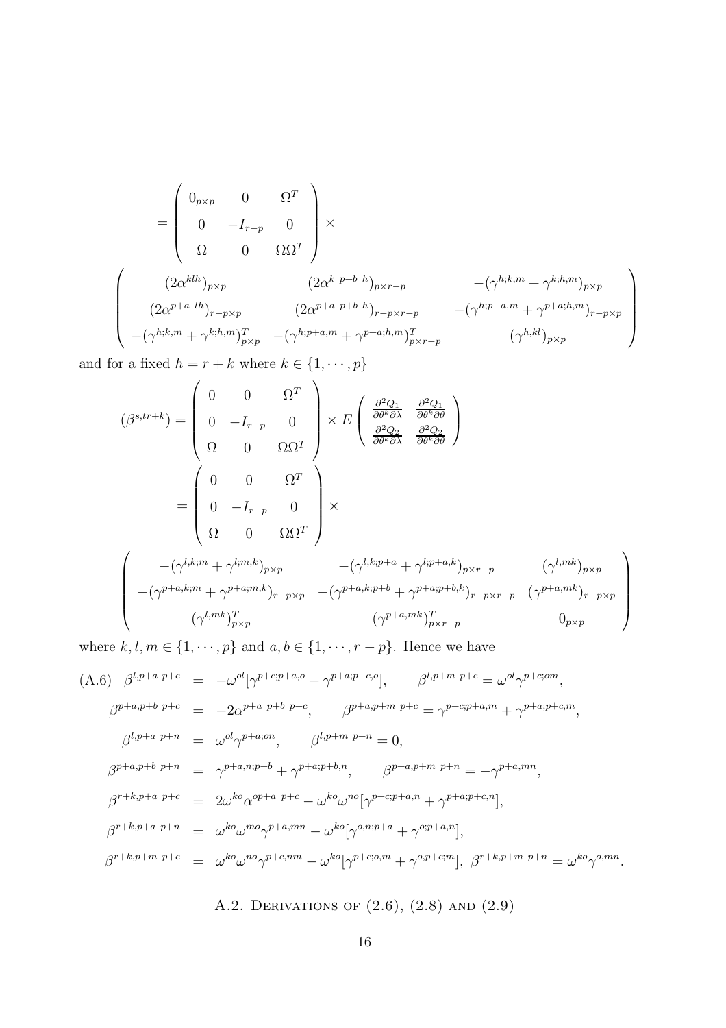$$
= \begin{pmatrix} 0_{p\times p} & 0 & \Omega^T \\ 0 & -I_{r-p} & 0 \\ \Omega & 0 & \Omega\Omega^T \end{pmatrix} \times
$$

$$
\begin{pmatrix} (2\alpha^{klh})_{p\times p} & (2\alpha^{k\ p+b\ h})_{p\times r-p} & -(\gamma^{h;k,m}+\gamma^{k;h,m})_{p\times p} \\ (2\alpha^{p+a\ lh})_{r-p\times p} & (2\alpha^{p+a\ p+b\ h})_{r-p\times r-p} & -(\gamma^{h;p+a,m}+\gamma^{p+a;h,m})_{r-p\times p} \\ -(\gamma^{h;k,m}+\gamma^{k;h,m})^T_{p\times p} & -(\gamma^{h;p+a,m}+\gamma^{p+a;h,m})^T_{p\times r-p} & (\gamma^{h,kl})_{p\times p} \end{pmatrix}
$$

and for a fixed $h = r+k$ where $k \in \{1, \cdots, p\}$

$$
(\beta^{s,t r+k}) = \begin{pmatrix} 0 & 0 & \Omega^T \\ 0 & -I_{r-p} & 0 \\ \Omega & 0 & \Omega\Omega^T \end{pmatrix} \times E\begin{pmatrix} \frac{\partial^2 Q_1}{\partial\theta^k\partial\lambda} & \frac{\partial^2 Q_1}{\partial\theta^k\partial\theta} \\ \frac{\partial^2 Q_2}{\partial\theta^k\partial\lambda} & \frac{\partial^2 Q_2}{\partial\theta^k\partial\theta} \end{pmatrix}
$$

$$
= \begin{pmatrix} 0 & 0 & \Omega^T \\ 0 & -I_{r-p} & 0 \\ \Omega & 0 & \Omega\Omega^T \end{pmatrix} \times
$$

$$
\begin{pmatrix} -(\gamma^{l,k;m}+\gamma^{l;m,k})_{p\times p} & -(\gamma^{l,k;p+a}+\gamma^{l;p+a,k})_{p\times r-p} & (\gamma^{l,mk})_{p\times p} \\ -(\gamma^{p+a,k;m}+\gamma^{p+a;m,k})_{r-p\times p} & -(\gamma^{p+a,k;p+b}+\gamma^{p+a;p+b,k})_{r-p\times r-p} & (\gamma^{p+a,mk})_{r-p\times p} \\ (\gamma^{l,mk})^T_{p\times p} & (\gamma^{p+a,mk})^T_{p\times r-p} & 0_{p\times p} \end{pmatrix}
$$

where $k, l, m \in \{1, \cdots, p\}$ and $a, b \in \{1, \cdots, r-p\}$. Hence we have

$$
\begin{aligned}
\text{(A.6)}\quad \beta^{l,p+a\ p+c} &= -\omega^{ol}[\gamma^{p+c;p+a,o}+\gamma^{p+a;p+c,o}], \qquad \beta^{l,p+m\ p+c} = \omega^{ol}\gamma^{p+c;om}, \\
\beta^{p+a,p+b\ p+c} &= -2\alpha^{p+a\ p+b\ p+c}, \qquad \beta^{p+a,p+m\ p+c} = \gamma^{p+c;p+a,m}+\gamma^{p+a;p+c,m}, \\
\beta^{l,p+a\ p+n} &= \omega^{ol}\gamma^{p+a;on}, \qquad \beta^{l,p+m\ p+n} = 0, \\
\beta^{p+a,p+b\ p+n} &= \gamma^{p+a,n;p+b}+\gamma^{p+a;p+b,n}, \qquad \beta^{p+a,p+m\ p+n} = -\gamma^{p+a,mn}, \\
\beta^{r+k,p+a\ p+c} &= 2\omega^{ko}\alpha^{op+a\ p+c} - \omega^{ko}\omega^{no}[\gamma^{p+c;p+a,n}+\gamma^{p+a;p+c,n}], \\
\beta^{r+k,p+a\ p+n} &= \omega^{ko}\omega^{mo}\gamma^{p+a,mn} - \omega^{ko}[\gamma^{o,n;p+a}+\gamma^{o;p+a,n}], \\
\beta^{r+k,p+m\ p+c} &= \omega^{ko}\omega^{no}\gamma^{p+c,nm} - \omega^{ko}[\gamma^{p+c;o,m}+\gamma^{o,p+c;m}],\ \beta^{r+k,p+m\ p+n} = \omega^{ko}\gamma^{o,mn}.
\end{aligned}
$$

## A.2. Derivations of (2.6), (2.8) and (2.9)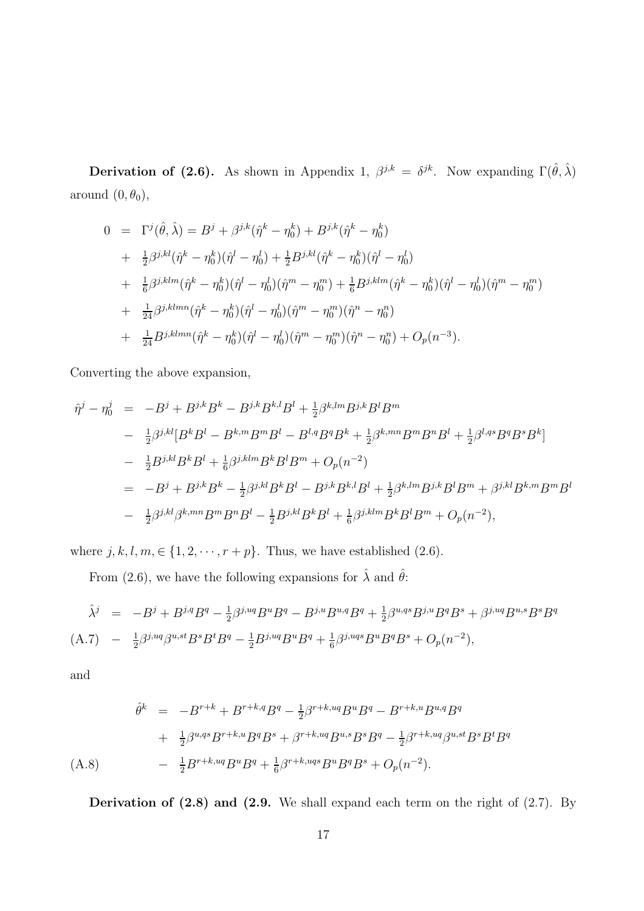**Derivation of (2.6).** As shown in Appendix 1, $\beta^{j,k} = \delta^{jk}$. Now expanding $\Gamma(\hat{\theta}, \hat{\lambda})$ around $(0, \theta_0)$,

$$
\begin{aligned}
0 &= \Gamma^j(\hat{\theta}, \hat{\lambda}) = B^j + \beta^{j,k}(\hat{\eta}^k - \eta_0^k) + B^{j,k}(\hat{\eta}^k - \eta_0^k) \\
&+ \tfrac{1}{2}\beta^{j,kl}(\hat{\eta}^k - \eta_0^k)(\hat{\eta}^l - \eta_0^l) + \tfrac{1}{2}B^{j,kl}(\hat{\eta}^k - \eta_0^k)(\hat{\eta}^l - \eta_0^l) \\
&+ \tfrac{1}{6}\beta^{j,klm}(\hat{\eta}^k - \eta_0^k)(\hat{\eta}^l - \eta_0^l)(\hat{\eta}^m - \eta_0^m) + \tfrac{1}{6}B^{j,klm}(\hat{\eta}^k - \eta_0^k)(\hat{\eta}^l - \eta_0^l)(\hat{\eta}^m - \eta_0^m) \\
&+ \tfrac{1}{24}\beta^{j,klmn}(\hat{\eta}^k - \eta_0^k)(\hat{\eta}^l - \eta_0^l)(\hat{\eta}^m - \eta_0^m)(\hat{\eta}^n - \eta_0^n) \\
&+ \tfrac{1}{24}B^{j,klmn}(\hat{\eta}^k - \eta_0^k)(\hat{\eta}^l - \eta_0^l)(\hat{\eta}^m - \eta_0^m)(\hat{\eta}^n - \eta_0^n) + O_p(n^{-3}).
\end{aligned}
$$

Converting the above expansion,

$$
\begin{aligned}
\hat{\eta}^j - \eta_0^j &= -B^j + B^{j,k}B^k - B^{j,k}B^{k,l}B^l + \tfrac{1}{2}\beta^{k,lm}B^{j,k}B^lB^m \\
&- \tfrac{1}{2}\beta^{j,kl}[B^kB^l - B^{k,m}B^mB^l - B^{l,q}B^qB^k + \tfrac{1}{2}\beta^{k,mn}B^mB^nB^l + \tfrac{1}{2}\beta^{l,qs}B^qB^sB^k] \\
&- \tfrac{1}{2}B^{j,kl}B^kB^l + \tfrac{1}{6}\beta^{j,klm}B^kB^lB^m + O_p(n^{-2}) \\
&= -B^j + B^{j,k}B^k - \tfrac{1}{2}\beta^{j,kl}B^kB^l - B^{j,k}B^{k,l}B^l + \tfrac{1}{2}\beta^{k,lm}B^{j,k}B^lB^m + \beta^{j,kl}B^{k,m}B^mB^l \\
&- \tfrac{1}{2}\beta^{j,kl}\beta^{k,mn}B^mB^nB^l - \tfrac{1}{2}B^{j,kl}B^kB^l + \tfrac{1}{6}\beta^{j,klm}B^kB^lB^m + O_p(n^{-2}),
\end{aligned}
$$

where $j, k, l, m, \in \{1, 2, \cdots, r+p\}$. Thus, we have established (2.6).

From (2.6), we have the following expansions for $\hat{\lambda}$ and $\hat{\theta}$:

$$
\begin{aligned}
\hat{\lambda}^j &= -B^j + B^{j,q}B^q - \tfrac{1}{2}\beta^{j,uq}B^uB^q - B^{j,u}B^{u,q}B^q + \tfrac{1}{2}\beta^{u,qs}B^{j,u}B^qB^s + \beta^{j,uq}B^{u,s}B^sB^q \\
&- \tfrac{1}{2}\beta^{j,uq}\beta^{u,st}B^sB^tB^q - \tfrac{1}{2}B^{j,uq}B^uB^q + \tfrac{1}{6}\beta^{j,uqs}B^uB^qB^s + O_p(n^{-2}),
\end{aligned} \tag{A.7}
$$

and

$$
\begin{aligned}
\hat{\theta}^k &= -B^{r+k} + B^{r+k,q}B^q - \tfrac{1}{2}\beta^{r+k,uq}B^uB^q - B^{r+k,u}B^{u,q}B^q \\
&+ \tfrac{1}{2}\beta^{u,qs}B^{r+k,u}B^qB^s + \beta^{r+k,uq}B^{u,s}B^sB^q - \tfrac{1}{2}\beta^{r+k,uq}\beta^{u,st}B^sB^tB^q \\
&- \tfrac{1}{2}B^{r+k,uq}B^uB^q + \tfrac{1}{6}\beta^{r+k,uqs}B^uB^qB^s + O_p(n^{-2}).
\end{aligned} \tag{A.8}
$$

**Derivation of (2.8) and (2.9).** We shall expand each term on the right of (2.7). By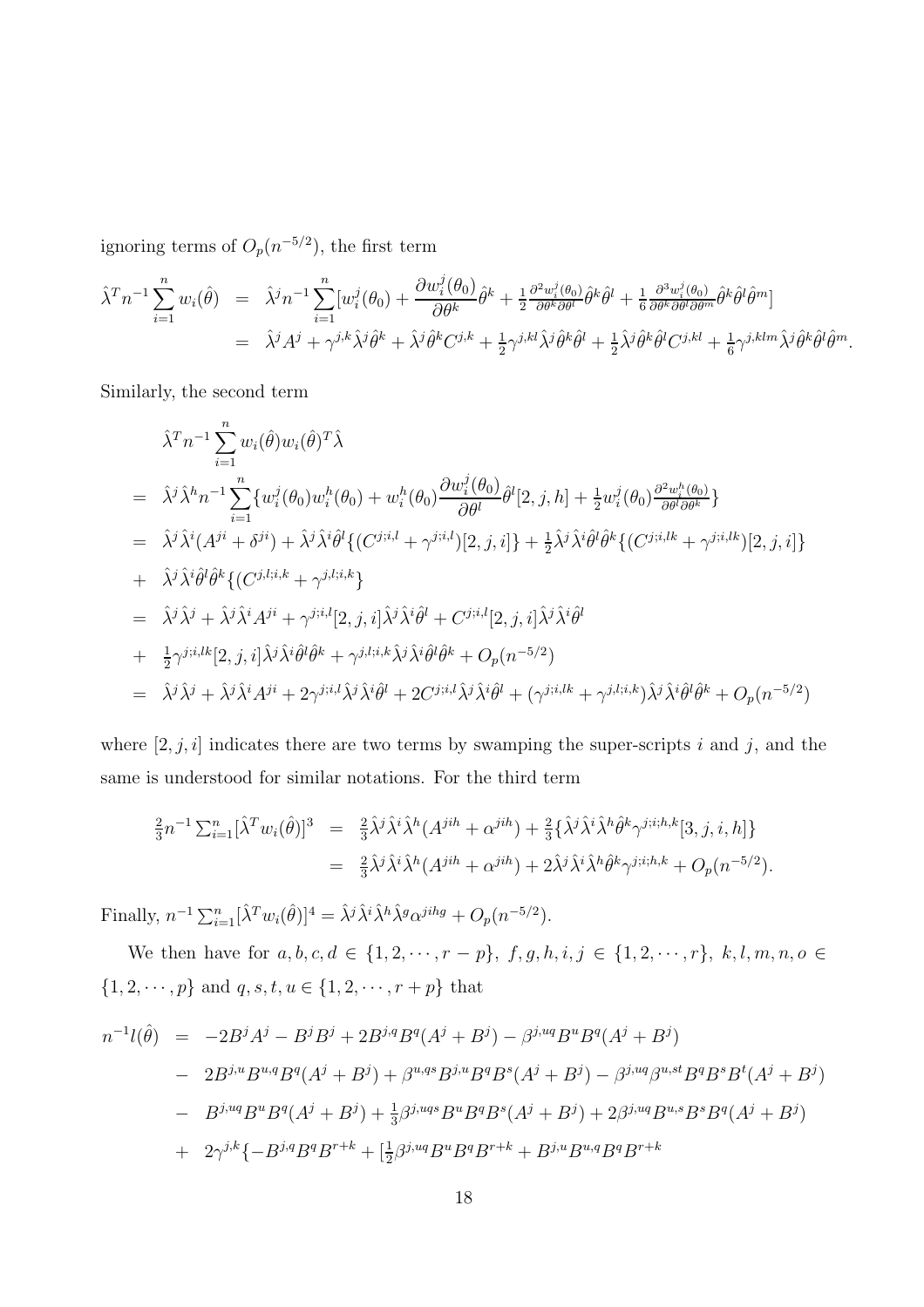ignoring terms of $O_p(n^{-5/2})$, the first term

$$
\begin{aligned}
\hat{\lambda}^T n^{-1}\sum_{i=1}^{n} w_i(\hat{\theta}) &= \hat{\lambda}^j n^{-1}\sum_{i=1}^{n}[w_i^j(\theta_0) + \frac{\partial w_i^j(\theta_0)}{\partial \theta^k}\hat{\theta}^k + \tfrac{1}{2}\tfrac{\partial^2 w_i^j(\theta_0)}{\partial\theta^k\partial\theta^l}\hat{\theta}^k\hat{\theta}^l + \tfrac{1}{6}\tfrac{\partial^3 w_i^j(\theta_0)}{\partial\theta^k\partial\theta^l\partial\theta^m}\hat{\theta}^k\hat{\theta}^l\hat{\theta}^m] \\
&= \hat{\lambda}^j A^j + \gamma^{j,k}\hat{\lambda}^j\hat{\theta}^k + \hat{\lambda}^j\hat{\theta}^k C^{j,k} + \tfrac{1}{2}\gamma^{j,kl}\hat{\lambda}^j\hat{\theta}^k\hat{\theta}^l + \tfrac{1}{2}\hat{\lambda}^j\hat{\theta}^k\hat{\theta}^l C^{j,kl} + \tfrac{1}{6}\gamma^{j,klm}\hat{\lambda}^j\hat{\theta}^k\hat{\theta}^l\hat{\theta}^m.
\end{aligned}
$$

Similarly, the second term

$$
\begin{aligned}
&\hat{\lambda}^T n^{-1}\sum_{i=1}^{n} w_i(\hat{\theta})w_i(\hat{\theta})^T\hat{\lambda} \\
=\ & \hat{\lambda}^j\hat{\lambda}^h n^{-1}\sum_{i=1}^{n}\{w_i^j(\theta_0)w_i^h(\theta_0) + w_i^h(\theta_0)\frac{\partial w_i^j(\theta_0)}{\partial\theta^l}\hat{\theta}^l[2,j,h] + \tfrac{1}{2}w_i^j(\theta_0)\tfrac{\partial^2 w_i^h(\theta_0)}{\partial\theta^l\partial\theta^k}\} \\
=\ & \hat{\lambda}^j\hat{\lambda}^i(A^{ji}+\delta^{ji}) + \hat{\lambda}^j\hat{\lambda}^i\hat{\theta}^l\{(C^{j;i,l}+\gamma^{j;i,l})[2,j,i]\} + \tfrac{1}{2}\hat{\lambda}^j\hat{\lambda}^i\hat{\theta}^l\hat{\theta}^k\{(C^{j;i,lk}+\gamma^{j;i,lk})[2,j,i]\} \\
+\ & \hat{\lambda}^j\hat{\lambda}^i\hat{\theta}^l\hat{\theta}^k\{(C^{j,l;i,k}+\gamma^{j,l;i,k}\} \\
=\ & \hat{\lambda}^j\hat{\lambda}^j + \hat{\lambda}^j\hat{\lambda}^i A^{ji} + \gamma^{j;i,l}[2,j,i]\hat{\lambda}^j\hat{\lambda}^i\hat{\theta}^l + C^{j;i,l}[2,j,i]\hat{\lambda}^j\hat{\lambda}^i\hat{\theta}^l \\
+\ & \tfrac{1}{2}\gamma^{j;i,lk}[2,j,i]\hat{\lambda}^j\hat{\lambda}^i\hat{\theta}^l\hat{\theta}^k + \gamma^{j,l;i,k}\hat{\lambda}^j\hat{\lambda}^i\hat{\theta}^l\hat{\theta}^k + O_p(n^{-5/2}) \\
=\ & \hat{\lambda}^j\hat{\lambda}^j + \hat{\lambda}^j\hat{\lambda}^i A^{ji} + 2\gamma^{j;i,l}\hat{\lambda}^j\hat{\lambda}^i\hat{\theta}^l + 2C^{j;i,l}\hat{\lambda}^j\hat{\lambda}^i\hat{\theta}^l + (\gamma^{j;i,lk}+\gamma^{j,l;i,k})\hat{\lambda}^j\hat{\lambda}^i\hat{\theta}^l\hat{\theta}^k + O_p(n^{-5/2})
\end{aligned}
$$

where $[2,j,i]$ indicates there are two terms by swamping the super-scripts $i$ and $j$, and the same is understood for similar notations. For the third term

$$
\begin{aligned}
\tfrac{2}{3}n^{-1}\textstyle\sum_{i=1}^{n}[\hat{\lambda}^T w_i(\hat{\theta})]^3 &= \tfrac{2}{3}\hat{\lambda}^j\hat{\lambda}^i\hat{\lambda}^h(A^{jih}+\alpha^{jih}) + \tfrac{2}{3}\{\hat{\lambda}^j\hat{\lambda}^i\hat{\lambda}^h\hat{\theta}^k\gamma^{j;i;h,k}[3,j,i,h]\} \\
&= \tfrac{2}{3}\hat{\lambda}^j\hat{\lambda}^i\hat{\lambda}^h(A^{jih}+\alpha^{jih}) + 2\hat{\lambda}^j\hat{\lambda}^i\hat{\lambda}^h\hat{\theta}^k\gamma^{j;i;h,k} + O_p(n^{-5/2}).
\end{aligned}
$$

Finally, $n^{-1}\sum_{i=1}^{n}[\hat{\lambda}^T w_i(\hat{\theta})]^4 = \hat{\lambda}^j\hat{\lambda}^i\hat{\lambda}^h\hat{\lambda}^g\alpha^{jihg} + O_p(n^{-5/2})$.

We then have for $a,b,c,d \in \{1,2,\cdots,r-p\}$, $f,g,h,i,j \in \{1,2,\cdots,r\}$, $k,l,m,n,o \in \{1,2,\cdots,p\}$ and $q,s,t,u \in \{1,2,\cdots,r+p\}$ that

$$
\begin{aligned}
n^{-1}l(\hat{\theta}) &= -2B^jA^j - B^jB^j + 2B^{j,q}B^q(A^j+B^j) - \beta^{j,uq}B^uB^q(A^j+B^j) \\
&- 2B^{j,u}B^{u,q}B^q(A^j+B^j) + \beta^{u,qs}B^{j,u}B^qB^s(A^j+B^j) - \beta^{j,uq}\beta^{u,st}B^qB^sB^t(A^j+B^j) \\
&- B^{j,uq}B^uB^q(A^j+B^j) + \tfrac{1}{3}\beta^{j,uqs}B^uB^qB^s(A^j+B^j) + 2\beta^{j,uq}B^{u,s}B^sB^q(A^j+B^j) \\
&+ 2\gamma^{j,k}\{-B^{j,q}B^qB^{r+k} + [\tfrac{1}{2}\beta^{j,uq}B^uB^qB^{r+k} + B^{j,u}B^{u,q}B^qB^{r+k}
\end{aligned}
$$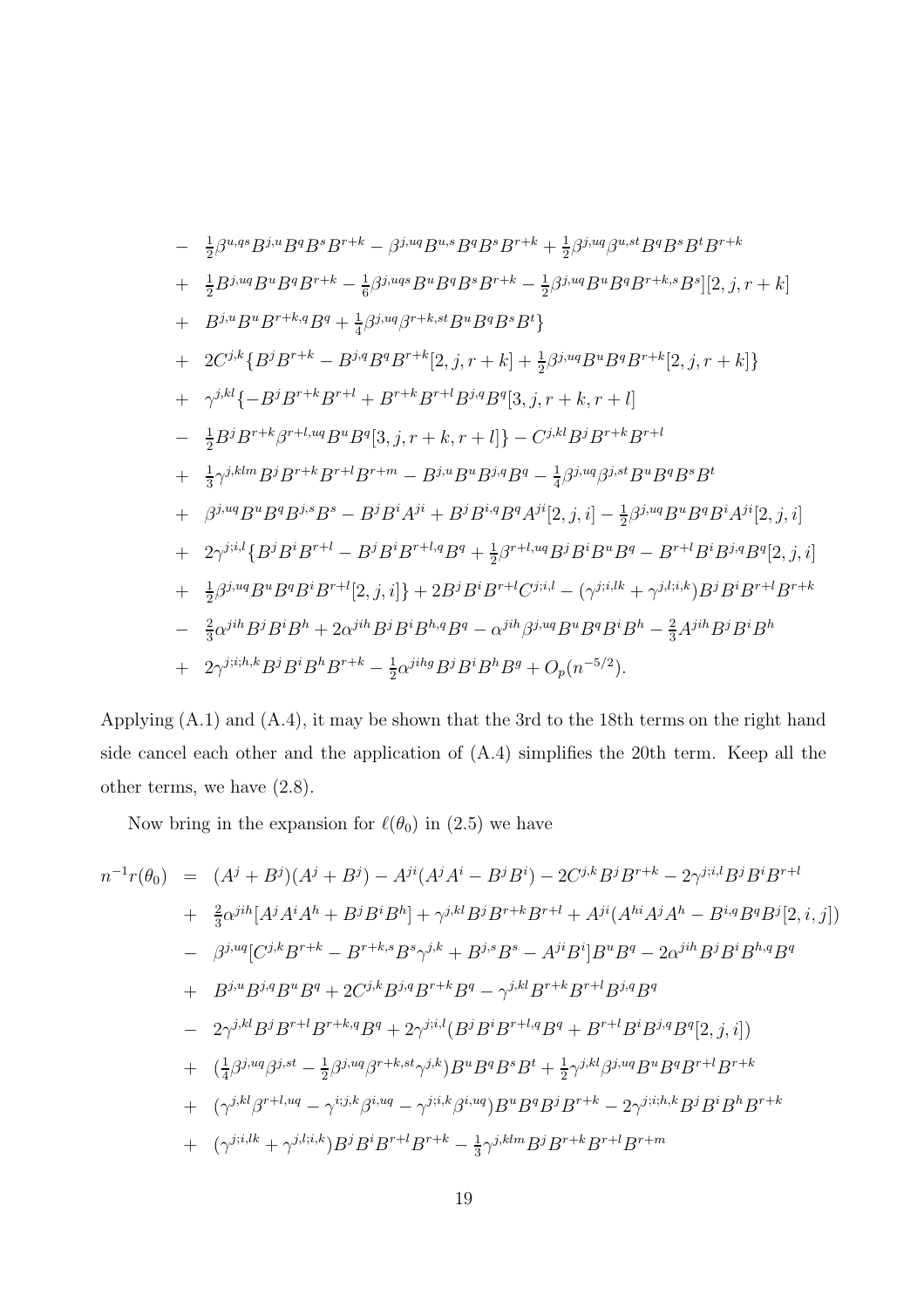$$
\begin{aligned}
&- \tfrac{1}{2}\beta^{u,qs}B^{j,u}B^{q}B^{s}B^{r+k} - \beta^{j,uq}B^{u,s}B^{q}B^{s}B^{r+k} + \tfrac{1}{2}\beta^{j,uq}\beta^{u,st}B^{q}B^{s}B^{t}B^{r+k} \\
&+ \tfrac{1}{2}B^{j,uq}B^{u}B^{q}B^{r+k} - \tfrac{1}{6}\beta^{j,uqs}B^{u}B^{q}B^{s}B^{r+k} - \tfrac{1}{2}\beta^{j,uq}B^{u}B^{q}B^{r+k,s}B^{s}][2,j,r+k] \\
&+ B^{j,u}B^{u}B^{r+k,q}B^{q} + \tfrac{1}{4}\beta^{j,uq}\beta^{r+k,st}B^{u}B^{q}B^{s}B^{t}\} \\
&+ 2C^{j,k}\{B^{j}B^{r+k} - B^{j,q}B^{q}B^{r+k}[2,j,r+k] + \tfrac{1}{2}\beta^{j,uq}B^{u}B^{q}B^{r+k}[2,j,r+k]\} \\
&+ \gamma^{j,kl}\{-B^{j}B^{r+k}B^{r+l} + B^{r+k}B^{r+l}B^{j,q}B^{q}[3,j,r+k,r+l] \\
&- \tfrac{1}{2}B^{j}B^{r+k}\beta^{r+l,uq}B^{u}B^{q}[3,j,r+k,r+l]\} - C^{j,kl}B^{j}B^{r+k}B^{r+l} \\
&+ \tfrac{1}{3}\gamma^{j,klm}B^{j}B^{r+k}B^{r+l}B^{r+m} - B^{j,u}B^{u}B^{j,q}B^{q} - \tfrac{1}{4}\beta^{j,uq}\beta^{j,st}B^{u}B^{q}B^{s}B^{t} \\
&+ \beta^{j,uq}B^{u}B^{q}B^{j,s}B^{s} - B^{j}B^{i}A^{ji} + B^{j}B^{i,q}B^{q}A^{ji}[2,j,i] - \tfrac{1}{2}\beta^{j,uq}B^{u}B^{q}B^{i}A^{ji}[2,j,i] \\
&+ 2\gamma^{j;i,l}\{B^{j}B^{i}B^{r+l} - B^{j}B^{i}B^{r+l,q}B^{q} + \tfrac{1}{2}\beta^{r+l,uq}B^{j}B^{i}B^{u}B^{q} - B^{r+l}B^{i}B^{j,q}B^{q}[2,j,i] \\
&+ \tfrac{1}{2}\beta^{j,uq}B^{u}B^{q}B^{i}B^{r+l}[2,j,i]\} + 2B^{j}B^{i}B^{r+l}C^{j;i,l} - (\gamma^{j;i,lk} + \gamma^{j,l;i,k})B^{j}B^{i}B^{r+l}B^{r+k} \\
&- \tfrac{2}{3}\alpha^{jih}B^{j}B^{i}B^{h} + 2\alpha^{jih}B^{j}B^{i}B^{h,q}B^{q} - \alpha^{jih}\beta^{j,uq}B^{u}B^{q}B^{i}B^{h} - \tfrac{2}{3}A^{jih}B^{j}B^{i}B^{h} \\
&+ 2\gamma^{j;i;h,k}B^{j}B^{i}B^{h}B^{r+k} - \tfrac{1}{2}\alpha^{jihg}B^{j}B^{i}B^{h}B^{g} + O_p(n^{-5/2}).
\end{aligned}
$$

Applying (A.1) and (A.4), it may be shown that the 3rd to the 18th terms on the right hand side cancel each other and the application of (A.4) simplifies the 20th term. Keep all the other terms, we have (2.8).

Now bring in the expansion for $\ell(\theta_0)$ in (2.5) we have

$$
\begin{aligned}
n^{-1}r(\theta_0) &= (A^{j}+B^{j})(A^{j}+B^{j}) - A^{ji}(A^{j}A^{i} - B^{j}B^{i}) - 2C^{j,k}B^{j}B^{r+k} - 2\gamma^{j;i,l}B^{j}B^{i}B^{r+l} \\
&+ \tfrac{2}{3}\alpha^{jih}[A^{j}A^{i}A^{h} + B^{j}B^{i}B^{h}] + \gamma^{j,kl}B^{j}B^{r+k}B^{r+l} + A^{ji}(A^{hi}A^{j}A^{h} - B^{i,q}B^{q}B^{j}[2,i,j]) \\
&- \beta^{j,uq}[C^{j,k}B^{r+k} - B^{r+k,s}B^{s}\gamma^{j,k} + B^{j,s}B^{s} - A^{ji}B^{i}]B^{u}B^{q} - 2\alpha^{jih}B^{j}B^{i}B^{h,q}B^{q} \\
&+ B^{j,u}B^{j,q}B^{u}B^{q} + 2C^{j,k}B^{j,q}B^{r+k}B^{q} - \gamma^{j,kl}B^{r+k}B^{r+l}B^{j,q}B^{q} \\
&- 2\gamma^{j,kl}B^{j}B^{r+l}B^{r+k,q}B^{q} + 2\gamma^{j;i,l}(B^{j}B^{i}B^{r+l,q}B^{q} + B^{r+l}B^{i}B^{j,q}B^{q}[2,j,i]) \\
&+ (\tfrac{1}{4}\beta^{j,uq}\beta^{j,st} - \tfrac{1}{2}\beta^{j,uq}\beta^{r+k,st}\gamma^{j,k})B^{u}B^{q}B^{s}B^{t} + \tfrac{1}{2}\gamma^{j,kl}\beta^{j,uq}B^{u}B^{q}B^{r+l}B^{r+k} \\
&+ (\gamma^{j,kl}\beta^{r+l,uq} - \gamma^{i;j,k}\beta^{i,uq} - \gamma^{j;i,k}\beta^{i,uq})B^{u}B^{q}B^{j}B^{r+k} - 2\gamma^{j;i;h,k}B^{j}B^{i}B^{h}B^{r+k} \\
&+ (\gamma^{j;i,lk} + \gamma^{j,l;i,k})B^{j}B^{i}B^{r+l}B^{r+k} - \tfrac{1}{3}\gamma^{j,klm}B^{j}B^{r+k}B^{r+l}B^{r+m}
\end{aligned}
$$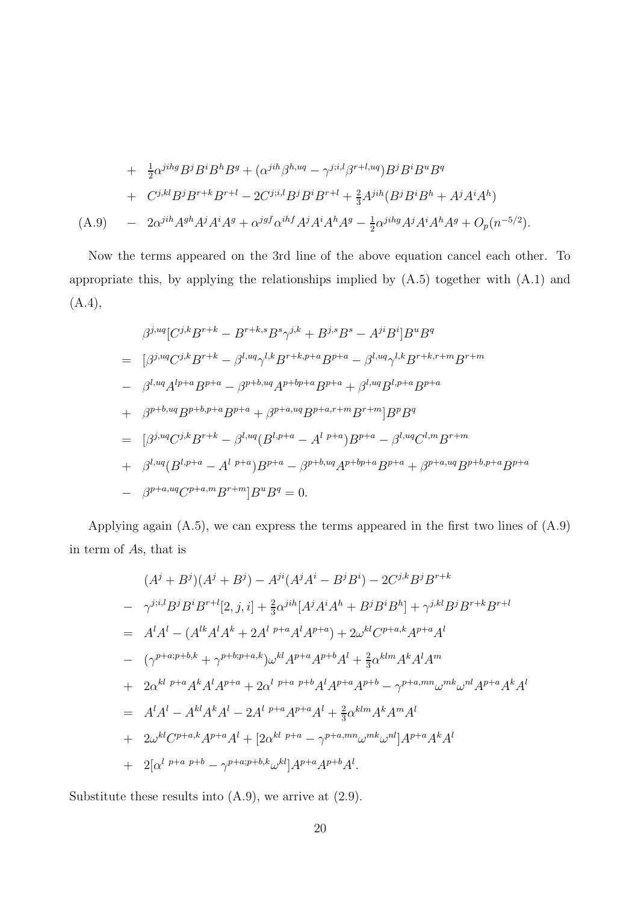$$
\begin{aligned}
&+ \ \tfrac{1}{2}\alpha^{jihg}B^jB^iB^hB^g + (\alpha^{jih}\beta^{h,uq} - \gamma^{j;i,l}\beta^{r+l,uq})B^jB^iB^uB^q \\
&+ \ C^{j,kl}B^jB^{r+k}B^{r+l} - 2C^{j;i,l}B^jB^iB^{r+l} + \tfrac{2}{3}A^{jih}(B^jB^iB^h + A^jA^iA^h) \\
&- \ 2\alpha^{jih}A^{gh}A^jA^iA^g + \alpha^{jgf}\alpha^{ihf}A^jA^iA^hA^g - \tfrac{1}{2}\alpha^{jihg}A^jA^iA^hA^g + O_p(n^{-5/2}). \qquad \text{(A.9)}
\end{aligned}
$$

Now the terms appeared on the 3rd line of the above equation cancel each other. To appropriate this, by applying the relationships implied by (A.5) together with (A.1) and (A.4),

$$
\begin{aligned}
&\beta^{j,uq}[C^{j,k}B^{r+k} - B^{r+k,s}B^s\gamma^{j,k} + B^{j,s}B^s - A^{ji}B^i]B^uB^q \\
= \ &[\beta^{j,uq}C^{j,k}B^{r+k} - \beta^{l,uq}\gamma^{l,k}B^{r+k,p+a}B^{p+a} - \beta^{l,uq}\gamma^{l,k}B^{r+k,r+m}B^{r+m} \\
- \ &\beta^{l,uq}A^{lp+a}B^{p+a} - \beta^{p+b,uq}A^{p+bp+a}B^{p+a} + \beta^{l,uq}B^{l,p+a}B^{p+a} \\
+ \ &\beta^{p+b,uq}B^{p+b,p+a}B^{p+a} + \beta^{p+a,uq}B^{p+a,r+m}B^{r+m}]B^pB^q \\
= \ &[\beta^{j,uq}C^{j,k}B^{r+k} - \beta^{l,uq}(B^{l,p+a} - A^{l\ p+a})B^{p+a} - \beta^{l,uq}C^{l,m}B^{r+m} \\
+ \ &\beta^{l,uq}(B^{l,p+a} - A^{l\ p+a})B^{p+a} - \beta^{p+b,uq}A^{p+bp+a}B^{p+a} + \beta^{p+a,uq}B^{p+b,p+a}B^{p+a} \\
- \ &\beta^{p+a,uq}C^{p+a,m}B^{r+m}]B^uB^q = 0.
\end{aligned}
$$

Applying again (A.5), we can express the terms appeared in the first two lines of (A.9) in term of $A$s, that is

$$
\begin{aligned}
&(A^j + B^j)(A^j + B^j) - A^{ji}(A^jA^i - B^jB^i) - 2C^{j,k}B^jB^{r+k} \\
- \ &\gamma^{j;i,l}B^jB^iB^{r+l}[2,j,i] + \tfrac{2}{3}\alpha^{jih}[A^jA^iA^h + B^jB^iB^h] + \gamma^{j,kl}B^jB^{r+k}B^{r+l} \\
= \ &A^lA^l - (A^{lk}A^lA^k + 2A^{l\ p+a}A^lA^{p+a}) + 2\omega^{kl}C^{p+a,k}A^{p+a}A^l \\
- \ &(\gamma^{p+a;p+b,k} + \gamma^{p+b;p+a,k})\omega^{kl}A^{p+a}A^{p+b}A^l + \tfrac{2}{3}\alpha^{klm}A^kA^lA^m \\
+ \ &2\alpha^{kl\ p+a}A^kA^lA^{p+a} + 2\alpha^{l\ p+a\ p+b}A^lA^{p+a}A^{p+b} - \gamma^{p+a,mn}\omega^{mk}\omega^{nl}A^{p+a}A^kA^l \\
= \ &A^lA^l - A^{kl}A^kA^l - 2A^{l\ p+a}A^{p+a}A^l + \tfrac{2}{3}\alpha^{klm}A^kA^mA^l \\
+ \ &2\omega^{kl}C^{p+a,k}A^{p+a}A^l + [2\alpha^{kl\ p+a} - \gamma^{p+a,mn}\omega^{mk}\omega^{nl}]A^{p+a}A^kA^l \\
+ \ &2[\alpha^{l\ p+a\ p+b} - \gamma^{p+a;p+b,k}\omega^{kl}]A^{p+a}A^{p+b}A^l.
\end{aligned}
$$

Substitute these results into (A.9), we arrive at (2.9).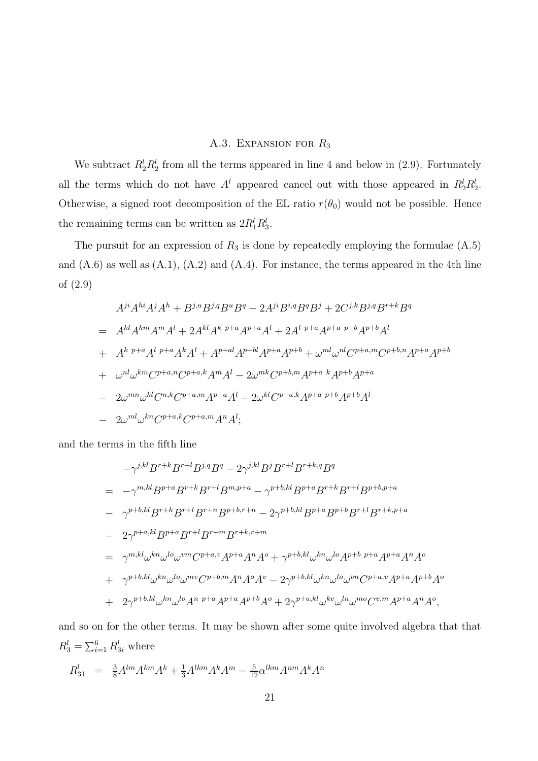### A.3. Expansion for $R_3$

We subtract $R_2^l R_2^l$ from all the terms appeared in line 4 and below in (2.9). Fortunately all the terms which do not have $A^l$ appeared cancel out with those appeared in $R_2^l R_2^l$. Otherwise, a signed root decomposition of the EL ratio $r(\theta_0)$ would not be possible. Hence the remaining terms can be written as $2R_1^l R_3^l$.

The pursuit for an expression of $R_3$ is done by repeatedly employing the formulae (A.5) and (A.6) as well as (A.1), (A.2) and (A.4). For instance, the terms appeared in the 4th line of (2.9)

$$
\begin{aligned}
& A^{ji}A^{hi}A^{j}A^{h} + B^{j,u}B^{j,q}B^{u}B^{q} - 2A^{ji}B^{i,q}B^{q}B^{j} + 2C^{j,k}B^{j,q}B^{r+k}B^{q} \\
= \;& A^{kl}A^{km}A^{m}A^{l} + 2A^{kl}A^{k\ p+a}A^{p+a}A^{l} + 2A^{l\ p+a}A^{p+a\ p+b}A^{p+b}A^{l} \\
+ \;& A^{k\ p+a}A^{l\ p+a}A^{k}A^{l} + A^{p+al}A^{p+bl}A^{p+a}A^{p+b} + \omega^{ml}\omega^{nl}C^{p+a,m}C^{p+b,n}A^{p+a}A^{p+b} \\
+ \;& \omega^{nl}\omega^{km}C^{p+a,n}C^{p+a,k}A^{m}A^{l} - 2\omega^{mk}C^{p+b,m}A^{p+a\ k}A^{p+b}A^{p+a} \\
- \;& 2\omega^{mn}\omega^{kl}C^{n,k}C^{p+a,m}A^{p+a}A^{l} - 2\omega^{kl}C^{p+a,k}A^{p+a\ p+b}A^{p+b}A^{l} \\
- \;& 2\omega^{ml}\omega^{kn}C^{p+a,k}C^{p+a,m}A^{n}A^{l};
\end{aligned}
$$

and the terms in the fifth line

$$
\begin{aligned}
& -\gamma^{j,kl}B^{r+k}B^{r+l}B^{j,q}B^{q} - 2\gamma^{j,kl}B^{j}B^{r+l}B^{r+k,q}B^{q} \\
= \;& -\gamma^{m,kl}B^{p+a}B^{r+k}B^{r+l}B^{m,p+a} - \gamma^{p+b,kl}B^{p+a}B^{r+k}B^{r+l}B^{p+b,p+a} \\
- \;& \gamma^{p+b,kl}B^{r+k}B^{r+l}B^{r+n}B^{p+b,r+n} - 2\gamma^{p+b,kl}B^{p+a}B^{p+b}B^{r+l}B^{r+k,p+a} \\
- \;& 2\gamma^{p+a,kl}B^{p+a}B^{r+l}B^{r+m}B^{r+k,r+m} \\
= \;& \gamma^{m,kl}\omega^{kn}\omega^{lo}\omega^{vm}C^{p+a,v}A^{p+a}A^{n}A^{o} + \gamma^{p+b,kl}\omega^{kn}\omega^{lo}A^{p+b\ p+a}A^{p+a}A^{n}A^{o} \\
+ \;& \gamma^{p+b,kl}\omega^{kn}\omega^{lo}\omega^{mv}C^{p+b,m}A^{n}A^{o}A^{v} - 2\gamma^{p+b,kl}\omega^{kn}\omega^{lo}\omega^{vn}C^{p+a,v}A^{p+a}A^{p+b}A^{o} \\
+ \;& 2\gamma^{p+b,kl}\omega^{kn}\omega^{lo}A^{n\ p+a}A^{p+a}A^{p+b}A^{o} + 2\gamma^{p+a,kl}\omega^{kv}\omega^{ln}\omega^{mo}C^{v,m}A^{p+a}A^{n}A^{o},
\end{aligned}
$$

and so on for the other terms. It may be shown after some quite involved algebra that that $R_3^l = \sum_{i=1}^{6} R_{3i}^l$ where

$$
R_{31}^l \;=\; \tfrac{3}{8}A^{lm}A^{km}A^{k} + \tfrac{1}{3}A^{lkm}A^{k}A^{m} - \tfrac{5}{12}\alpha^{lkm}A^{nm}A^{k}A^{n}
$$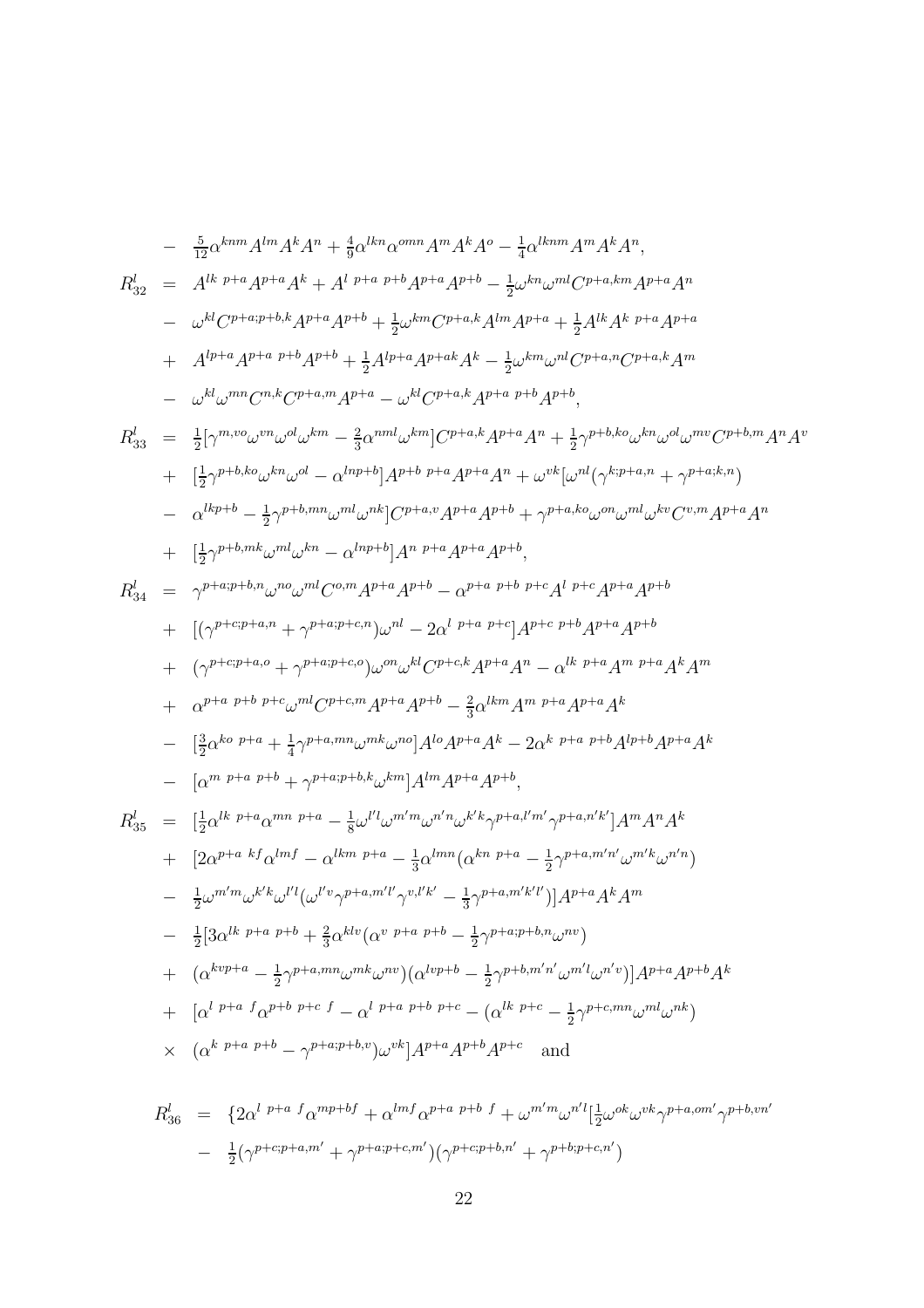$$
\begin{aligned}
&- \tfrac{5}{12}\alpha^{knm}A^{lm}A^kA^n + \tfrac{4}{9}\alpha^{lkn}\alpha^{omn}A^mA^kA^o - \tfrac{1}{4}\alpha^{lknm}A^mA^kA^n, \\
R^l_{32} \; = \; & A^{lk\;p+a}A^{p+a}A^k + A^{l\;p+a\;p+b}A^{p+a}A^{p+b} - \tfrac{1}{2}\omega^{kn}\omega^{ml}C^{p+a,km}A^{p+a}A^n \\
&- \omega^{kl}C^{p+a;p+b,k}A^{p+a}A^{p+b} + \tfrac{1}{2}\omega^{km}C^{p+a,k}A^{lm}A^{p+a} + \tfrac{1}{2}A^{lk}A^{k\;p+a}A^{p+a} \\
&+ A^{lp+a}A^{p+a\;p+b}A^{p+b} + \tfrac{1}{2}A^{lp+a}A^{p+ak}A^k - \tfrac{1}{2}\omega^{km}\omega^{nl}C^{p+a,n}C^{p+a,k}A^m \\
&- \omega^{kl}\omega^{mn}C^{n,k}C^{p+a,m}A^{p+a} - \omega^{kl}C^{p+a,k}A^{p+a\;p+b}A^{p+b}, \\
R^l_{33} \; = \; & \tfrac{1}{2}[\gamma^{m,vo}\omega^{vn}\omega^{ol}\omega^{km} - \tfrac{2}{3}\alpha^{nml}\omega^{km}]C^{p+a,k}A^{p+a}A^n + \tfrac{1}{2}\gamma^{p+b,ko}\omega^{kn}\omega^{ol}\omega^{mv}C^{p+b,m}A^nA^v \\
&+ [\tfrac{1}{2}\gamma^{p+b,ko}\omega^{kn}\omega^{ol} - \alpha^{lnp+b}]A^{p+b\;p+a}A^{p+a}A^n + \omega^{vk}[\omega^{nl}(\gamma^{k;p+a,n} + \gamma^{p+a;k,n}) \\
&- \alpha^{lkp+b} - \tfrac{1}{2}\gamma^{p+b,mn}\omega^{ml}\omega^{nk}]C^{p+a,v}A^{p+a}A^{p+b} + \gamma^{p+a,ko}\omega^{on}\omega^{ml}\omega^{kv}C^{v,m}A^{p+a}A^n \\
&+ [\tfrac{1}{2}\gamma^{p+b,mk}\omega^{ml}\omega^{kn} - \alpha^{lnp+b}]A^{n\;p+a}A^{p+a}A^{p+b}, \\
R^l_{34} \; = \; & \gamma^{p+a;p+b,n}\omega^{no}\omega^{ml}C^{o,m}A^{p+a}A^{p+b} - \alpha^{p+a\;p+b\;p+c}A^{l\;p+c}A^{p+a}A^{p+b} \\
&+ [(\gamma^{p+c;p+a,n} + \gamma^{p+a;p+c,n})\omega^{nl} - 2\alpha^{l\;p+a\;p+c}]A^{p+c\;p+b}A^{p+a}A^{p+b} \\
&+ (\gamma^{p+c;p+a,o} + \gamma^{p+a;p+c,o})\omega^{on}\omega^{kl}C^{p+c,k}A^{p+a}A^n - \alpha^{lk\;p+a}A^{m\;p+a}A^kA^m \\
&+ \alpha^{p+a\;p+b\;p+c}\omega^{ml}C^{p+c,m}A^{p+a}A^{p+b} - \tfrac{2}{3}\alpha^{lkm}A^{m\;p+a}A^{p+a}A^k \\
&- [\tfrac{3}{2}\alpha^{ko\;p+a} + \tfrac{1}{4}\gamma^{p+a,mn}\omega^{mk}\omega^{no}]A^{lo}A^{p+a}A^k - 2\alpha^{k\;p+a\;p+b}A^{lp+b}A^{p+a}A^k \\
&- [\alpha^{m\;p+a\;p+b} + \gamma^{p+a;p+b,k}\omega^{km}]A^{lm}A^{p+a}A^{p+b}, \\
R^l_{35} \; = \; & [\tfrac{1}{2}\alpha^{lk\;p+a}\alpha^{mn\;p+a} - \tfrac{1}{8}\omega^{l'l}\omega^{m'm}\omega^{n'n}\omega^{k'k}\gamma^{p+a,l'm'}\gamma^{p+a,n'k'}]A^mA^nA^k \\
&+ [2\alpha^{p+a\;kf}\alpha^{lmf} - \alpha^{lkm\;p+a} - \tfrac{1}{3}\alpha^{lmn}(\alpha^{kn\;p+a} - \tfrac{1}{2}\gamma^{p+a,m'n'}\omega^{m'k}\omega^{n'n}) \\
&- \tfrac{1}{2}\omega^{m'm}\omega^{k'k}\omega^{l'l}(\omega^{l'v}\gamma^{p+a,m'l'}\gamma^{v,l'k'} - \tfrac{1}{3}\gamma^{p+a,m'k'l'})]A^{p+a}A^kA^m \\
&- \tfrac{1}{2}[3\alpha^{lk\;p+a\;p+b} + \tfrac{2}{3}\alpha^{klv}(\alpha^{v\;p+a\;p+b} - \tfrac{1}{2}\gamma^{p+a;p+b,n}\omega^{nv}) \\
&+ (\alpha^{kvp+a} - \tfrac{1}{2}\gamma^{p+a,mn}\omega^{mk}\omega^{nv})(\alpha^{lvp+b} - \tfrac{1}{2}\gamma^{p+b,m'n'}\omega^{m'l}\omega^{n'v})]A^{p+a}A^{p+b}A^k \\
&+ [\alpha^{l\;p+a\;f}\alpha^{p+b\;p+c\;f} - \alpha^{l\;p+a\;p+b\;p+c} - (\alpha^{lk\;p+c} - \tfrac{1}{2}\gamma^{p+c,mn}\omega^{ml}\omega^{nk}) \\
&\times \; (\alpha^{k\;p+a\;p+b} - \gamma^{p+a;p+b,v})\omega^{vk}]A^{p+a}A^{p+b}A^{p+c} \quad \text{and}
\end{aligned}
$$

$$
\begin{aligned}
R^l_{36} \; = \; & \{2\alpha^{l\;p+a\;f}\alpha^{mp+bf} + \alpha^{lmf}\alpha^{p+a\;p+b\;f} + \omega^{m'm}\omega^{n'l}[\tfrac{1}{2}\omega^{ok}\omega^{vk}\gamma^{p+a,om'}\gamma^{p+b,vn'} \\
&- \tfrac{1}{2}(\gamma^{p+c;p+a,m'} + \gamma^{p+a;p+c,m'})(\gamma^{p+c;p+b,n'} + \gamma^{p+b;p+c,n'})
\end{aligned}
$$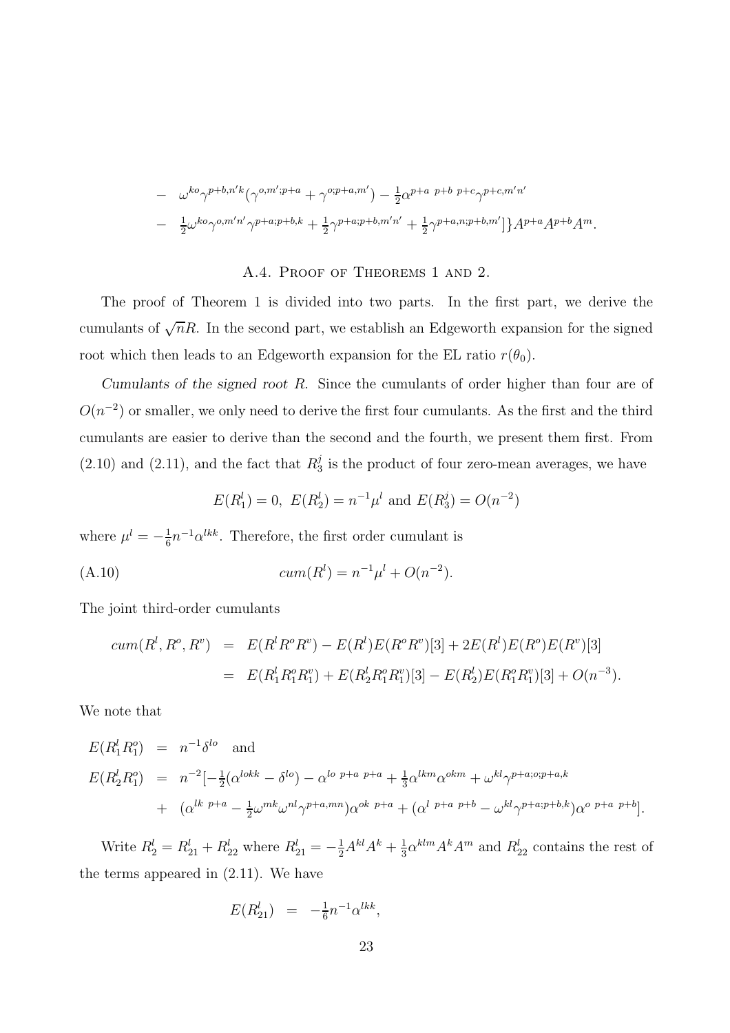$$
\begin{aligned}
- & \quad \omega^{ko}\gamma^{p+b,n'k}(\gamma^{o,m';p+a} + \gamma^{o;p+a,m'}) - \tfrac{1}{2}\alpha^{p+a\ p+b\ p+c}\gamma^{p+c,m'n'} \\
- & \quad \tfrac{1}{2}\omega^{ko}\gamma^{o,m'n'}\gamma^{p+a;p+b,k} + \tfrac{1}{2}\gamma^{p+a;p+b,m'n'} + \tfrac{1}{2}\gamma^{p+a,n;p+b,m'}]\}A^{p+a}A^{p+b}A^{m}.
\end{aligned}
$$

## A.4. Proof of Theorems 1 and 2.

The proof of Theorem 1 is divided into two parts. In the first part, we derive the cumulants of $\sqrt{n}R$. In the second part, we establish an Edgeworth expansion for the signed root which then leads to an Edgeworth expansion for the EL ratio $r(\theta_0)$.

*Cumulants of the signed root $R$.* Since the cumulants of order higher than four are of $O(n^{-2})$ or smaller, we only need to derive the first four cumulants. As the first and the third cumulants are easier to derive than the second and the fourth, we present them first. From (2.10) and (2.11), and the fact that $R_3^j$ is the product of four zero-mean averages, we have

$$
E(R_1^l) = 0,\ E(R_2^l) = n^{-1}\mu^l \text{ and } E(R_3^j) = O(n^{-2})
$$

where $\mu^l = -\frac{1}{6}n^{-1}\alpha^{lkk}$. Therefore, the first order cumulant is

$$
cum(R^l) = n^{-1}\mu^l + O(n^{-2}). \tag{A.10}
$$

The joint third-order cumulants

$$
\begin{aligned}
cum(R^l, R^o, R^v) &= E(R^l R^o R^v) - E(R^l)E(R^o R^v)[3] + 2E(R^l)E(R^o)E(R^v)[3] \\
&= E(R_1^l R_1^o R_1^v) + E(R_2^l R_1^o R_1^v)[3] - E(R_2^l)E(R_1^o R_1^v)[3] + O(n^{-3}).
\end{aligned}
$$

We note that

$$
\begin{aligned}
E(R_1^l R_1^o) &= n^{-1}\delta^{lo} \quad \text{and} \\
E(R_2^l R_1^o) &= n^{-2}[-\tfrac{1}{2}(\alpha^{lokk} - \delta^{lo}) - \alpha^{lo\ p+a\ p+a} + \tfrac{1}{3}\alpha^{lkm}\alpha^{okm} + \omega^{kl}\gamma^{p+a;o;p+a,k} \\
&+ (\alpha^{lk\ p+a} - \tfrac{1}{2}\omega^{mk}\omega^{nl}\gamma^{p+a,mn})\alpha^{ok\ p+a} + (\alpha^{l\ p+a\ p+b} - \omega^{kl}\gamma^{p+a;p+b,k})\alpha^{o\ p+a\ p+b}].
\end{aligned}
$$

Write $R_2^l = R_{21}^l + R_{22}^l$ where $R_{21}^l = -\frac{1}{2}A^{kl}A^k + \frac{1}{3}\alpha^{klm}A^k A^m$ and $R_{22}^l$ contains the rest of the terms appeared in (2.11). We have

$$
E(R_{21}^l) = -\tfrac{1}{6}n^{-1}\alpha^{lkk},
$$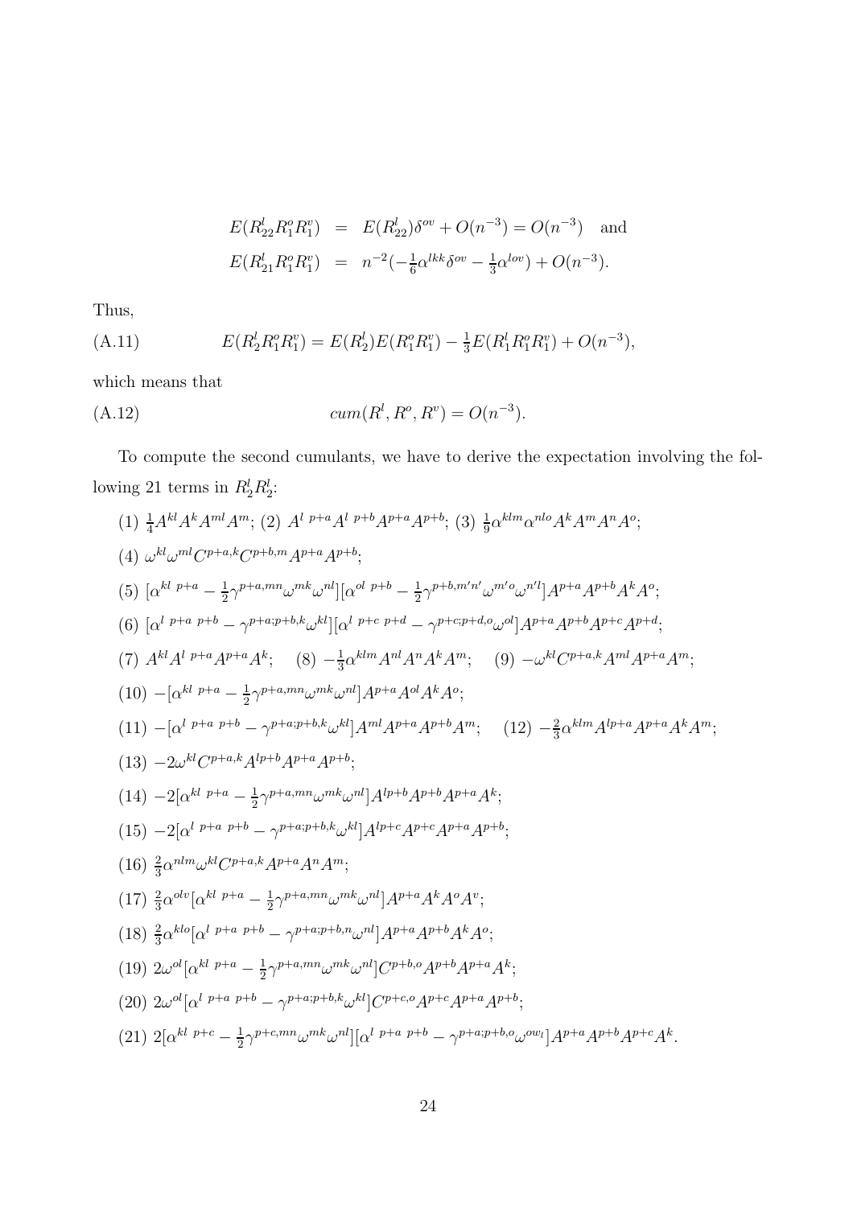$$
\begin{aligned}
E(R_{22}^l R_1^o R_1^v) &= E(R_{22}^l)\delta^{ov} + O(n^{-3}) = O(n^{-3}) \quad \text{and} \\
E(R_{21}^l R_1^o R_1^v) &= n^{-2}(-\tfrac{1}{6}\alpha^{lkk}\delta^{ov} - \tfrac{1}{3}\alpha^{lov}) + O(n^{-3}).
\end{aligned}
$$

Thus,

$$
E(R_2^l R_1^o R_1^v) = E(R_2^l)E(R_1^o R_1^v) - \tfrac{1}{3}E(R_1^l R_1^o R_1^v) + O(n^{-3}), \tag{A.11}
$$

which means that

$$
cum(R^l, R^o, R^v) = O(n^{-3}). \tag{A.12}
$$

To compute the second cumulants, we have to derive the expectation involving the following 21 terms in $R_2^l R_2^l$:

(1) $\frac{1}{4}A^{kl}A^kA^{ml}A^m$; (2) $A^{l\ p+a}A^{l\ p+b}A^{p+a}A^{p+b}$; (3) $\frac{1}{9}\alpha^{klm}\alpha^{nlo}A^kA^mA^nA^o$;

(4) $\omega^{kl}\omega^{ml}C^{p+a,k}C^{p+b,m}A^{p+a}A^{p+b}$;

(5) $[\alpha^{kl\ p+a} - \frac{1}{2}\gamma^{p+a,mn}\omega^{mk}\omega^{nl}][\alpha^{ol\ p+b} - \frac{1}{2}\gamma^{p+b,m'n'}\omega^{m'o}\omega^{n'l}]A^{p+a}A^{p+b}A^kA^o$;

(6) $[\alpha^{l\ p+a\ p+b} - \gamma^{p+a;p+b,k}\omega^{kl}][\alpha^{l\ p+c\ p+d} - \gamma^{p+c;p+d,o}\omega^{ol}]A^{p+a}A^{p+b}A^{p+c}A^{p+d}$;

(7) $A^{kl}A^{l\ p+a}A^{p+a}A^k$; (8) $-\frac{1}{3}\alpha^{klm}A^{nl}A^nA^kA^m$; (9) $-\omega^{kl}C^{p+a,k}A^{ml}A^{p+a}A^m$;

(10) $-[\alpha^{kl\ p+a} - \frac{1}{2}\gamma^{p+a,mn}\omega^{mk}\omega^{nl}]A^{p+a}A^{ol}A^kA^o$;

(11) $-[\alpha^{l\ p+a\ p+b} - \gamma^{p+a;p+b,k}\omega^{kl}]A^{ml}A^{p+a}A^{p+b}A^m$; (12) $-\frac{2}{3}\alpha^{klm}A^{lp+a}A^{p+a}A^kA^m$;

(13) $-2\omega^{kl}C^{p+a,k}A^{lp+b}A^{p+a}A^{p+b}$;

(14) $-2[\alpha^{kl\ p+a} - \frac{1}{2}\gamma^{p+a,mn}\omega^{mk}\omega^{nl}]A^{lp+b}A^{p+b}A^{p+a}A^k$;

(15) $-2[\alpha^{l\ p+a\ p+b} - \gamma^{p+a;p+b,k}\omega^{kl}]A^{lp+c}A^{p+c}A^{p+a}A^{p+b}$;

(16) $\frac{2}{3}\alpha^{nlm}\omega^{kl}C^{p+a,k}A^{p+a}A^nA^m$;

(17) $\frac{2}{3}\alpha^{olv}[\alpha^{kl\ p+a} - \frac{1}{2}\gamma^{p+a,mn}\omega^{mk}\omega^{nl}]A^{p+a}A^kA^oA^v$;

(18) $\frac{2}{3}\alpha^{klo}[\alpha^{l\ p+a\ p+b} - \gamma^{p+a;p+b,n}\omega^{nl}]A^{p+a}A^{p+b}A^kA^o$;

(19) $2\omega^{ol}[\alpha^{kl\ p+a} - \frac{1}{2}\gamma^{p+a,mn}\omega^{mk}\omega^{nl}]C^{p+b,o}A^{p+b}A^{p+a}A^k$;

(20) $2\omega^{ol}[\alpha^{l\ p+a\ p+b} - \gamma^{p+a;p+b,k}\omega^{kl}]C^{p+c,o}A^{p+c}A^{p+a}A^{p+b}$;

(21) $2[\alpha^{kl\ p+c} - \frac{1}{2}\gamma^{p+c,mn}\omega^{mk}\omega^{nl}][\alpha^{l\ p+a\ p+b} - \gamma^{p+a;p+b,o}\omega^{ow_l}]A^{p+a}A^{p+b}A^{p+c}A^k$.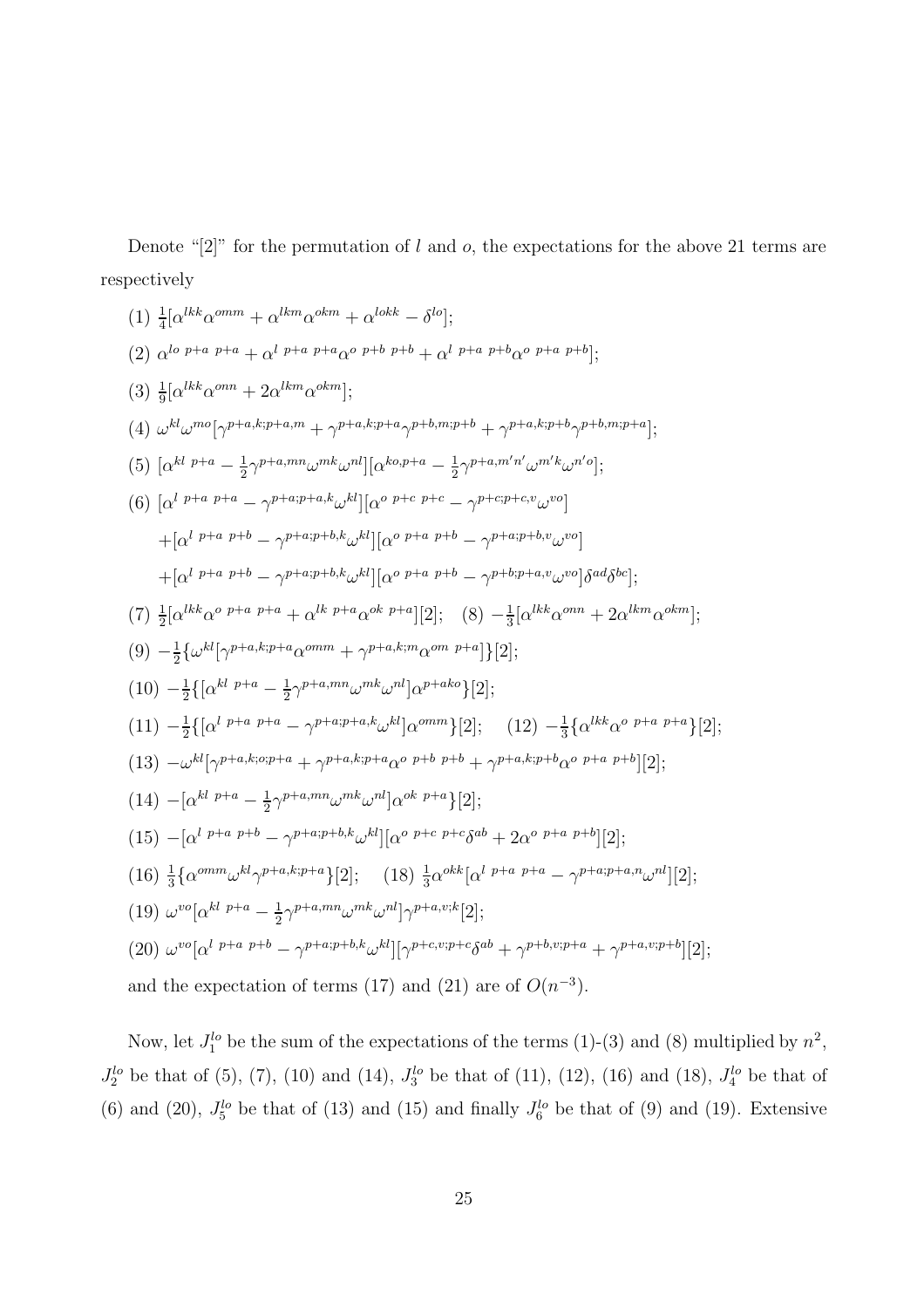Denote "[2]" for the permutation of $l$ and $o$, the expectations for the above 21 terms are respectively

(1) $\frac{1}{4}[\alpha^{lkk}\alpha^{omm} + \alpha^{lkm}\alpha^{okm} + \alpha^{lokk} - \delta^{lo}]$;

(2) $\alpha^{lo\ p+a\ p+a} + \alpha^{l\ p+a\ p+a}\alpha^{o\ p+b\ p+b} + \alpha^{l\ p+a\ p+b}\alpha^{o\ p+a\ p+b}]$;

(3) $\frac{1}{9}[\alpha^{lkk}\alpha^{onn} + 2\alpha^{lkm}\alpha^{okm}]$;

(4) $\omega^{kl}\omega^{mo}[\gamma^{p+a,k;p+a,m} + \gamma^{p+a,k;p+a}\gamma^{p+b,m;p+b} + \gamma^{p+a,k;p+b}\gamma^{p+b,m;p+a}]$;

(5) $[\alpha^{kl\ p+a} - \frac{1}{2}\gamma^{p+a,mn}\omega^{mk}\omega^{nl}][\alpha^{ko,p+a} - \frac{1}{2}\gamma^{p+a,m'n'}\omega^{m'k}\omega^{n'o}]$;

(6) $[\alpha^{l\ p+a\ p+a} - \gamma^{p+a;p+a,k}\omega^{kl}][\alpha^{o\ p+c\ p+c} - \gamma^{p+c;p+c,v}\omega^{vo}]$

$+[\alpha^{l\ p+a\ p+b} - \gamma^{p+a;p+b,k}\omega^{kl}][\alpha^{o\ p+a\ p+b} - \gamma^{p+a;p+b,v}\omega^{vo}]$

$+[\alpha^{l\ p+a\ p+b} - \gamma^{p+a;p+b,k}\omega^{kl}][\alpha^{o\ p+a\ p+b} - \gamma^{p+b;p+a,v}\omega^{vo}]\delta^{ad}\delta^{bc}]$;

(7) $\frac{1}{2}[\alpha^{lkk}\alpha^{o\ p+a\ p+a} + \alpha^{lk\ p+a}\alpha^{ok\ p+a}][2]$; (8) $-\frac{1}{3}[\alpha^{lkk}\alpha^{onn} + 2\alpha^{lkm}\alpha^{okm}]$;

(9) $-\frac{1}{2}\{\omega^{kl}[\gamma^{p+a,k;p+a}\alpha^{omm} + \gamma^{p+a,k;m}\alpha^{om\ p+a}]\}[2]$;

(10) $-\frac{1}{2}\{[\alpha^{kl\ p+a} - \frac{1}{2}\gamma^{p+a,mn}\omega^{mk}\omega^{nl}]\alpha^{p+ako}\}[2]$;

(11) $-\frac{1}{2}\{[\alpha^{l\ p+a\ p+a} - \gamma^{p+a;p+a,k}\omega^{kl}]\alpha^{omm}\}[2]$; (12) $-\frac{1}{3}\{\alpha^{lkk}\alpha^{o\ p+a\ p+a}\}[2]$;

(13) $-\omega^{kl}[\gamma^{p+a,k;o;p+a} + \gamma^{p+a,k;p+a}\alpha^{o\ p+b\ p+b} + \gamma^{p+a,k;p+b}\alpha^{o\ p+a\ p+b}][2]$;

(14) $-[\alpha^{kl\ p+a} - \frac{1}{2}\gamma^{p+a,mn}\omega^{mk}\omega^{nl}]\alpha^{ok\ p+a}\}[2]$;

(15) $-[\alpha^{l\ p+a\ p+b} - \gamma^{p+a;p+b,k}\omega^{kl}][\alpha^{o\ p+c\ p+c}\delta^{ab} + 2\alpha^{o\ p+a\ p+b}][2]$;

(16) $\frac{1}{3}\{\alpha^{omm}\omega^{kl}\gamma^{p+a,k;p+a}\}[2]$; (18) $\frac{1}{3}\alpha^{okk}[\alpha^{l\ p+a\ p+a} - \gamma^{p+a;p+a,n}\omega^{nl}][2]$;

(19) $\omega^{vo}[\alpha^{kl\ p+a} - \frac{1}{2}\gamma^{p+a,mn}\omega^{mk}\omega^{nl}]\gamma^{p+a,v;k}[2]$;

(20) $\omega^{vo}[\alpha^{l\ p+a\ p+b} - \gamma^{p+a;p+b,k}\omega^{kl}][\gamma^{p+c,v;p+c}\delta^{ab} + \gamma^{p+b,v;p+a} + \gamma^{p+a,v;p+b}][2]$;

and the expectation of terms (17) and (21) are of $O(n^{-3})$.

Now, let $J_1^{lo}$ be the sum of the expectations of the terms (1)-(3) and (8) multiplied by $n^2$, $J_2^{lo}$ be that of (5), (7), (10) and (14), $J_3^{lo}$ be that of (11), (12), (16) and (18), $J_4^{lo}$ be that of (6) and (20), $J_5^{lo}$ be that of (13) and (15) and finally $J_6^{lo}$ be that of (9) and (19). Extensive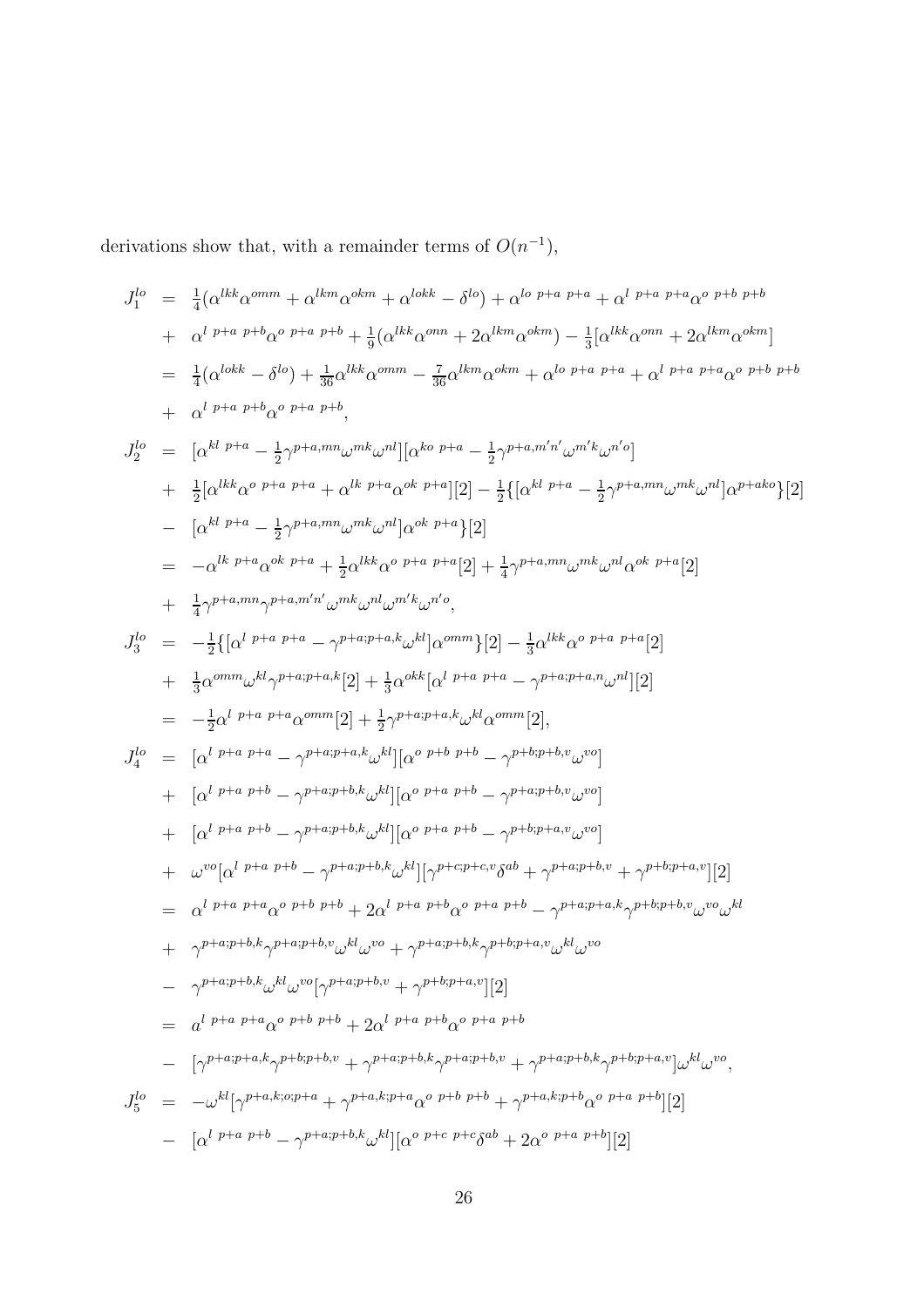derivations show that, with a remainder terms of $O(n^{-1})$,

$$
\begin{aligned}
J_1^{lo} &= \tfrac{1}{4}(\alpha^{lkk}\alpha^{omm} + \alpha^{lkm}\alpha^{okm} + \alpha^{lokk} - \delta^{lo}) + \alpha^{lo\ p+a\ p+a} + \alpha^{l\ p+a\ p+a}\alpha^{o\ p+b\ p+b} \\
&+ \alpha^{l\ p+a\ p+b}\alpha^{o\ p+a\ p+b} + \tfrac{1}{9}(\alpha^{lkk}\alpha^{onn} + 2\alpha^{lkm}\alpha^{okm}) - \tfrac{1}{3}[\alpha^{lkk}\alpha^{onn} + 2\alpha^{lkm}\alpha^{okm}] \\
&= \tfrac{1}{4}(\alpha^{lokk} - \delta^{lo}) + \tfrac{1}{36}\alpha^{lkk}\alpha^{omm} - \tfrac{7}{36}\alpha^{lkm}\alpha^{okm} + \alpha^{lo\ p+a\ p+a} + \alpha^{l\ p+a\ p+a}\alpha^{o\ p+b\ p+b} \\
&+ \alpha^{l\ p+a\ p+b}\alpha^{o\ p+a\ p+b}, \\
J_2^{lo} &= [\alpha^{kl\ p+a} - \tfrac{1}{2}\gamma^{p+a,mn}\omega^{mk}\omega^{nl}][\alpha^{ko\ p+a} - \tfrac{1}{2}\gamma^{p+a,m'n'}\omega^{m'k}\omega^{n'o}] \\
&+ \tfrac{1}{2}[\alpha^{lkk}\alpha^{o\ p+a\ p+a} + \alpha^{lk\ p+a}\alpha^{ok\ p+a}][2] - \tfrac{1}{2}\{[\alpha^{kl\ p+a} - \tfrac{1}{2}\gamma^{p+a,mn}\omega^{mk}\omega^{nl}]\alpha^{p+ako}\}[2] \\
&- [\alpha^{kl\ p+a} - \tfrac{1}{2}\gamma^{p+a,mn}\omega^{mk}\omega^{nl}]\alpha^{ok\ p+a}\}[2] \\
&= -\alpha^{lk\ p+a}\alpha^{ok\ p+a} + \tfrac{1}{2}\alpha^{lkk}\alpha^{o\ p+a\ p+a}[2] + \tfrac{1}{4}\gamma^{p+a,mn}\omega^{mk}\omega^{nl}\alpha^{ok\ p+a}[2] \\
&+ \tfrac{1}{4}\gamma^{p+a,mn}\gamma^{p+a,m'n'}\omega^{mk}\omega^{nl}\omega^{m'k}\omega^{n'o}, \\
J_3^{lo} &= -\tfrac{1}{2}\{[\alpha^{l\ p+a\ p+a} - \gamma^{p+a;p+a,k}\omega^{kl}]\alpha^{omm}\}[2] - \tfrac{1}{3}\alpha^{lkk}\alpha^{o\ p+a\ p+a}[2] \\
&+ \tfrac{1}{3}\alpha^{omm}\omega^{kl}\gamma^{p+a;p+a,k}[2] + \tfrac{1}{3}\alpha^{okk}[\alpha^{l\ p+a\ p+a} - \gamma^{p+a;p+a,n}\omega^{nl}][2] \\
&= -\tfrac{1}{2}\alpha^{l\ p+a\ p+a}\alpha^{omm}[2] + \tfrac{1}{2}\gamma^{p+a;p+a,k}\omega^{kl}\alpha^{omm}[2], \\
J_4^{lo} &= [\alpha^{l\ p+a\ p+a} - \gamma^{p+a;p+a,k}\omega^{kl}][\alpha^{o\ p+b\ p+b} - \gamma^{p+b;p+b,v}\omega^{vo}] \\
&+ [\alpha^{l\ p+a\ p+b} - \gamma^{p+a;p+b,k}\omega^{kl}][\alpha^{o\ p+a\ p+b} - \gamma^{p+a;p+b,v}\omega^{vo}] \\
&+ [\alpha^{l\ p+a\ p+b} - \gamma^{p+a;p+b,k}\omega^{kl}][\alpha^{o\ p+a\ p+b} - \gamma^{p+b;p+a,v}\omega^{vo}] \\
&+ \omega^{vo}[\alpha^{l\ p+a\ p+b} - \gamma^{p+a;p+b,k}\omega^{kl}][\gamma^{p+c;p+c,v}\delta^{ab} + \gamma^{p+a;p+b,v} + \gamma^{p+b;p+a,v}][2] \\
&= \alpha^{l\ p+a\ p+a}\alpha^{o\ p+b\ p+b} + 2\alpha^{l\ p+a\ p+b}\alpha^{o\ p+a\ p+b} - \gamma^{p+a;p+a,k}\gamma^{p+b;p+b,v}\omega^{vo}\omega^{kl} \\
&+ \gamma^{p+a;p+b,k}\gamma^{p+a;p+b,v}\omega^{kl}\omega^{vo} + \gamma^{p+a;p+b,k}\gamma^{p+b;p+a,v}\omega^{kl}\omega^{vo} \\
&- \gamma^{p+a;p+b,k}\omega^{kl}\omega^{vo}[\gamma^{p+a;p+b,v} + \gamma^{p+b;p+a,v}][2] \\
&= a^{l\ p+a\ p+a}\alpha^{o\ p+b\ p+b} + 2\alpha^{l\ p+a\ p+b}\alpha^{o\ p+a\ p+b} \\
&- [\gamma^{p+a;p+a,k}\gamma^{p+b;p+b,v} + \gamma^{p+a;p+b,k}\gamma^{p+a;p+b,v} + \gamma^{p+a;p+b,k}\gamma^{p+b;p+a,v}]\omega^{kl}\omega^{vo}, \\
J_5^{lo} &= -\omega^{kl}[\gamma^{p+a,k;o;p+a} + \gamma^{p+a,k;p+a}\alpha^{o\ p+b\ p+b} + \gamma^{p+a,k;p+b}\alpha^{o\ p+a\ p+b}][2] \\
&- [\alpha^{l\ p+a\ p+b} - \gamma^{p+a;p+b,k}\omega^{kl}][\alpha^{o\ p+c\ p+c}\delta^{ab} + 2\alpha^{o\ p+a\ p+b}][2]
\end{aligned}
$$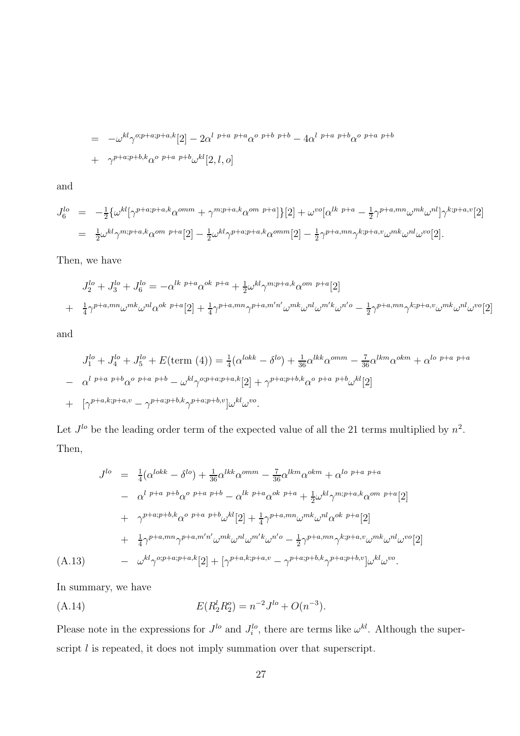$$
\begin{aligned}
&= -\omega^{kl}\gamma^{o;p+a;p+a,k}[2] - 2\alpha^{l\ p+a\ p+a}\alpha^{o\ p+b\ p+b} - 4\alpha^{l\ p+a\ p+b}\alpha^{o\ p+a\ p+b} \\
&+ \gamma^{p+a;p+b,k}\alpha^{o\ p+a\ p+b}\omega^{kl}[2,l,o]
\end{aligned}
$$

and

$$
\begin{aligned}
J_6^{lo} &= -\tfrac{1}{2}\{\omega^{kl}[\gamma^{p+a;p+a,k}\alpha^{omm} + \gamma^{m;p+a,k}\alpha^{om\ p+a}]\}[2] + \omega^{vo}[\alpha^{lk\ p+a} - \tfrac{1}{2}\gamma^{p+a,mn}\omega^{mk}\omega^{nl}]\gamma^{k;p+a,v}[2] \\
&= \tfrac{1}{2}\omega^{kl}\gamma^{m;p+a,k}\alpha^{om\ p+a}[2] - \tfrac{1}{2}\omega^{kl}\gamma^{p+a;p+a,k}\alpha^{omm}[2] - \tfrac{1}{2}\gamma^{p+a,mn}\gamma^{k;p+a,v}\omega^{mk}\omega^{nl}\omega^{vo}[2].
\end{aligned}
$$

Then, we have

$$
\begin{aligned}
&J_2^{lo} + J_3^{lo} + J_6^{lo} = -\alpha^{lk\ p+a}\alpha^{ok\ p+a} + \tfrac{1}{2}\omega^{kl}\gamma^{m;p+a,k}\alpha^{om\ p+a}[2] \\
&+ \tfrac{1}{4}\gamma^{p+a,mn}\omega^{mk}\omega^{nl}\alpha^{ok\ p+a}[2] + \tfrac{1}{4}\gamma^{p+a,mn}\gamma^{p+a,m'n'}\omega^{mk}\omega^{nl}\omega^{m'k}\omega^{n'o} - \tfrac{1}{2}\gamma^{p+a,mn}\gamma^{k;p+a,v}\omega^{mk}\omega^{nl}\omega^{vo}[2]
\end{aligned}
$$

and

$$
\begin{aligned}
&J_1^{lo} + J_4^{lo} + J_5^{lo} + E(\text{term (4)}) = \tfrac{1}{4}(\alpha^{lokk} - \delta^{lo}) + \tfrac{1}{36}\alpha^{lkk}\alpha^{omm} - \tfrac{7}{36}\alpha^{lkm}\alpha^{okm} + \alpha^{lo\ p+a\ p+a} \\
&- \alpha^{l\ p+a\ p+b}\alpha^{o\ p+a\ p+b} - \omega^{kl}\gamma^{o;p+a;p+a,k}[2] + \gamma^{p+a;p+b,k}\alpha^{o\ p+a\ p+b}\omega^{kl}[2] \\
&+ [\gamma^{p+a,k;p+a,v} - \gamma^{p+a;p+b,k}\gamma^{p+a;p+b,v}]\omega^{kl}\omega^{vo}.
\end{aligned}
$$

Let $J^{lo}$ be the leading order term of the expected value of all the 21 terms multiplied by $n^2$. Then,

$$
\begin{aligned}
J^{lo} &= \tfrac{1}{4}(\alpha^{lokk} - \delta^{lo}) + \tfrac{1}{36}\alpha^{lkk}\alpha^{omm} - \tfrac{7}{36}\alpha^{lkm}\alpha^{okm} + \alpha^{lo\ p+a\ p+a} \\
&- \alpha^{l\ p+a\ p+b}\alpha^{o\ p+a\ p+b} - \alpha^{lk\ p+a}\alpha^{ok\ p+a} + \tfrac{1}{2}\omega^{kl}\gamma^{m;p+a,k}\alpha^{om\ p+a}[2] \\
&+ \gamma^{p+a;p+b,k}\alpha^{o\ p+a\ p+b}\omega^{kl}[2] + \tfrac{1}{4}\gamma^{p+a,mn}\omega^{mk}\omega^{nl}\alpha^{ok\ p+a}[2] \\
&+ \tfrac{1}{4}\gamma^{p+a,mn}\gamma^{p+a,m'n'}\omega^{mk}\omega^{nl}\omega^{m'k}\omega^{n'o} - \tfrac{1}{2}\gamma^{p+a,mn}\gamma^{k;p+a,v}\omega^{mk}\omega^{nl}\omega^{vo}[2] \\
&- \omega^{kl}\gamma^{o;p+a;p+a,k}[2] + [\gamma^{p+a,k;p+a,v} - \gamma^{p+a;p+b,k}\gamma^{p+a;p+b,v}]\omega^{kl}\omega^{vo}. \qquad \text{(A.13)}
\end{aligned}
$$

In summary, we have

$$
E(R_2^l R_2^o) = n^{-2}J^{lo} + O(n^{-3}). \qquad \text{(A.14)}
$$

Please note in the expressions for $J^{lo}$ and $J_i^{lo}$, there are terms like $\omega^{kl}$. Although the superscript $l$ is repeated, it does not imply summation over that superscript.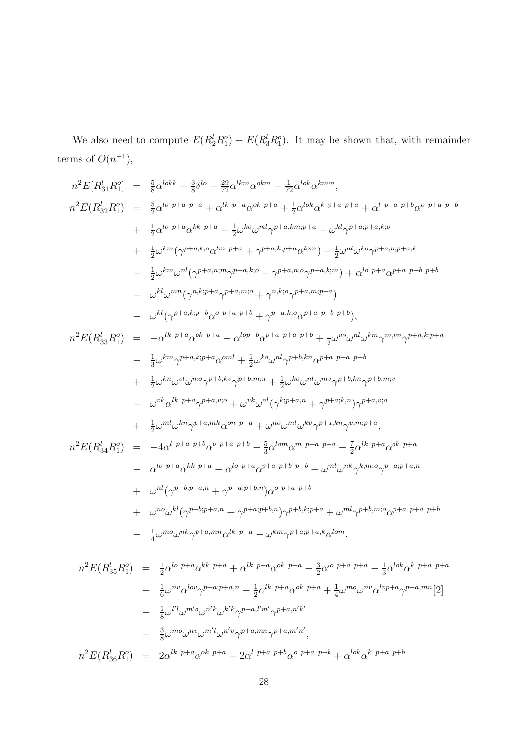We also need to compute $E(R_2^l R_1^o) + E(R_3^l R_1^o)$. It may be shown that, with remainder terms of $O(n^{-1})$,

$$
\begin{aligned}
n^2 E[R_{31}^l R_1^o] &= \tfrac{5}{8}\alpha^{lokk} - \tfrac{3}{8}\delta^{lo} - \tfrac{29}{72}\alpha^{lkm}\alpha^{okm} - \tfrac{1}{72}\alpha^{lok}\alpha^{kmm}, \\
n^2 E(R_{32}^l R_1^o) &= \tfrac{5}{2}\alpha^{lo\ p+a\ p+a} + \alpha^{lk\ p+a}\alpha^{ok\ p+a} + \tfrac{1}{2}\alpha^{lok}\alpha^{k\ p+a\ p+a} + \alpha^{l\ p+a\ p+b}\alpha^{o\ p+a\ p+b} \\
&+ \tfrac{1}{2}\alpha^{lo\ p+a}\alpha^{kk\ p+a} - \tfrac{1}{2}\omega^{ko}\omega^{ml}\gamma^{p+a,km;p+a} - \omega^{kl}\gamma^{p+a;p+a,k;o} \\
&+ \tfrac{1}{2}\omega^{km}\big(\gamma^{p+a,k;o}\alpha^{lm\ p+a} + \gamma^{p+a,k;p+a}\alpha^{lom}\big) - \tfrac{1}{2}\omega^{nl}\omega^{ko}\gamma^{p+a,n;p+a,k} \\
&- \tfrac{1}{2}\omega^{km}\omega^{nl}\big(\gamma^{p+a,n;m}\gamma^{p+a,k;o} + \gamma^{p+a,n;o}\gamma^{p+a,k;m}\big) + \alpha^{lo\ p+a}\alpha^{p+a\ p+b\ p+b} \\
&- \omega^{kl}\omega^{mn}\big(\gamma^{n,k;p+a}\gamma^{p+a,m;o} + \gamma^{n,k;o}\gamma^{p+a,m;p+a}\big) \\
&- \omega^{kl}\big(\gamma^{p+a,k;p+b}\alpha^{o\ p+a\ p+b} + \gamma^{p+a,k;o}\alpha^{p+a\ p+b\ p+b}\big), \\
n^2 E(R_{33}^l R_1^o) &= -\alpha^{lk\ p+a}\alpha^{ok\ p+a} - \alpha^{lop+b}\alpha^{p+a\ p+a\ p+b} + \tfrac{1}{2}\omega^{vo}\omega^{nl}\omega^{km}\gamma^{m,vn}\gamma^{p+a,k;p+a} \\
&- \tfrac{1}{3}\omega^{km}\gamma^{p+a,k;p+a}\alpha^{oml} + \tfrac{1}{2}\omega^{ko}\omega^{nl}\gamma^{p+b,kn}\alpha^{p+a\ p+a\ p+b} \\
&+ \tfrac{1}{2}\omega^{kn}\omega^{vl}\omega^{mo}\gamma^{p+b,kv}\gamma^{p+b,m;n} + \tfrac{1}{2}\omega^{ko}\omega^{nl}\omega^{mv}\gamma^{p+b,kn}\gamma^{p+b,m;v} \\
&- \omega^{vk}\alpha^{lk\ p+a}\gamma^{p+a,v;o} + \omega^{vk}\omega^{nl}\big(\gamma^{k;p+a,n} + \gamma^{p+a;k,n}\big)\gamma^{p+a,v;o} \\
&+ \tfrac{1}{2}\omega^{ml}\omega^{kn}\gamma^{p+a,mk}\alpha^{on\ p+a} + \omega^{no}\omega^{ml}\omega^{kv}\gamma^{p+a,kn}\gamma^{v,m;p+a}, \\
n^2 E(R_{34}^l R_1^o) &= -4\alpha^{l\ p+a\ p+b}\alpha^{o\ p+a\ p+b} - \tfrac{5}{3}\alpha^{lom}\alpha^{m\ p+a\ p+a} - \tfrac{7}{2}\alpha^{lk\ p+a}\alpha^{ok\ p+a} \\
&- \alpha^{lo\ p+a}\alpha^{kk\ p+a} - \alpha^{lo\ p+a}\alpha^{p+a\ p+b\ p+b} + \omega^{ml}\omega^{nk}\gamma^{k,m;o}\gamma^{p+a;p+a,n} \\
&+ \omega^{nl}\big(\gamma^{p+b;p+a,n} + \gamma^{p+a;p+b,n}\big)\alpha^{o\ p+a\ p+b} \\
&+ \omega^{no}\omega^{kl}\big(\gamma^{p+b;p+a,n} + \gamma^{p+a;p+b,n}\big)\gamma^{p+b,k;p+a} + \omega^{ml}\gamma^{p+b,m;o}\alpha^{p+a\ p+a\ p+b} \\
&- \tfrac{1}{4}\omega^{mo}\omega^{nk}\gamma^{p+a,mn}\alpha^{lk\ p+a} - \omega^{km}\gamma^{p+a;p+a,k}\alpha^{lom},
\end{aligned}
$$

$$
\begin{aligned}
n^2 E(R_{35}^l R_1^o) &= \tfrac{1}{2}\alpha^{lo\ p+a}\alpha^{kk\ p+a} + \alpha^{lk\ p+a}\alpha^{ok\ p+a} - \tfrac{3}{2}\alpha^{lo\ p+a\ p+a} - \tfrac{1}{3}\alpha^{lok}\alpha^{k\ p+a\ p+a} \\
&+ \tfrac{1}{6}\omega^{nv}\alpha^{lov}\gamma^{p+a;p+a,n} - \tfrac{1}{2}\alpha^{lk\ p+a}\alpha^{ok\ p+a} + \tfrac{1}{4}\omega^{mo}\omega^{nv}\alpha^{lvp+a}\gamma^{p+a,mn}[2] \\
&- \tfrac{1}{8}\omega^{l'l}\omega^{m'o}\omega^{n'k}\omega^{k'k}\gamma^{p+a,l'm'}\gamma^{p+a,n'k'} \\
&- \tfrac{3}{8}\omega^{mo}\omega^{nv}\omega^{m'l}\omega^{n'v}\gamma^{p+a,mn}\gamma^{p+a,m'n'}, \\
n^2 E(R_{36}^l R_1^o) &= 2\alpha^{lk\ p+a}\alpha^{ok\ p+a} + 2\alpha^{l\ p+a\ p+b}\alpha^{o\ p+a\ p+b} + \alpha^{lok}\alpha^{k\ p+a\ p+b}
\end{aligned}
$$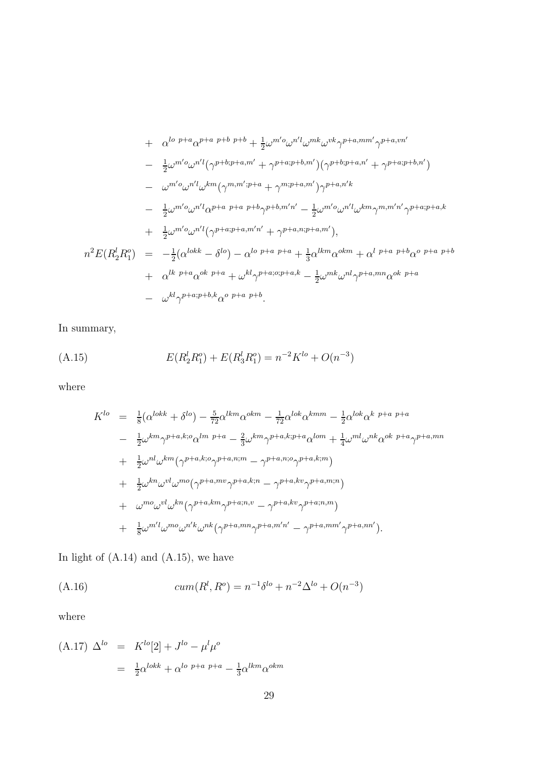$$
\begin{aligned}
&+ \quad \alpha^{lo\ p+a}\alpha^{p+a\ p+b\ p+b} + \tfrac{1}{2}\omega^{m'o}\omega^{n'l}\omega^{mk}\omega^{vk}\gamma^{p+a,mm'}\gamma^{p+a,vn'} \\
&- \quad \tfrac{1}{2}\omega^{m'o}\omega^{n'l}\big(\gamma^{p+b;p+a,m'} + \gamma^{p+a;p+b,m'}\big)\big(\gamma^{p+b;p+a,n'} + \gamma^{p+a;p+b,n'}\big) \\
&- \quad \omega^{m'o}\omega^{n'l}\omega^{km}\big(\gamma^{m,m';p+a} + \gamma^{m;p+a,m'}\big)\gamma^{p+a,n'k} \\
&- \quad \tfrac{1}{2}\omega^{m'o}\omega^{n'l}\alpha^{p+a\ p+a\ p+b}\gamma^{p+b,m'n'} - \tfrac{1}{2}\omega^{m'o}\omega^{n'l}\omega^{km}\gamma^{m,m'n'}\gamma^{p+a;p+a,k} \\
&+ \quad \tfrac{1}{2}\omega^{m'o}\omega^{n'l}\big(\gamma^{p+a;p+a,m'n'} + \gamma^{p+a,n;p+a,m'}\big),
\end{aligned}
$$

$$
\begin{aligned}
n^2 E(R_2^l R_1^o) \;=\;& -\tfrac{1}{2}(\alpha^{lokk} - \delta^{lo}) - \alpha^{lo\ p+a\ p+a} + \tfrac{1}{3}\alpha^{lkm}\alpha^{okm} + \alpha^{l\ p+a\ p+b}\alpha^{o\ p+a\ p+b} \\
&+ \alpha^{lk\ p+a}\alpha^{ok\ p+a} + \omega^{kl}\gamma^{p+a;o;p+a,k} - \tfrac{1}{2}\omega^{mk}\omega^{nl}\gamma^{p+a,mn}\alpha^{ok\ p+a} \\
&- \omega^{kl}\gamma^{p+a;p+b,k}\alpha^{o\ p+a\ p+b}.
\end{aligned}
$$

In summary,

$$
E(R_2^l R_1^o) + E(R_3^l R_1^o) = n^{-2}K^{lo} + O(n^{-3}) \tag{A.15}
$$

where

$$
\begin{aligned}
K^{lo} \;=\;& \tfrac{1}{8}(\alpha^{lokk} + \delta^{lo}) - \tfrac{5}{72}\alpha^{lkm}\alpha^{okm} - \tfrac{1}{72}\alpha^{lok}\alpha^{kmm} - \tfrac{1}{2}\alpha^{lok}\alpha^{k\ p+a\ p+a} \\
&- \tfrac{1}{2}\omega^{km}\gamma^{p+a,k;o}\alpha^{lm\ p+a} - \tfrac{2}{3}\omega^{km}\gamma^{p+a,k;p+a}\alpha^{lom} + \tfrac{1}{4}\omega^{ml}\omega^{nk}\alpha^{ok\ p+a}\gamma^{p+a,mn} \\
&+ \tfrac{1}{2}\omega^{nl}\omega^{km}\big(\gamma^{p+a,k;o}\gamma^{p+a,n;m} - \gamma^{p+a,n;o}\gamma^{p+a,k;m}\big) \\
&+ \tfrac{1}{2}\omega^{kn}\omega^{vl}\omega^{mo}\big(\gamma^{p+a,mv}\gamma^{p+a,k;n} - \gamma^{p+a,kv}\gamma^{p+a,m;n}\big) \\
&+ \omega^{mo}\omega^{vl}\omega^{kn}\big(\gamma^{p+a,km}\gamma^{p+a;n,v} - \gamma^{p+a,kv}\gamma^{p+a;n,m}\big) \\
&+ \tfrac{1}{8}\omega^{m'l}\omega^{mo}\omega^{n'k}\omega^{nk}\big(\gamma^{p+a,mn}\gamma^{p+a,m'n'} - \gamma^{p+a,mm'}\gamma^{p+a,nn'}\big).
\end{aligned}
$$

In light of (A.14) and (A.15), we have

$$
cum(R^l, R^o) = n^{-1}\delta^{lo} + n^{-2}\Delta^{lo} + O(n^{-3}) \tag{A.16}
$$

where

$$
\begin{aligned}
\text{(A.17)}\quad \Delta^{lo} \;=\;& K^{lo}[2] + J^{lo} - \mu^l\mu^o \\
=\;& \tfrac{1}{2}\alpha^{lokk} + \alpha^{lo\ p+a\ p+a} - \tfrac{1}{3}\alpha^{lkm}\alpha^{okm}
\end{aligned}
$$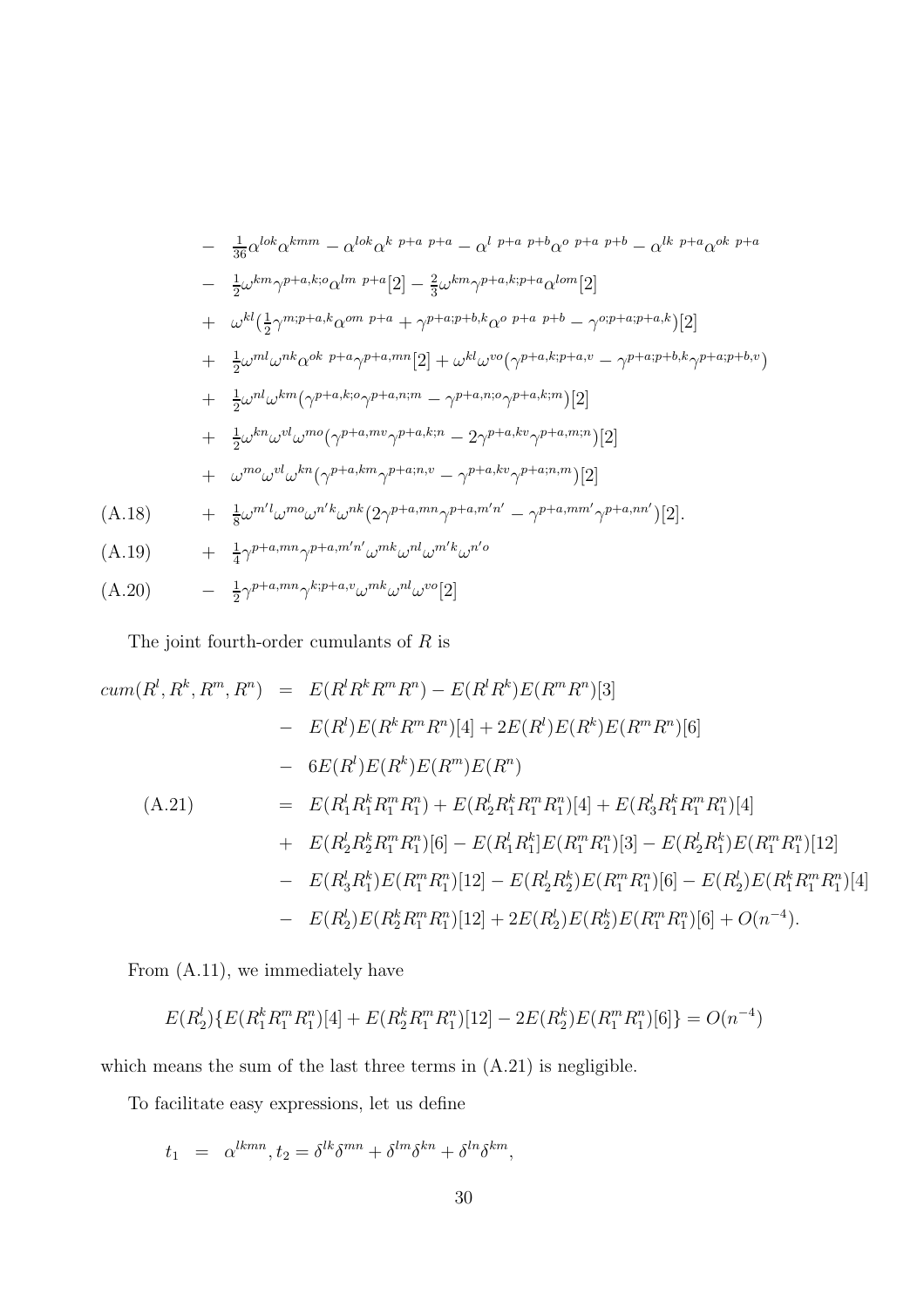$$
\begin{aligned}
& - \tfrac{1}{36}\alpha^{lok}\alpha^{kmm} - \alpha^{lok}\alpha^{k\ p+a\ p+a} - \alpha^{l\ p+a\ p+b}\alpha^{o\ p+a\ p+b} - \alpha^{lk\ p+a}\alpha^{ok\ p+a} \\
& - \tfrac{1}{2}\omega^{km}\gamma^{p+a,k;o}\alpha^{lm\ p+a}[2] - \tfrac{2}{3}\omega^{km}\gamma^{p+a,k;p+a}\alpha^{lom}[2] \\
& + \omega^{kl}\big(\tfrac{1}{2}\gamma^{m;p+a,k}\alpha^{om\ p+a} + \gamma^{p+a;p+b,k}\alpha^{o\ p+a\ p+b} - \gamma^{o;p+a;p+a,k}\big)[2] \\
& + \tfrac{1}{2}\omega^{ml}\omega^{nk}\alpha^{ok\ p+a}\gamma^{p+a,mn}[2] + \omega^{kl}\omega^{vo}\big(\gamma^{p+a,k;p+a,v} - \gamma^{p+a;p+b,k}\gamma^{p+a;p+b,v}\big) \\
& + \tfrac{1}{2}\omega^{nl}\omega^{km}\big(\gamma^{p+a,k;o}\gamma^{p+a,n;m} - \gamma^{p+a,n;o}\gamma^{p+a,k;m}\big)[2] \\
& + \tfrac{1}{2}\omega^{kn}\omega^{vl}\omega^{mo}\big(\gamma^{p+a,mv}\gamma^{p+a,k;n} - 2\gamma^{p+a,kv}\gamma^{p+a,m;n}\big)[2] \\
& + \omega^{mo}\omega^{vl}\omega^{kn}\big(\gamma^{p+a,km}\gamma^{p+a;n,v} - \gamma^{p+a,kv}\gamma^{p+a;n,m}\big)[2] \\
& + \tfrac{1}{8}\omega^{m'l}\omega^{mo}\omega^{n'k}\omega^{nk}\big(2\gamma^{p+a,mn}\gamma^{p+a,m'n'} - \gamma^{p+a,mm'}\gamma^{p+a,nn'}\big)[2]. \qquad \text{(A.18)} \\
& + \tfrac{1}{4}\gamma^{p+a,mn}\gamma^{p+a,m'n'}\omega^{mk}\omega^{nl}\omega^{m'k}\omega^{n'o} \qquad \text{(A.19)} \\
& - \tfrac{1}{2}\gamma^{p+a,mn}\gamma^{k;p+a,v}\omega^{mk}\omega^{nl}\omega^{vo}[2] \qquad \text{(A.20)}
\end{aligned}
$$

The joint fourth-order cumulants of $R$ is

$$
\begin{aligned}
cum(R^l, R^k, R^m, R^n) &= E(R^l R^k R^m R^n) - E(R^l R^k)E(R^m R^n)[3] \\
&\quad - E(R^l)E(R^k R^m R^n)[4] + 2E(R^l)E(R^k)E(R^m R^n)[6] \\
&\quad - 6E(R^l)E(R^k)E(R^m)E(R^n) \\
&= E(R_1^l R_1^k R_1^m R_1^n) + E(R_2^l R_1^k R_1^m R_1^n)[4] + E(R_3^l R_1^k R_1^m R_1^n)[4] \\
&\quad + E(R_2^l R_2^k R_1^m R_1^n)[6] - E(R_1^l R_1^k]E(R_1^m R_1^n)[3] - E(R_2^l R_1^k)E(R_1^m R_1^n)[12] \\
&\quad - E(R_3^l R_1^k)E(R_1^m R_1^n)[12] - E(R_2^l R_2^k)E(R_1^m R_1^n)[6] - E(R_2^l)E(R_1^k R_1^m R_1^n)[4] \\
&\quad - E(R_2^l)E(R_2^k R_1^m R_1^n)[12] + 2E(R_2^l)E(R_2^k)E(R_1^m R_1^n)[6] + O(n^{-4}). \qquad \text{(A.21)}
\end{aligned}
$$

From (A.11), we immediately have

$$
E(R_2^l)\{E(R_1^k R_1^m R_1^n)[4] + E(R_2^k R_1^m R_1^n)[12] - 2E(R_2^k)E(R_1^m R_1^n)[6]\} = O(n^{-4})
$$

which means the sum of the last three terms in (A.21) is negligible.

To facilitate easy expressions, let us define

$$
t_1 \;=\; \alpha^{lkmn}, t_2 = \delta^{lk}\delta^{mn} + \delta^{lm}\delta^{kn} + \delta^{ln}\delta^{km},
$$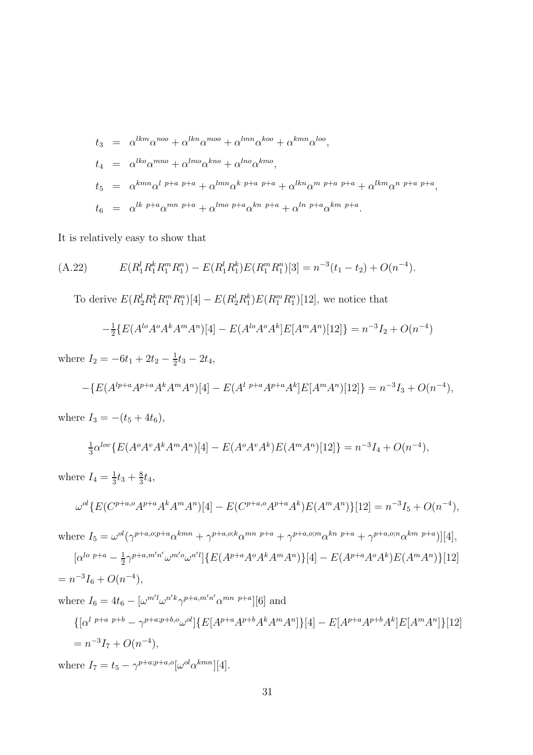$$
\begin{aligned}
t_3 &= \alpha^{lkm}\alpha^{noo} + \alpha^{lkn}\alpha^{moo} + \alpha^{lmn}\alpha^{koo} + \alpha^{kmn}\alpha^{loo}, \\
t_4 &= \alpha^{lko}\alpha^{mno} + \alpha^{lmo}\alpha^{kno} + \alpha^{lno}\alpha^{kmo}, \\
t_5 &= \alpha^{kmn}\alpha^{l\ p+a\ p+a} + \alpha^{lmn}\alpha^{k\ p+a\ p+a} + \alpha^{lkn}\alpha^{m\ p+a\ p+a} + \alpha^{lkm}\alpha^{n\ p+a\ p+a}, \\
t_6 &= \alpha^{lk\ p+a}\alpha^{mn\ p+a} + \alpha^{lmo\ p+a}\alpha^{kn\ p+a} + \alpha^{ln\ p+a}\alpha^{km\ p+a}.
\end{aligned}
$$

It is relatively easy to show that

$$
\text{(A.22)} \qquad E(R_1^l R_1^k R_1^m R_1^n) - E(R_1^l R_1^k)E(R_1^m R_1^n)[3] = n^{-3}(t_1 - t_2) + O(n^{-4}).
$$

To derive $E(R_2^l R_1^k R_1^m R_1^n)[4] - E(R_2^l R_1^k)E(R_1^m R_1^n)[12]$, we notice that

$$
-\tfrac{1}{2}\{E(A^{lo}A^oA^kA^mA^n)[4] - E(A^{lo}A^oA^k]E[A^mA^n)[12]\} = n^{-3}I_2 + O(n^{-4})
$$

where $I_2 = -6t_1 + 2t_2 - \frac{1}{2}t_3 - 2t_4$,

$$
-\{E(A^{lp+a}A^{p+a}A^kA^mA^n)[4] - E(A^{l\ p+a}A^{p+a}A^k]E[A^mA^n)[12]\} = n^{-3}I_3 + O(n^{-4}),
$$

where $I_3 = -(t_5 + 4t_6)$,

$$
\tfrac{1}{3}\alpha^{lov}\{E(A^oA^vA^kA^mA^n)[4] - E(A^oA^vA^k)E(A^mA^n)[12]\} = n^{-3}I_4 + O(n^{-4}),
$$

where $I_4 = \frac{1}{3}t_3 + \frac{8}{3}t_4$,

$$
\omega^{ol}\{E(C^{p+a,o}A^{p+a}A^kA^mA^n)[4] - E(C^{p+a,o}A^{p+a}A^k)E(A^mA^n)\}[12] = n^{-3}I_5 + O(n^{-4}),
$$

where $I_5 = \omega^{ol}(\gamma^{p+a,o;p+a}\alpha^{kmn} + \gamma^{p+a,o;k}\alpha^{mn\ p+a} + \gamma^{p+a,o;m}\alpha^{kn\ p+a} + \gamma^{p+a,o;n}\alpha^{km\ p+a})][4]$,

$$
\begin{aligned}
&[\alpha^{lo\ p+a} - \tfrac{1}{2}\gamma^{p+a,m'n'}\omega^{m'o}\omega^{n'l}]\{E(A^{p+a}A^oA^kA^mA^n)\}[4] - E(A^{p+a}A^oA^k)E(A^mA^n)\}[12] \\
&= n^{-3}I_6 + O(n^{-4}),
\end{aligned}
$$

where $I_6 = 4t_6 - [\omega^{m'l}\omega^{n'k}\gamma^{p+a,m'n'}\alpha^{mn\ p+a}][6]$ and

$$
\begin{aligned}
&\{[\alpha^{l\ p+a\ p+b} - \gamma^{p+a;p+b,o}\omega^{ol}]\{E[A^{p+a}A^{p+b}A^kA^mA^n]\}[4] - E[A^{p+a}A^{p+b}A^k]E[A^mA^n]\}[12] \\
&= n^{-3}I_7 + O(n^{-4}),
\end{aligned}
$$

where $I_7 = t_5 - \gamma^{p+a;p+a,o}[\omega^{ol}\alpha^{kmn}][4]$.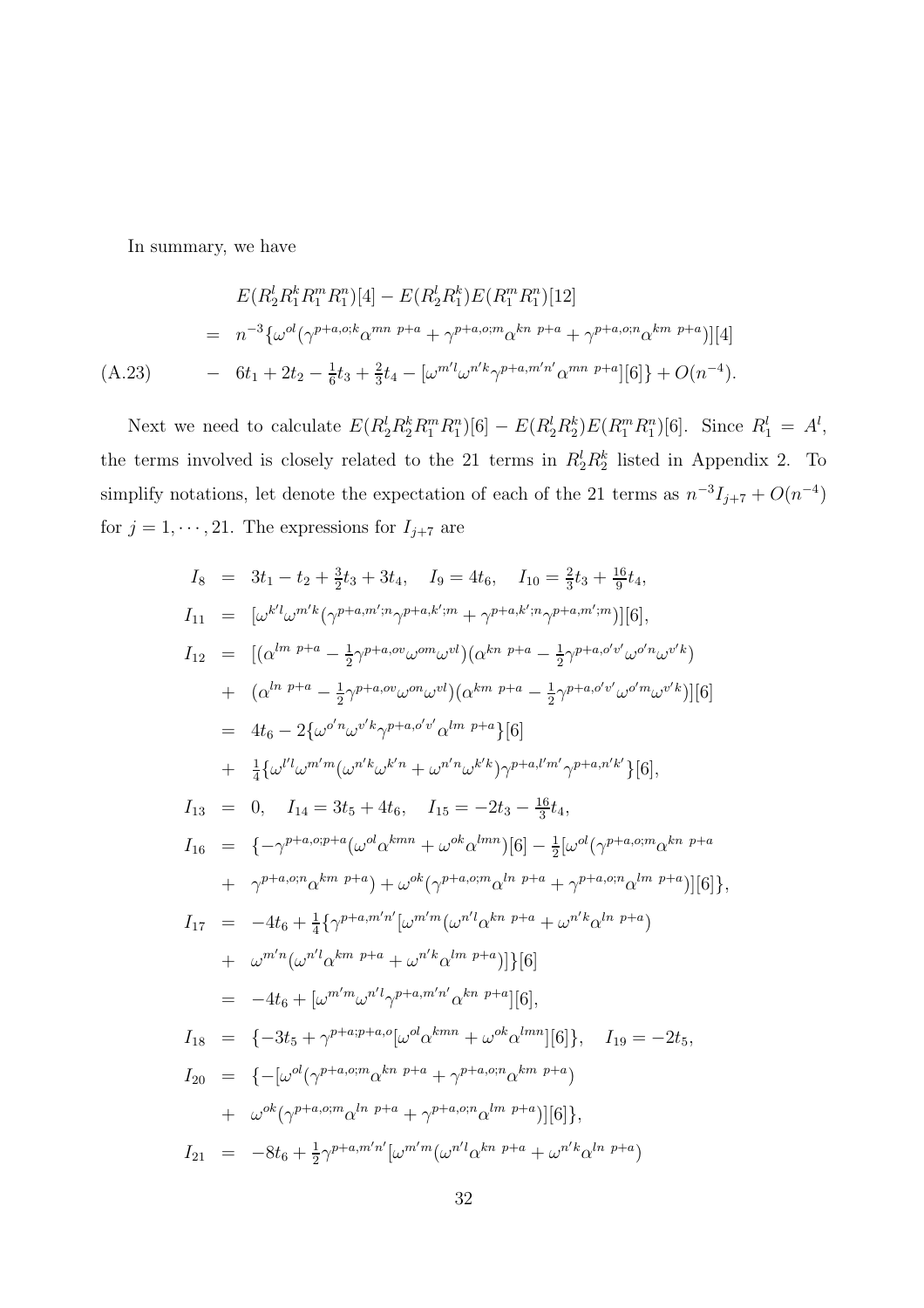In summary, we have

$$
\begin{aligned}
& E(R_2^l R_1^k R_1^m R_1^n)[4] - E(R_2^l R_1^k) E(R_1^m R_1^n)[12] \\
= \;& n^{-3}\{\omega^{ol}(\gamma^{p+a,o;k}\alpha^{mn\ p+a} + \gamma^{p+a,o;m}\alpha^{kn\ p+a} + \gamma^{p+a,o;n}\alpha^{km\ p+a})][4] \\
- \;& 6t_1 + 2t_2 - \tfrac{1}{6}t_3 + \tfrac{2}{3}t_4 - [\omega^{m'l}\omega^{n'k}\gamma^{p+a,m'n'}\alpha^{mn\ p+a}][6]\} + O(n^{-4}).
\end{aligned} \tag{A.23}
$$

Next we need to calculate $E(R_2^l R_2^k R_1^m R_1^n)[6] - E(R_2^l R_2^k)E(R_1^m R_1^n)[6]$. Since $R_1^l = A^l$, the terms involved is closely related to the 21 terms in $R_2^l R_2^k$ listed in Appendix 2. To simplify notations, let denote the expectation of each of the 21 terms as $n^{-3}I_{j+7} + O(n^{-4})$ for $j = 1, \cdots, 21$. The expressions for $I_{j+7}$ are

$$
\begin{aligned}
I_8 &= 3t_1 - t_2 + \tfrac{3}{2}t_3 + 3t_4, \quad I_9 = 4t_6, \quad I_{10} = \tfrac{2}{3}t_3 + \tfrac{16}{9}t_4, \\
I_{11} &= [\omega^{k'l}\omega^{m'k}(\gamma^{p+a,m';n}\gamma^{p+a,k';m} + \gamma^{p+a,k';n}\gamma^{p+a,m';m})][6], \\
I_{12} &= [(\alpha^{lm\ p+a} - \tfrac{1}{2}\gamma^{p+a,ov}\omega^{om}\omega^{vl})(\alpha^{kn\ p+a} - \tfrac{1}{2}\gamma^{p+a,o'v'}\omega^{o'n}\omega^{v'k}) \\
&+ (\alpha^{ln\ p+a} - \tfrac{1}{2}\gamma^{p+a,ov}\omega^{on}\omega^{vl})(\alpha^{km\ p+a} - \tfrac{1}{2}\gamma^{p+a,o'v'}\omega^{o'm}\omega^{v'k})][6] \\
&= 4t_6 - 2\{\omega^{o'n}\omega^{v'k}\gamma^{p+a,o'v'}\alpha^{lm\ p+a}\}[6] \\
&+ \tfrac{1}{4}\{\omega^{l'l}\omega^{m'm}(\omega^{n'k}\omega^{k'n} + \omega^{n'n}\omega^{k'k})\gamma^{p+a,l'm'}\gamma^{p+a,n'k'}\}[6], \\
I_{13} &= 0, \quad I_{14} = 3t_5 + 4t_6, \quad I_{15} = -2t_3 - \tfrac{16}{3}t_4, \\
I_{16} &= \{-\gamma^{p+a,o;p+a}(\omega^{ol}\alpha^{kmn} + \omega^{ok}\alpha^{lmn})[6] - \tfrac{1}{2}[\omega^{ol}(\gamma^{p+a,o;m}\alpha^{kn\ p+a} \\
&+ \gamma^{p+a,o;n}\alpha^{km\ p+a}) + \omega^{ok}(\gamma^{p+a,o;m}\alpha^{ln\ p+a} + \gamma^{p+a,o;n}\alpha^{lm\ p+a})][6]\}, \\
I_{17} &= -4t_6 + \tfrac{1}{4}\{\gamma^{p+a,m'n'}[\omega^{m'm}(\omega^{n'l}\alpha^{kn\ p+a} + \omega^{n'k}\alpha^{ln\ p+a}) \\
&+ \omega^{m'n}(\omega^{n'l}\alpha^{km\ p+a} + \omega^{n'k}\alpha^{lm\ p+a})]\}[6] \\
&= -4t_6 + [\omega^{m'm}\omega^{n'l}\gamma^{p+a,m'n'}\alpha^{kn\ p+a}][6], \\
I_{18} &= \{-3t_5 + \gamma^{p+a;p+a,o}[\omega^{ol}\alpha^{kmn} + \omega^{ok}\alpha^{lmn}][6]\}, \quad I_{19} = -2t_5, \\
I_{20} &= \{-[\omega^{ol}(\gamma^{p+a,o;m}\alpha^{kn\ p+a} + \gamma^{p+a,o;n}\alpha^{km\ p+a}) \\
&+ \omega^{ok}(\gamma^{p+a,o;m}\alpha^{ln\ p+a} + \gamma^{p+a,o;n}\alpha^{lm\ p+a})][6]\}, \\
I_{21} &= -8t_6 + \tfrac{1}{2}\gamma^{p+a,m'n'}[\omega^{m'm}(\omega^{n'l}\alpha^{kn\ p+a} + \omega^{n'k}\alpha^{ln\ p+a})
\end{aligned}
$$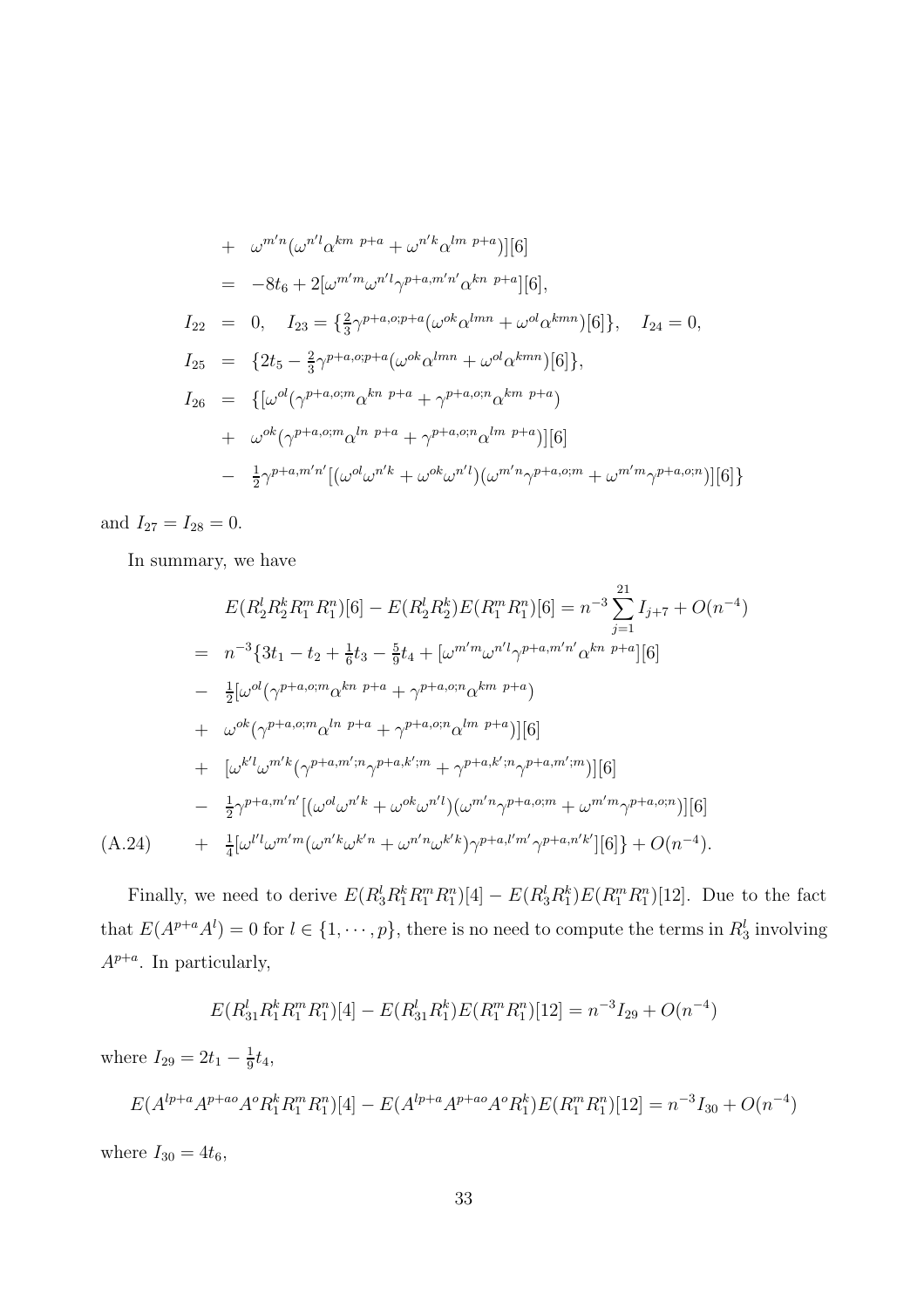$$
\begin{aligned}
&+ \quad \omega^{m'n}(\omega^{n'l}\alpha^{km\ p+a} + \omega^{n'k}\alpha^{lm\ p+a})][6] \\
&= \quad -8t_6 + 2[\omega^{m'm}\omega^{n'l}\gamma^{p+a,m'n'}\alpha^{kn\ p+a}][6], \\
I_{22} &= \quad 0, \quad I_{23} = \{\tfrac{2}{3}\gamma^{p+a,o;p+a}(\omega^{ok}\alpha^{lmn} + \omega^{ol}\alpha^{kmn})[6]\}, \quad I_{24} = 0, \\
I_{25} &= \quad \{2t_5 - \tfrac{2}{3}\gamma^{p+a,o;p+a}(\omega^{ok}\alpha^{lmn} + \omega^{ol}\alpha^{kmn})[6]\}, \\
I_{26} &= \quad \{[\omega^{ol}(\gamma^{p+a,o;m}\alpha^{kn\ p+a} + \gamma^{p+a,o;n}\alpha^{km\ p+a}) \\
&+ \quad \omega^{ok}(\gamma^{p+a,o;m}\alpha^{ln\ p+a} + \gamma^{p+a,o;n}\alpha^{lm\ p+a})][6] \\
&- \quad \tfrac{1}{2}\gamma^{p+a,m'n'}[(\omega^{ol}\omega^{n'k} + \omega^{ok}\omega^{n'l})(\omega^{m'n}\gamma^{p+a,o;m} + \omega^{m'm}\gamma^{p+a,o;n})][6]\}
\end{aligned}
$$

and $I_{27} = I_{28} = 0$.

In summary, we have

$$
\begin{aligned}
&E(R_2^l R_2^k R_1^m R_1^n)[6] - E(R_2^l R_2^k)E(R_1^m R_1^n)[6] = n^{-3}\sum_{j=1}^{21} I_{j+7} + O(n^{-4}) \\
&= \quad n^{-3}\{3t_1 - t_2 + \tfrac{1}{6}t_3 - \tfrac{5}{9}t_4 + [\omega^{m'm}\omega^{n'l}\gamma^{p+a,m'n'}\alpha^{kn\ p+a}][6] \\
&- \quad \tfrac{1}{2}[\omega^{ol}(\gamma^{p+a,o;m}\alpha^{kn\ p+a} + \gamma^{p+a,o;n}\alpha^{km\ p+a}) \\
&+ \quad \omega^{ok}(\gamma^{p+a,o;m}\alpha^{ln\ p+a} + \gamma^{p+a,o;n}\alpha^{lm\ p+a})][6] \\
&+ \quad [\omega^{k'l}\omega^{m'k}(\gamma^{p+a,m';n}\gamma^{p+a,k';m} + \gamma^{p+a,k';n}\gamma^{p+a,m';m})][6] \\
&- \quad \tfrac{1}{2}\gamma^{p+a,m'n'}[(\omega^{ol}\omega^{n'k} + \omega^{ok}\omega^{n'l})(\omega^{m'n}\gamma^{p+a,o;m} + \omega^{m'm}\gamma^{p+a,o;n})][6] \\
&+ \quad \tfrac{1}{4}[\omega^{l'l}\omega^{m'm}(\omega^{n'k}\omega^{k'n} + \omega^{n'n}\omega^{k'k})\gamma^{p+a,l'm'}\gamma^{p+a,n'k'}][6]\} + O(n^{-4}).
\end{aligned}
\tag{A.24}
$$

Finally, we need to derive $E(R_3^l R_1^k R_1^m R_1^n)[4] - E(R_3^l R_1^k)E(R_1^m R_1^n)[12]$. Due to the fact that $E(A^{p+a}A^l) = 0$ for $l \in \{1, \cdots, p\}$, there is no need to compute the terms in $R_3^l$ involving $A^{p+a}$. In particular,

$$
E(R_{31}^l R_1^k R_1^m R_1^n)[4] - E(R_{31}^l R_1^k)E(R_1^m R_1^n)[12] = n^{-3}I_{29} + O(n^{-4})
$$

where $I_{29} = 2t_1 - \frac{1}{9}t_4$,

$$
E(A^{lp+a}A^{p+ao}A^o R_1^k R_1^m R_1^n)[4] - E(A^{lp+a}A^{p+ao}A^o R_1^k)E(R_1^m R_1^n)[12] = n^{-3}I_{30} + O(n^{-4})
$$

where $I_{30} = 4t_6$,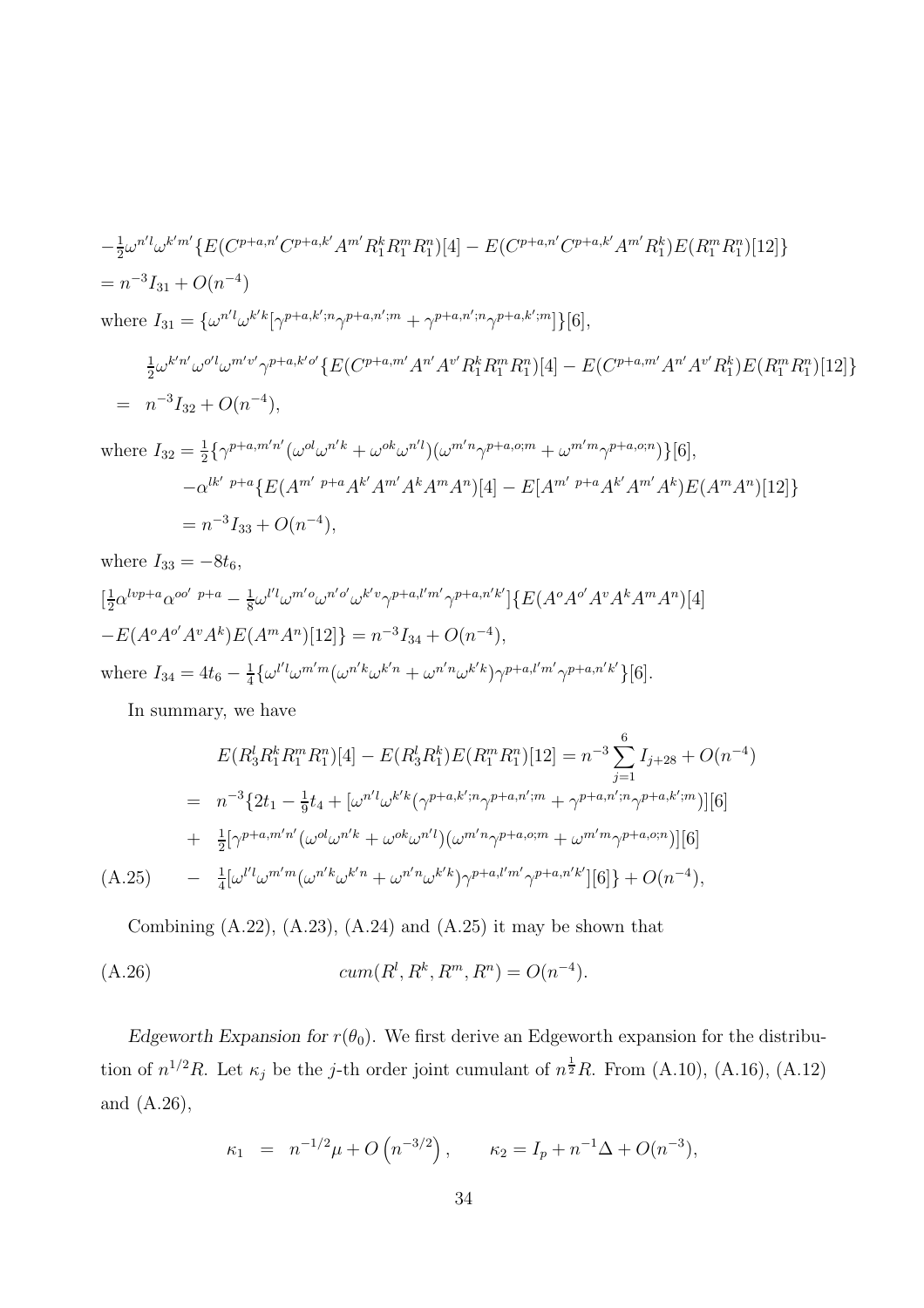$$-\tfrac{1}{2}\omega^{n'l}\omega^{k'm'}\{E(C^{p+a,n'}C^{p+a,k'}A^{m'}R_1^kR_1^mR_1^n)[4]-E(C^{p+a,n'}C^{p+a,k'}A^{m'}R_1^k)E(R_1^mR_1^n)[12]\}$$

$$= n^{-3}I_{31}+O(n^{-4})$$

where $I_{31}=\{\omega^{n'l}\omega^{k'k}[\gamma^{p+a,k';n}\gamma^{p+a,n';m}+\gamma^{p+a,n';n}\gamma^{p+a,k';m}]\}[6]$,

$$\tfrac{1}{2}\omega^{k'n'}\omega^{o'l}\omega^{m'v'}\gamma^{p+a,k'o'}\{E(C^{p+a,m'}A^{n'}A^{v'}R_1^kR_1^mR_1^n)[4]-E(C^{p+a,m'}A^{n'}A^{v'}R_1^k)E(R_1^mR_1^n)[12]\}$$

$$= n^{-3}I_{32}+O(n^{-4}),$$

where $I_{32}=\frac{1}{2}\{\gamma^{p+a,m'n'}(\omega^{ol}\omega^{n'k}+\omega^{ok}\omega^{n'l})(\omega^{m'n}\gamma^{p+a,o;m}+\omega^{m'm}\gamma^{p+a,o;n})\}[6]$,

$$-\alpha^{lk'\ p+a}\{E(A^{m'\ p+a}A^{k'}A^{m'}A^kA^mA^n)[4]-E[A^{m'\ p+a}A^{k'}A^{m'}A^k)E(A^mA^n)[12]\}$$

$$= n^{-3}I_{33}+O(n^{-4}),$$

where $I_{33}=-8t_6$,

$$[\tfrac{1}{2}\alpha^{lvp+a}\alpha^{oo'\ p+a}-\tfrac{1}{8}\omega^{l'l}\omega^{m'o}\omega^{n'o'}\omega^{k'v}\gamma^{p+a,l'm'}\gamma^{p+a,n'k'}]\{E(A^oA^{o'}A^vA^kA^mA^n)[4]$$

$$-E(A^oA^{o'}A^vA^k)E(A^mA^n)[12]\}=n^{-3}I_{34}+O(n^{-4}),$$

where $I_{34}=4t_6-\frac{1}{4}\{\omega^{l'l}\omega^{m'm}(\omega^{n'k}\omega^{k'n}+\omega^{n'n}\omega^{k'k})\gamma^{p+a,l'm'}\gamma^{p+a,n'k'}\}[6]$.

In summary, we have

$$E(R_3^lR_1^kR_1^mR_1^n)[4]-E(R_3^lR_1^k)E(R_1^mR_1^n)[12]=n^{-3}\sum_{j=1}^{6}I_{j+28}+O(n^{-4})$$

$$= n^{-3}\{2t_1-\tfrac{1}{9}t_4+[\omega^{n'l}\omega^{k'k}(\gamma^{p+a,k';n}\gamma^{p+a,n';m}+\gamma^{p+a,n';n}\gamma^{p+a,k';m})][6]$$

$$+\ \tfrac{1}{2}[\gamma^{p+a,m'n'}(\omega^{ol}\omega^{n'k}+\omega^{ok}\omega^{n'l})(\omega^{m'n}\gamma^{p+a,o;m}+\omega^{m'm}\gamma^{p+a,o;n})][6]$$

$$-\ \tfrac{1}{4}[\omega^{l'l}\omega^{m'm}(\omega^{n'k}\omega^{k'n}+\omega^{n'n}\omega^{k'k})\gamma^{p+a,l'm'}\gamma^{p+a,n'k'}][6]\}+O(n^{-4}), \tag{A.25}$$

Combining (A.22), (A.23), (A.24) and (A.25) it may be shown that

$$cum(R^l,R^k,R^m,R^n)=O(n^{-4}). \tag{A.26}$$

*Edgeworth Expansion for $r(\theta_0)$.* We first derive an Edgeworth expansion for the distribution of $n^{1/2}R$. Let $\kappa_j$ be the $j$-th order joint cumulant of $n^{\frac{1}{2}}R$. From (A.10), (A.16), (A.12) and (A.26),

$$\kappa_1 = n^{-1/2}\mu+O\left(n^{-3/2}\right),\qquad \kappa_2=I_p+n^{-1}\Delta+O(n^{-3}),$$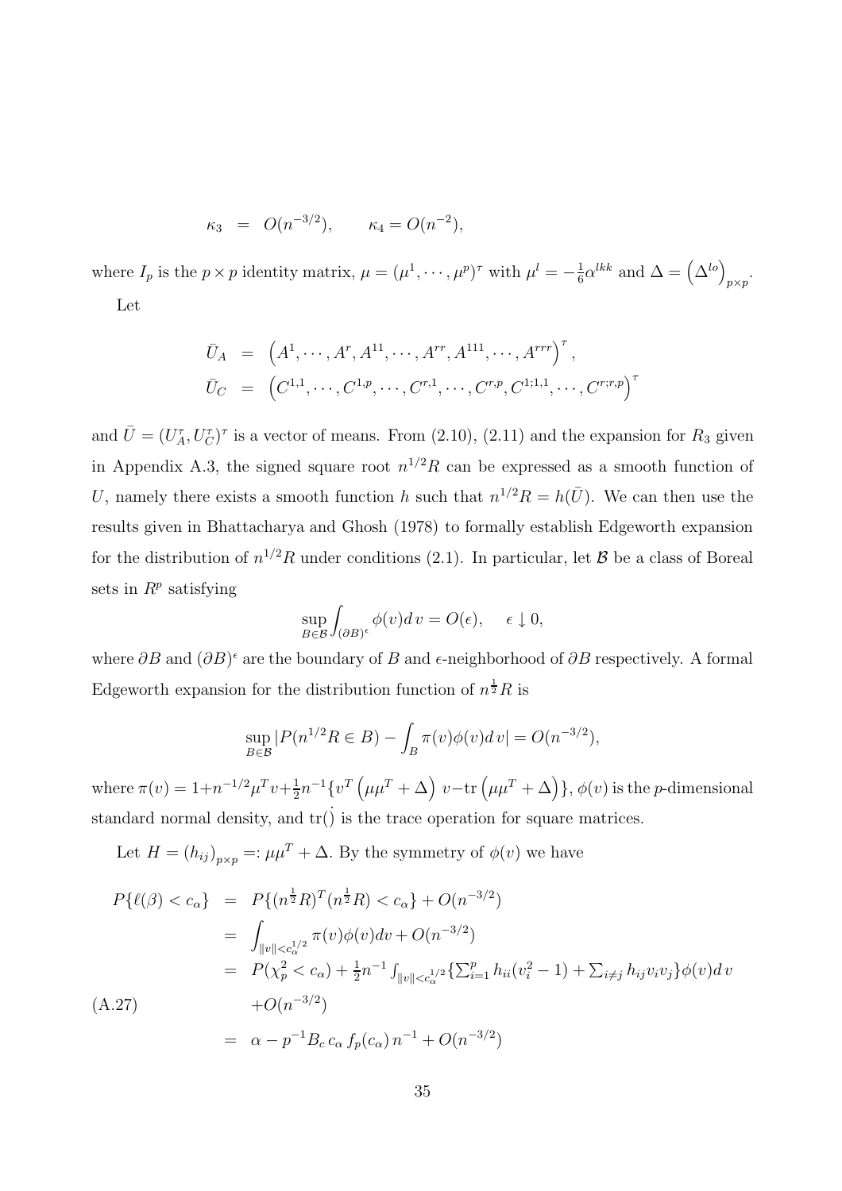$$\kappa_3 = O(n^{-3/2}), \qquad \kappa_4 = O(n^{-2}),$$

where $I_p$ is the $p \times p$ identity matrix, $\mu = (\mu^1, \cdots, \mu^p)^\tau$ with $\mu^l = -\frac{1}{6}\alpha^{lkk}$ and $\Delta = \left(\Delta^{lo}\right)_{p\times p}$.

Let

$$\bar{U}_A = \left(A^1, \cdots, A^r, A^{11}, \cdots, A^{rr}, A^{111}, \cdots, A^{rrr}\right)^\tau,$$
$$\bar{U}_C = \left(C^{1,1}, \cdots, C^{1,p}, \cdots, C^{r,1}, \cdots, C^{r,p}, C^{1;1,1}, \cdots, C^{r;r,p}\right)^\tau$$

and $\bar{U} = (U_A^\tau, U_C^\tau)^\tau$ is a vector of means. From (2.10), (2.11) and the expansion for $R_3$ given in Appendix A.3, the signed square root $n^{1/2}R$ can be expressed as a smooth function of $U$, namely there exists a smooth function $h$ such that $n^{1/2}R = h(\bar{U})$. We can then use the results given in Bhattacharya and Ghosh (1978) to formally establish Edgeworth expansion for the distribution of $n^{1/2}R$ under conditions (2.1). In particular, let $\mathcal{B}$ be a class of Boreal sets in $R^p$ satisfying

$$\sup_{B\in\mathcal{B}} \int_{(\partial B)^\epsilon} \phi(v)d\,v = O(\epsilon), \quad \epsilon \downarrow 0,$$

where $\partial B$ and $(\partial B)^\epsilon$ are the boundary of $B$ and $\epsilon$-neighborhood of $\partial B$ respectively. A formal Edgeworth expansion for the distribution function of $n^{\frac{1}{2}}R$ is

$$\sup_{B\in\mathcal{B}} |P(n^{1/2}R \in B) - \int_B \pi(v)\phi(v)d\,v| = O(n^{-3/2}),$$

where $\pi(v) = 1 + n^{-1/2}\mu^T v + \frac{1}{2}n^{-1}\{v^T\left(\mu\mu^T + \Delta\right)v - \mathrm{tr}\left(\mu\mu^T + \Delta\right)\}$, $\phi(v)$ is the $p$-dimensional standard normal density, and $\mathrm{tr}(\dot{})$ is the trace operation for square matrices.

Let $H = (h_{ij})_{p\times p} =: \mu\mu^T + \Delta$. By the symmetry of $\phi(v)$ we have

$$\begin{aligned}
P\{\ell(\beta) < c_\alpha\} &= P\{(n^{\frac{1}{2}}R)^T(n^{\frac{1}{2}}R) < c_\alpha\} + O(n^{-3/2}) \\
&= \int_{\|v\|<c_\alpha^{1/2}} \pi(v)\phi(v)dv + O(n^{-3/2}) \\
&= P(\chi_p^2 < c_\alpha) + \tfrac{1}{2}n^{-1}\int_{\|v\|<c_\alpha^{1/2}} \{\textstyle\sum_{i=1}^p h_{ii}(v_i^2 - 1) + \sum_{i\neq j} h_{ij}v_iv_j\}\phi(v)d\,v \\
&\quad + O(n^{-3/2}) \qquad \text{(A.27)} \\
&= \alpha - p^{-1}B_c\,c_\alpha\,f_p(c_\alpha)\,n^{-1} + O(n^{-3/2})
\end{aligned}$$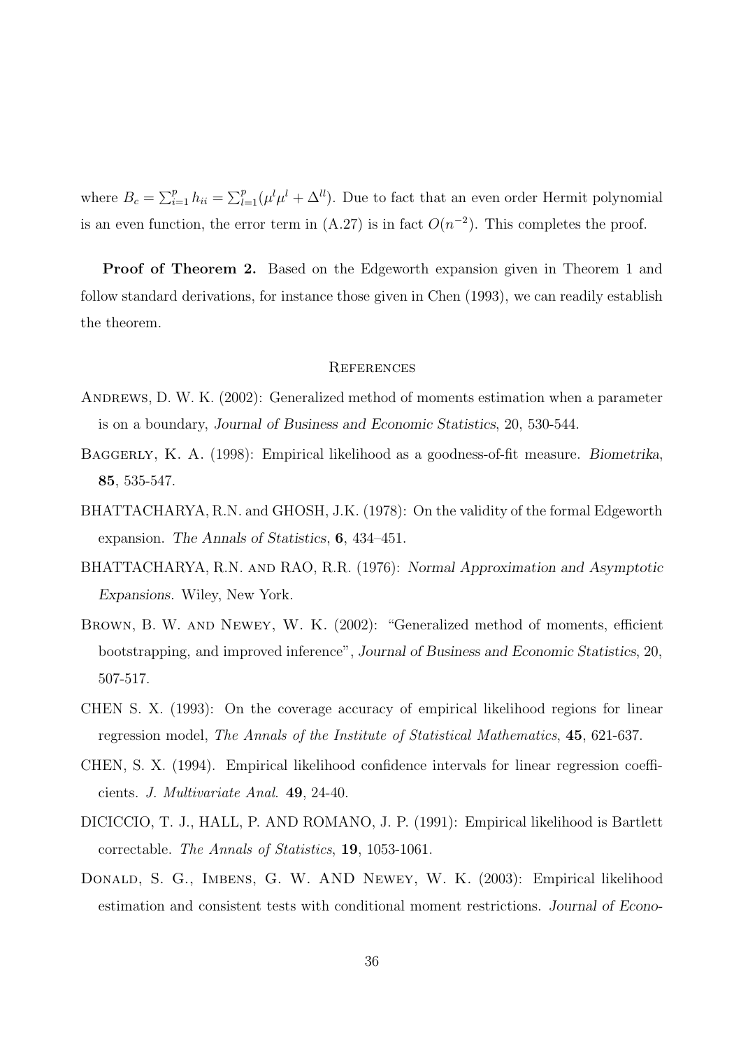where $B_c = \sum_{i=1}^{p} h_{ii} = \sum_{l=1}^{p}(\mu^l \mu^l + \Delta^{ll})$. Due to fact that an even order Hermit polynomial is an even function, the error term in (A.27) is in fact $O(n^{-2})$. This completes the proof.

**Proof of Theorem 2.** Based on the Edgeworth expansion given in Theorem 1 and follow standard derivations, for instance those given in Chen (1993), we can readily establish the theorem.

## References

ANDREWS, D. W. K. (2002): Generalized method of moments estimation when a parameter is on a boundary, *Journal of Business and Economic Statistics*, 20, 530-544.

BAGGERLY, K. A. (1998): Empirical likelihood as a goodness-of-fit measure. *Biometrika*, **85**, 535-547.

BHATTACHARYA, R.N. and GHOSH, J.K. (1978): On the validity of the formal Edgeworth expansion. *The Annals of Statistics*, **6**, 434–451.

BHATTACHARYA, R.N. AND RAO, R.R. (1976): *Normal Approximation and Asymptotic Expansions.* Wiley, New York.

BROWN, B. W. AND NEWEY, W. K. (2002): "Generalized method of moments, efficient bootstrapping, and improved inference", *Journal of Business and Economic Statistics*, 20, 507-517.

CHEN S. X. (1993): On the coverage accuracy of empirical likelihood regions for linear regression model, *The Annals of the Institute of Statistical Mathematics*, **45**, 621-637.

CHEN, S. X. (1994). Empirical likelihood confidence intervals for linear regression coefficients. *J. Multivariate Anal.* **49**, 24-40.

DICICCIO, T. J., HALL, P. AND ROMANO, J. P. (1991): Empirical likelihood is Bartlett correctable. *The Annals of Statistics*, **19**, 1053-1061.

DONALD, S. G., IMBENS, G. W. AND NEWEY, W. K. (2003): Empirical likelihood estimation and consistent tests with conditional moment restrictions. *Journal of Econo-*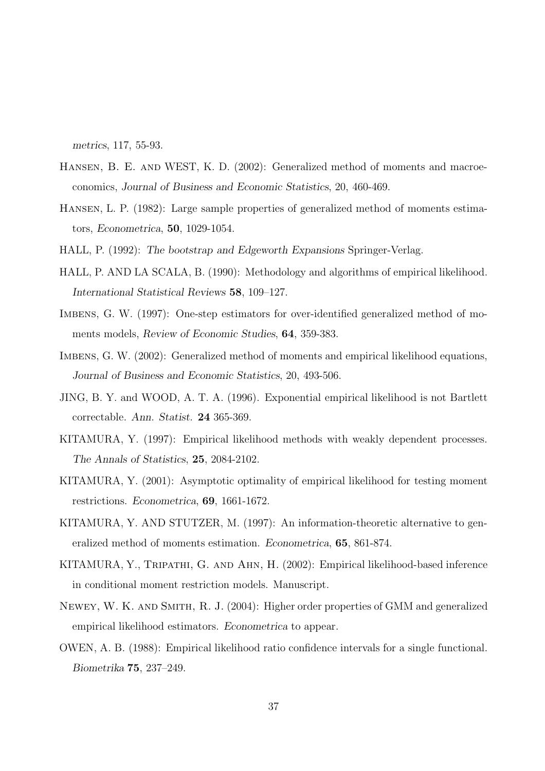*metrics*, 117, 55-93.

Hansen, B. E. and WEST, K. D. (2002): Generalized method of moments and macroeconomics, *Journal of Business and Economic Statistics*, 20, 460-469.

Hansen, L. P. (1982): Large sample properties of generalized method of moments estimators, *Econometrica*, **50**, 1029-1054.

HALL, P. (1992): *The bootstrap and Edgeworth Expansions* Springer-Verlag.

HALL, P. AND LA SCALA, B. (1990): Methodology and algorithms of empirical likelihood. *International Statistical Reviews* **58**, 109–127.

Imbens, G. W. (1997): One-step estimators for over-identified generalized method of moments models, *Review of Economic Studies*, **64**, 359-383.

Imbens, G. W. (2002): Generalized method of moments and empirical likelihood equations, *Journal of Business and Economic Statistics*, 20, 493-506.

JING, B. Y. and WOOD, A. T. A. (1996). Exponential empirical likelihood is not Bartlett correctable. *Ann. Statist.* **24** 365-369.

KITAMURA, Y. (1997): Empirical likelihood methods with weakly dependent processes. *The Annals of Statistics*, **25**, 2084-2102.

KITAMURA, Y. (2001): Asymptotic optimality of empirical likelihood for testing moment restrictions. *Econometrica*, **69**, 1661-1672.

KITAMURA, Y. AND STUTZER, M. (1997): An information-theoretic alternative to generalized method of moments estimation. *Econometrica*, **65**, 861-874.

KITAMURA, Y., Tripathi, G. and Ahn, H. (2002): Empirical likelihood-based inference in conditional moment restriction models. Manuscript.

Newey, W. K. and Smith, R. J. (2004): Higher order properties of GMM and generalized empirical likelihood estimators. *Econometrica* to appear.

OWEN, A. B. (1988): Empirical likelihood ratio confidence intervals for a single functional. *Biometrika* **75**, 237–249.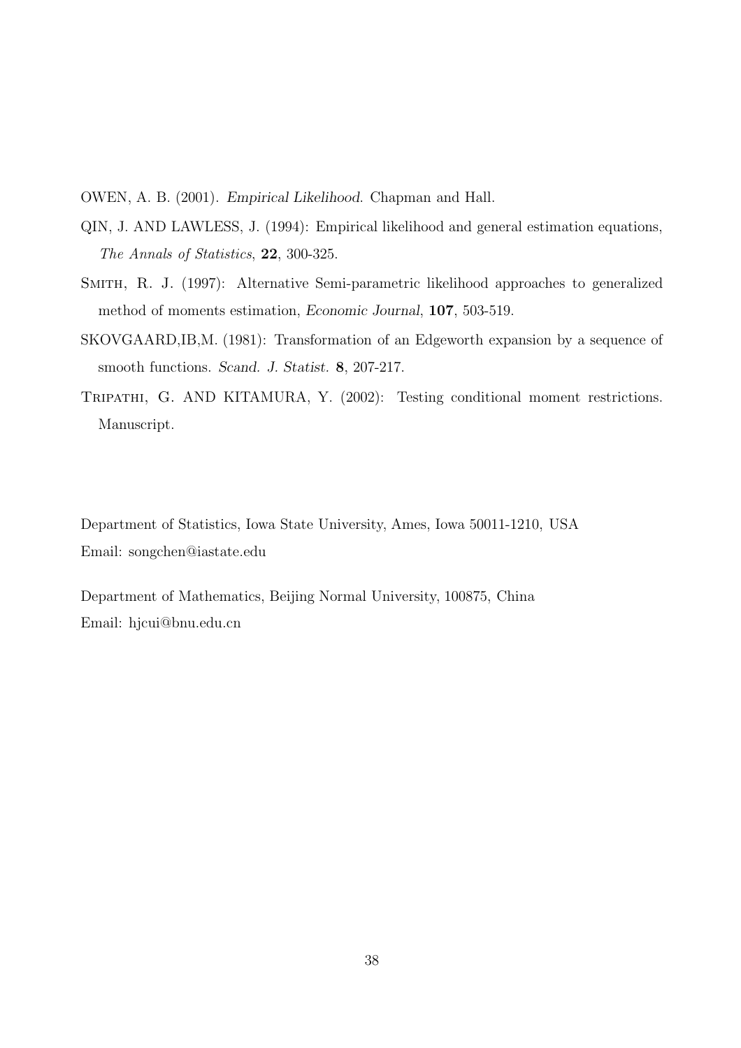OWEN, A. B. (2001). *Empirical Likelihood*. Chapman and Hall.

QIN, J. AND LAWLESS, J. (1994): Empirical likelihood and general estimation equations, *The Annals of Statistics*, **22**, 300-325.

SMITH, R. J. (1997): Alternative Semi-parametric likelihood approaches to generalized method of moments estimation, *Economic Journal*, **107**, 503-519.

SKOVGAARD,IB,M. (1981): Transformation of an Edgeworth expansion by a sequence of smooth functions. *Scand. J. Statist.* **8**, 207-217.

TRIPATHI, G. AND KITAMURA, Y. (2002): Testing conditional moment restrictions. Manuscript.

Department of Statistics, Iowa State University, Ames, Iowa 50011-1210, USA
Email: songchen@iastate.edu

Department of Mathematics, Beijing Normal University, 100875, China
Email: hjcui@bnu.edu.cn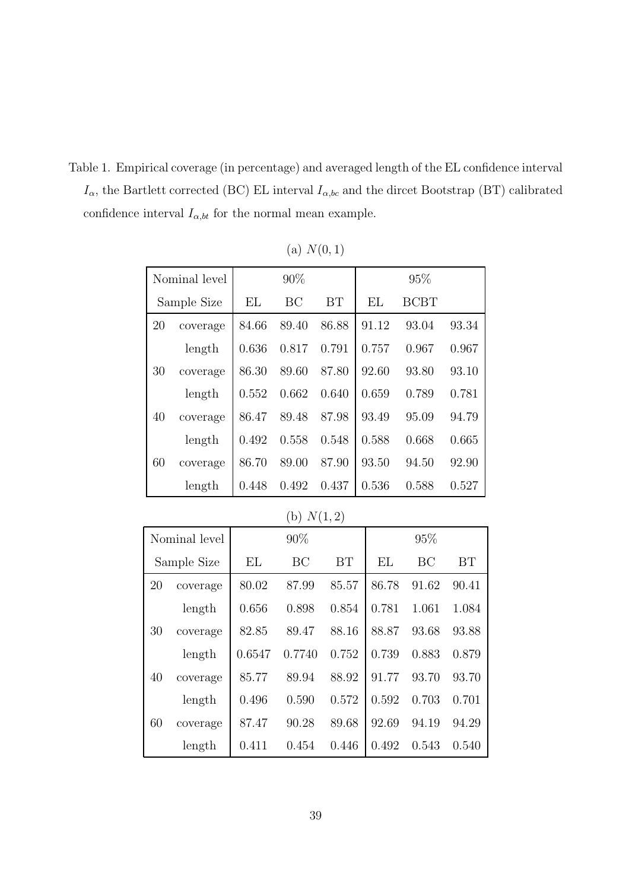Table 1. Empirical coverage (in percentage) and averaged length of the EL confidence interval $I_\alpha$, the Bartlett corrected (BC) EL interval $I_{\alpha,bc}$ and the dircet Bootstrap (BT) calibrated confidence interval $I_{\alpha,bt}$ for the normal mean example.

(a) $N(0,1)$

| Nominal level | | 90% | | | 95% | | |
|---|---|---|---|---|---|---|---|
| Sample Size | | EL | BC | BT | EL | BCBT | |
| 20 | coverage | 84.66 | 89.40 | 86.88 | 91.12 | 93.04 | 93.34 |
| | length | 0.636 | 0.817 | 0.791 | 0.757 | 0.967 | 0.967 |
| 30 | coverage | 86.30 | 89.60 | 87.80 | 92.60 | 93.80 | 93.10 |
| | length | 0.552 | 0.662 | 0.640 | 0.659 | 0.789 | 0.781 |
| 40 | coverage | 86.47 | 89.48 | 87.98 | 93.49 | 95.09 | 94.79 |
| | length | 0.492 | 0.558 | 0.548 | 0.588 | 0.668 | 0.665 |
| 60 | coverage | 86.70 | 89.00 | 87.90 | 93.50 | 94.50 | 92.90 |
| | length | 0.448 | 0.492 | 0.437 | 0.536 | 0.588 | 0.527 |

(b) $N(1,2)$

| Nominal level | | 90% | | | 95% | | |
|---|---|---|---|---|---|---|---|
| Sample Size | | EL | BC | BT | EL | BC | BT |
| 20 | coverage | 80.02 | 87.99 | 85.57 | 86.78 | 91.62 | 90.41 |
| | length | 0.656 | 0.898 | 0.854 | 0.781 | 1.061 | 1.084 |
| 30 | coverage | 82.85 | 89.47 | 88.16 | 88.87 | 93.68 | 93.88 |
| | length | 0.6547 | 0.7740 | 0.752 | 0.739 | 0.883 | 0.879 |
| 40 | coverage | 85.77 | 89.94 | 88.92 | 91.77 | 93.70 | 93.70 |
| | length | 0.496 | 0.590 | 0.572 | 0.592 | 0.703 | 0.701 |
| 60 | coverage | 87.47 | 90.28 | 89.68 | 92.69 | 94.19 | 94.29 |
| | length | 0.411 | 0.454 | 0.446 | 0.492 | 0.543 | 0.540 |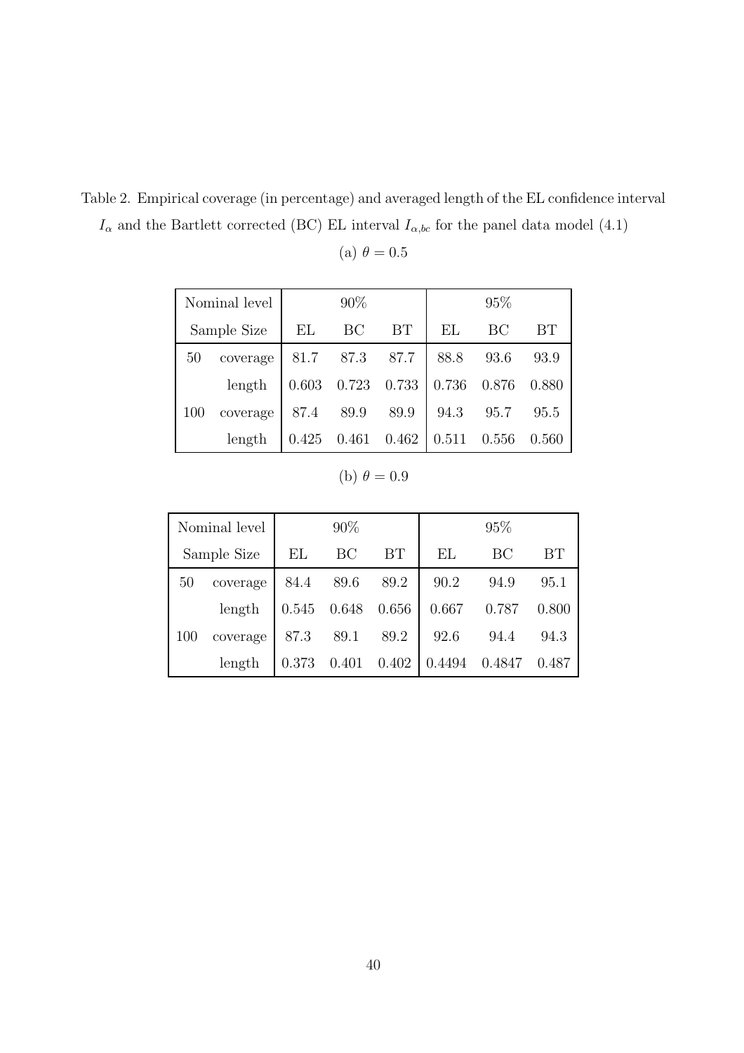Table 2. Empirical coverage (in percentage) and averaged length of the EL confidence interval $I_\alpha$ and the Bartlett corrected (BC) EL interval $I_{\alpha,bc}$ for the panel data model (4.1)

(a) $\theta = 0.5$

| Nominal level | | 90% | | | 95% | | |
|---|---|---|---|---|---|---|---|
| Sample Size | | EL | BC | BT | EL | BC | BT |
| 50 | coverage | 81.7 | 87.3 | 87.7 | 88.8 | 93.6 | 93.9 |
| | length | 0.603 | 0.723 | 0.733 | 0.736 | 0.876 | 0.880 |
| 100 | coverage | 87.4 | 89.9 | 89.9 | 94.3 | 95.7 | 95.5 |
| | length | 0.425 | 0.461 | 0.462 | 0.511 | 0.556 | 0.560 |

(b) $\theta = 0.9$

| Nominal level | | 90% | | | 95% | | |
|---|---|---|---|---|---|---|---|
| Sample Size | | EL | BC | BT | EL | BC | BT |
| 50 | coverage | 84.4 | 89.6 | 89.2 | 90.2 | 94.9 | 95.1 |
| | length | 0.545 | 0.648 | 0.656 | 0.667 | 0.787 | 0.800 |
| 100 | coverage | 87.3 | 89.1 | 89.2 | 92.6 | 94.4 | 94.3 |
| | length | 0.373 | 0.401 | 0.402 | 0.4494 | 0.4847 | 0.487 |